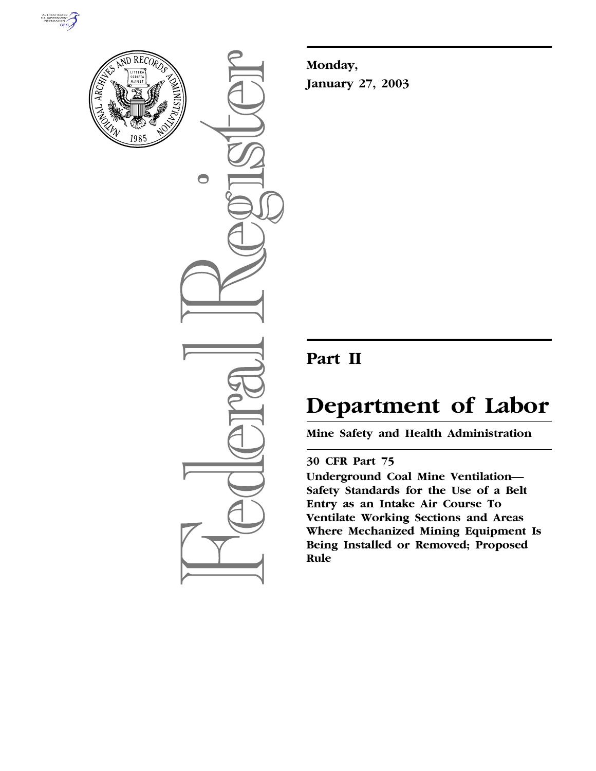**Monday,**

**January 27, 2003**

# Part II

# Department of Labor

**Mine Safety and Health Administration**

**30 CFR Part 75**

**Underground Coal Mine Ventilation—Safety Standards for the Use of a Belt Entry as an Intake Air Course To Ventilate Working Sections and Areas Where Mechanized Mining Equipment Is Being Installed or Removed; Proposed Rule**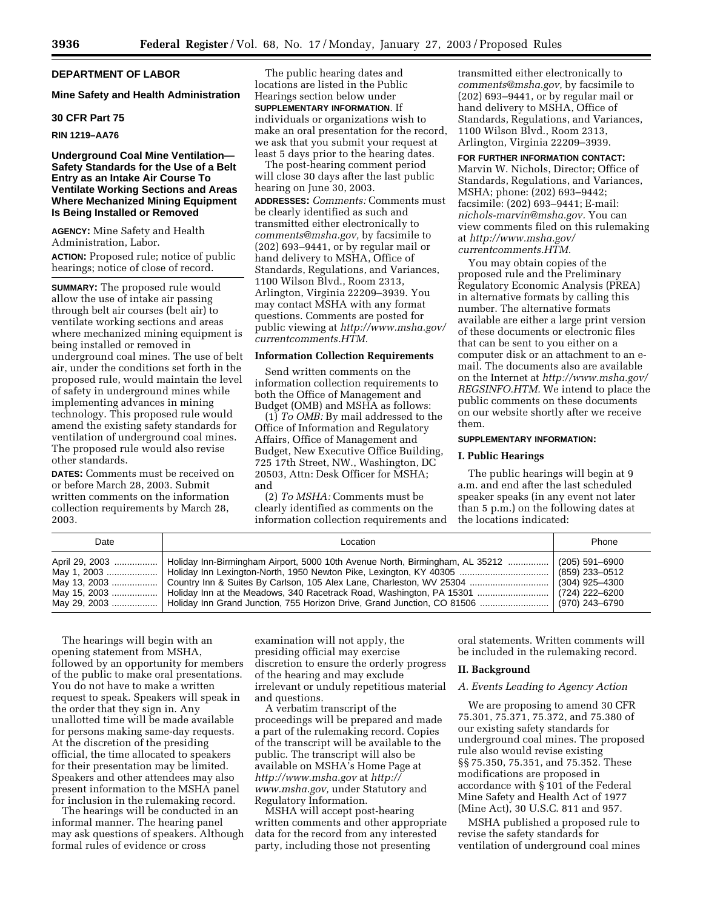**DEPARTMENT OF LABOR**

**Mine Safety and Health Administration**

**30 CFR Part 75**

**RIN 1219–AA76**

**Underground Coal Mine Ventilation—Safety Standards for the Use of a Belt Entry as an Intake Air Course To Ventilate Working Sections and Areas Where Mechanized Mining Equipment Is Being Installed or Removed**

**AGENCY:** Mine Safety and Health Administration, Labor.

**ACTION:** Proposed rule; notice of public hearings; notice of close of record.

**SUMMARY:** The proposed rule would allow the use of intake air passing through belt air courses (belt air) to ventilate working sections and areas where mechanized mining equipment is being installed or removed in underground coal mines. The use of belt air, under the conditions set forth in the proposed rule, would maintain the level of safety in underground mines while implementing advances in mining technology. This proposed rule would amend the existing safety standards for ventilation of underground coal mines. The proposed rule would also revise other standards.

**DATES:** Comments must be received on or before March 28, 2003. Submit written comments on the information collection requirements by March 28, 2003.

The public hearing dates and locations are listed in the Public Hearings section below under **SUPPLEMENTARY INFORMATION**. If individuals or organizations wish to make an oral presentation for the record, we ask that you submit your request at least 5 days prior to the hearing dates.

The post-hearing comment period will close 30 days after the last public hearing on June 30, 2003.

**ADDRESSES:** *Comments:* Comments must be clearly identified as such and transmitted either electronically to *comments@msha.gov,* by facsimile to (202) 693–9441, or by regular mail or hand delivery to MSHA, Office of Standards, Regulations, and Variances, 1100 Wilson Blvd., Room 2313, Arlington, Virginia 22209–3939. You may contact MSHA with any format questions. Comments are posted for public viewing at *http://www.msha.gov/currentcomments.HTM.*

**Information Collection Requirements**

Send written comments on the information collection requirements to both the Office of Management and Budget (OMB) and MSHA as follows:

(1) *To OMB:* By mail addressed to the Office of Information and Regulatory Affairs, Office of Management and Budget, New Executive Office Building, 725 17th Street, NW., Washington, DC 20503, Attn: Desk Officer for MSHA; and

(2) *To MSHA:* Comments must be clearly identified as comments on the information collection requirements and transmitted either electronically to *comments@msha.gov,* by facsimile to (202) 693–9441, or by regular mail or hand delivery to MSHA, Office of Standards, Regulations, and Variances, 1100 Wilson Blvd., Room 2313, Arlington, Virginia 22209–3939.

**FOR FURTHER INFORMATION CONTACT:** Marvin W. Nichols, Director; Office of Standards, Regulations, and Variances, MSHA; phone: (202) 693–9442; facsimile: (202) 693–9441; E-mail: *nichols-marvin@msha.gov.* You can view comments filed on this rulemaking at *http://www.msha.gov/currentcomments.HTM.*

You may obtain copies of the proposed rule and the Preliminary Regulatory Economic Analysis (PREA) in alternative formats by calling this number. The alternative formats available are either a large print version of these documents or electronic files that can be sent to you either on a computer disk or an attachment to an e-mail. The documents also are available on the Internet at *http://www.msha.gov/REGSINFO.HTM.* We intend to place the public comments on these documents on our website shortly after we receive them.

**SUPPLEMENTARY INFORMATION:**

**I. Public Hearings**

The public hearings will begin at 9 a.m. and end after the last scheduled speaker speaks (in any event not later than 5 p.m.) on the following dates at the locations indicated:

| Date | Location | Phone |
|---|---|---|
| April 29, 2003 | Holiday Inn-Birmingham Airport, 5000 10th Avenue North, Birmingham, AL 35212 | (205) 591–6900 |
| May 1, 2003 | Holiday Inn Lexington-North, 1950 Newton Pike, Lexington, KY 40305 | (859) 233–0512 |
| May 13, 2003 | Country Inn & Suites By Carlson, 105 Alex Lane, Charleston, WV 25304 | (304) 925–4300 |
| May 15, 2003 | Holiday Inn at the Meadows, 340 Racetrack Road, Washington, PA 15301 | (724) 222–6200 |
| May 29, 2003 | Holiday Inn Grand Junction, 755 Horizon Drive, Grand Junction, CO 81506 | (970) 243–6790 |

The hearings will begin with an opening statement from MSHA, followed by an opportunity for members of the public to make oral presentations. You do not have to make a written request to speak. Speakers will speak in the order that they sign in. Any unallotted time will be made available for persons making same-day requests. At the discretion of the presiding official, the time allocated to speakers for their presentation may be limited. Speakers and other attendees may also present information to the MSHA panel for inclusion in the rulemaking record.

The hearings will be conducted in an informal manner. The hearing panel may ask questions of speakers. Although formal rules of evidence or cross examination will not apply, the presiding official may exercise discretion to ensure the orderly progress of the hearing and may exclude irrelevant or unduly repetitious material and questions.

A verbatim transcript of the proceedings will be prepared and made a part of the rulemaking record. Copies of the transcript will be available to the public. The transcript will also be available on MSHA's Home Page at *http://www.msha.gov* at *http://www.msha.gov,* under Statutory and Regulatory Information.

MSHA will accept post-hearing written comments and other appropriate data for the record from any interested party, including those not presenting oral statements. Written comments will be included in the rulemaking record.

**II. Background**

*A. Events Leading to Agency Action*

We are proposing to amend 30 CFR 75.301, 75.371, 75.372, and 75.380 of our existing safety standards for underground coal mines. The proposed rule also would revise existing §§ 75.350, 75.351, and 75.352. These modifications are proposed in accordance with § 101 of the Federal Mine Safety and Health Act of 1977 (Mine Act), 30 U.S.C. 811 and 957.

MSHA published a proposed rule to revise the safety standards for ventilation of underground coal mines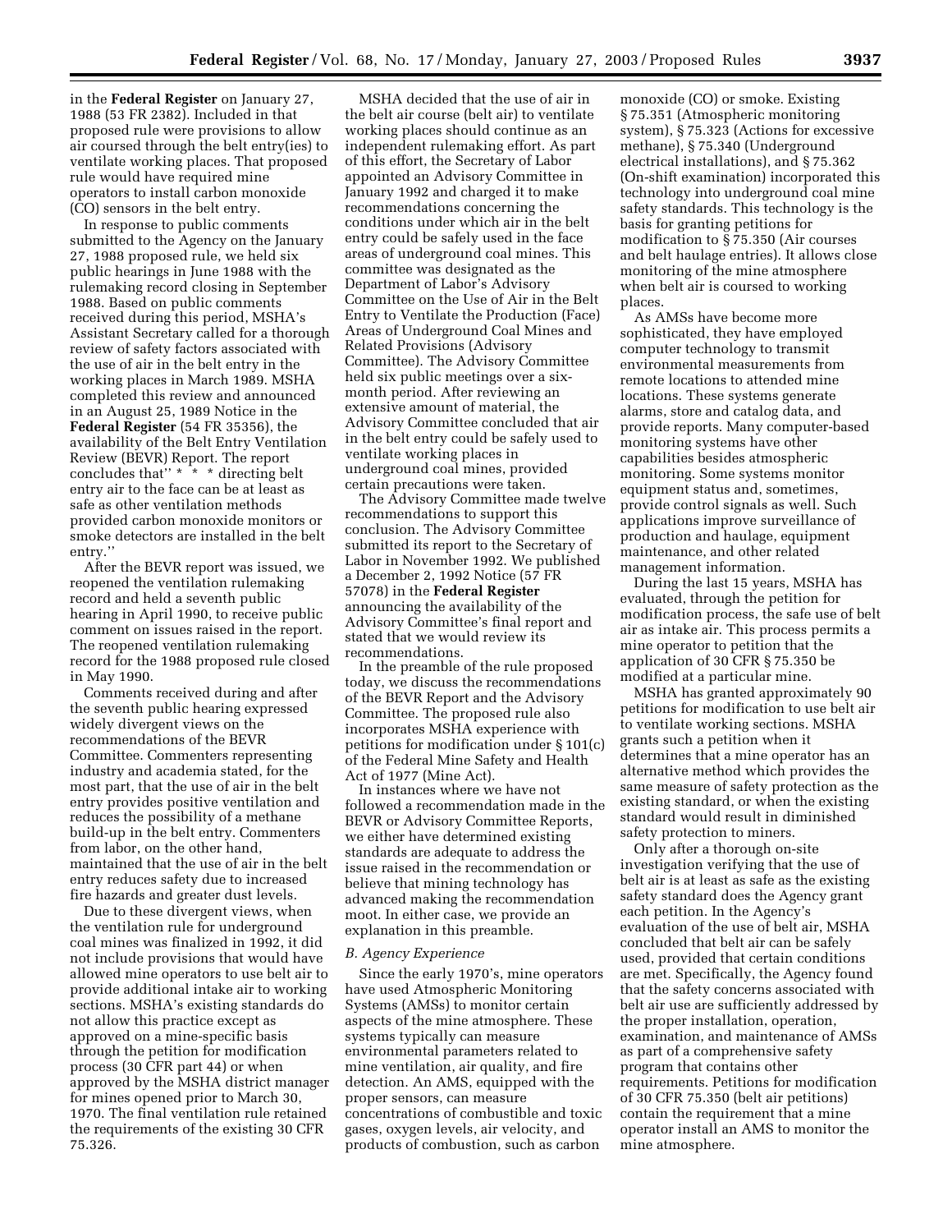in the **Federal Register** on January 27, 1988 (53 FR 2382). Included in that proposed rule were provisions to allow air coursed through the belt entry(ies) to ventilate working places. That proposed rule would have required mine operators to install carbon monoxide (CO) sensors in the belt entry.

In response to public comments submitted to the Agency on the January 27, 1988 proposed rule, we held six public hearings in June 1988 with the rulemaking record closing in September 1988. Based on public comments received during this period, MSHA's Assistant Secretary called for a thorough review of safety factors associated with the use of air in the belt entry in the working places in March 1989. MSHA completed this review and announced in an August 25, 1989 Notice in the **Federal Register** (54 FR 35356), the availability of the Belt Entry Ventilation Review (BEVR) Report. The report concludes that'' * * * directing belt entry air to the face can be at least as safe as other ventilation methods provided carbon monoxide monitors or smoke detectors are installed in the belt entry.''

After the BEVR report was issued, we reopened the ventilation rulemaking record and held a seventh public hearing in April 1990, to receive public comment on issues raised in the report. The reopened ventilation rulemaking record for the 1988 proposed rule closed in May 1990.

Comments received during and after the seventh public hearing expressed widely divergent views on the recommendations of the BEVR Committee. Commenters representing industry and academia stated, for the most part, that the use of air in the belt entry provides positive ventilation and reduces the possibility of a methane build-up in the belt entry. Commenters from labor, on the other hand, maintained that the use of air in the belt entry reduces safety due to increased fire hazards and greater dust levels.

Due to these divergent views, when the ventilation rule for underground coal mines was finalized in 1992, it did not include provisions that would have allowed mine operators to use belt air to provide additional intake air to working sections. MSHA's existing standards do not allow this practice except as approved on a mine-specific basis through the petition for modification process (30 CFR part 44) or when approved by the MSHA district manager for mines opened prior to March 30, 1970. The final ventilation rule retained the requirements of the existing 30 CFR 75.326.

MSHA decided that the use of air in the belt air course (belt air) to ventilate working places should continue as an independent rulemaking effort. As part of this effort, the Secretary of Labor appointed an Advisory Committee in January 1992 and charged it to make recommendations concerning the conditions under which air in the belt entry could be safely used in the face areas of underground coal mines. This committee was designated as the Department of Labor's Advisory Committee on the Use of Air in the Belt Entry to Ventilate the Production (Face) Areas of Underground Coal Mines and Related Provisions (Advisory Committee). The Advisory Committee held six public meetings over a six-month period. After reviewing an extensive amount of material, the Advisory Committee concluded that air in the belt entry could be safely used to ventilate working places in underground coal mines, provided certain precautions were taken.

The Advisory Committee made twelve recommendations to support this conclusion. The Advisory Committee submitted its report to the Secretary of Labor in November 1992. We published a December 2, 1992 Notice (57 FR 57078) in the **Federal Register** announcing the availability of the Advisory Committee's final report and stated that we would review its recommendations.

In the preamble of the rule proposed today, we discuss the recommendations of the BEVR Report and the Advisory Committee. The proposed rule also incorporates MSHA experience with petitions for modification under § 101(c) of the Federal Mine Safety and Health Act of 1977 (Mine Act).

In instances where we have not followed a recommendation made in the BEVR or Advisory Committee Reports, we either have determined existing standards are adequate to address the issue raised in the recommendation or believe that mining technology has advanced making the recommendation moot. In either case, we provide an explanation in this preamble.

*B. Agency Experience*

Since the early 1970's, mine operators have used Atmospheric Monitoring Systems (AMSs) to monitor certain aspects of the mine atmosphere. These systems typically can measure environmental parameters related to mine ventilation, air quality, and fire detection. An AMS, equipped with the proper sensors, can measure concentrations of combustible and toxic gases, oxygen levels, air velocity, and products of combustion, such as carbon monoxide (CO) or smoke. Existing § 75.351 (Atmospheric monitoring system), § 75.323 (Actions for excessive methane), § 75.340 (Underground electrical installations), and § 75.362 (On-shift examination) incorporated this technology into underground coal mine safety standards. This technology is the basis for granting petitions for modification to § 75.350 (Air courses and belt haulage entries). It allows close monitoring of the mine atmosphere when belt air is coursed to working places.

As AMSs have become more sophisticated, they have employed computer technology to transmit environmental measurements from remote locations to attended mine locations. These systems generate alarms, store and catalog data, and provide reports. Many computer-based monitoring systems have other capabilities besides atmospheric monitoring. Some systems monitor equipment status and, sometimes, provide control signals as well. Such applications improve surveillance of production and haulage, equipment maintenance, and other related management information.

During the last 15 years, MSHA has evaluated, through the petition for modification process, the safe use of belt air as intake air. This process permits a mine operator to petition that the application of 30 CFR § 75.350 be modified at a particular mine.

MSHA has granted approximately 90 petitions for modification to use belt air to ventilate working sections. MSHA grants such a petition when it determines that a mine operator has an alternative method which provides the same measure of safety protection as the existing standard, or when the existing standard would result in diminished safety protection to miners.

Only after a thorough on-site investigation verifying that the use of belt air is at least as safe as the existing safety standard does the Agency grant each petition. In the Agency's evaluation of the use of belt air, MSHA concluded that belt air can be safely used, provided that certain conditions are met. Specifically, the Agency found that the safety concerns associated with belt air use are sufficiently addressed by the proper installation, operation, examination, and maintenance of AMSs as part of a comprehensive safety program that contains other requirements. Petitions for modification of 30 CFR 75.350 (belt air petitions) contain the requirement that a mine operator install an AMS to monitor the mine atmosphere.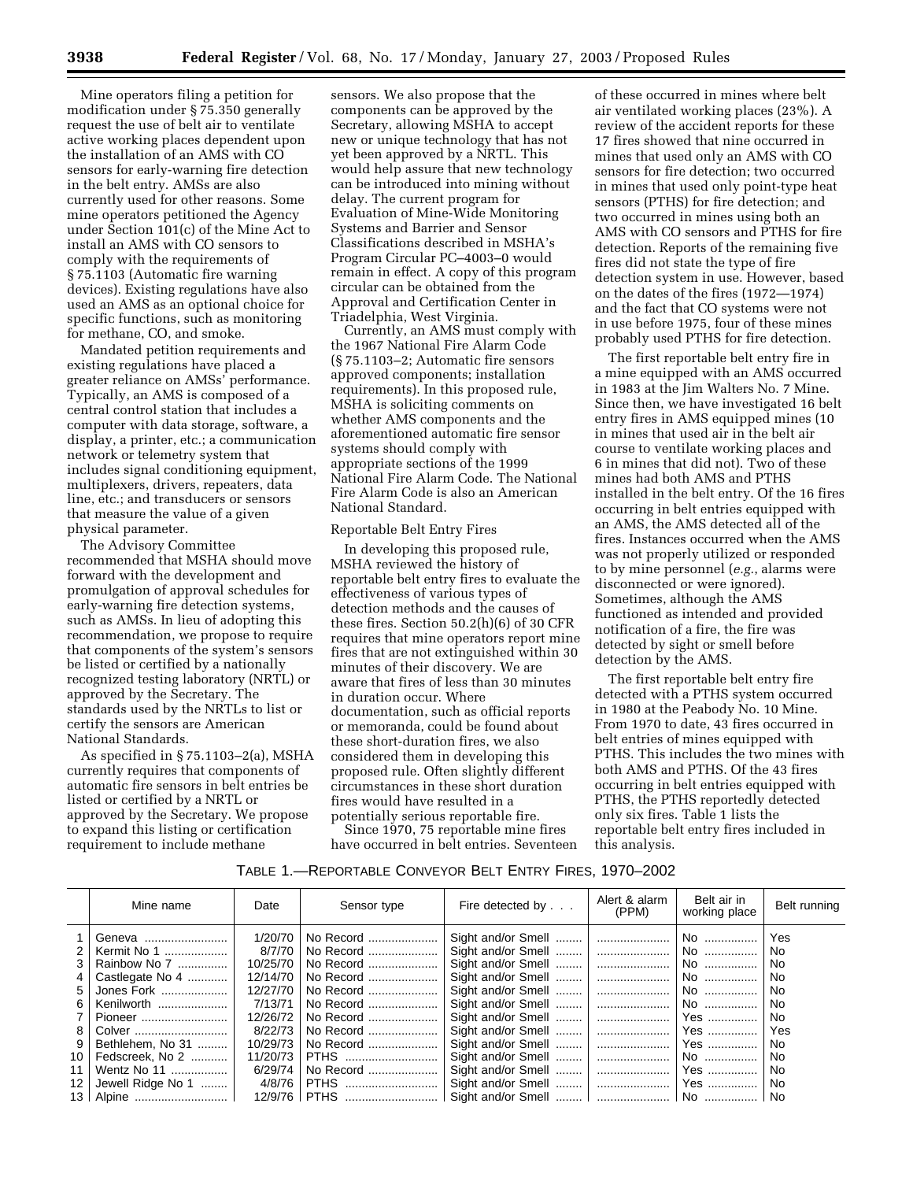Mine operators filing a petition for modification under § 75.350 generally request the use of belt air to ventilate active working places dependent upon the installation of an AMS with CO sensors for early-warning fire detection in the belt entry. AMSs are also currently used for other reasons. Some mine operators petitioned the Agency under Section 101(c) of the Mine Act to install an AMS with CO sensors to comply with the requirements of § 75.1103 (Automatic fire warning devices). Existing regulations have also used an AMS as an optional choice for specific functions, such as monitoring for methane, CO, and smoke.

Mandated petition requirements and existing regulations have placed a greater reliance on AMSs' performance. Typically, an AMS is composed of a central control station that includes a computer with data storage, software, a display, a printer, etc.; a communication network or telemetry system that includes signal conditioning equipment, multiplexers, drivers, repeaters, data line, etc.; and transducers or sensors that measure the value of a given physical parameter.

The Advisory Committee recommended that MSHA should move forward with the development and promulgation of approval schedules for early-warning fire detection systems, such as AMSs. In lieu of adopting this recommendation, we propose to require that components of the system's sensors be listed or certified by a nationally recognized testing laboratory (NRTL) or approved by the Secretary. The standards used by the NRTLs to list or certify the sensors are American National Standards.

As specified in § 75.1103–2(a), MSHA currently requires that components of automatic fire sensors in belt entries be listed or certified by a NRTL or approved by the Secretary. We propose to expand this listing or certification requirement to include methane sensors. We also propose that the components can be approved by the Secretary, allowing MSHA to accept new or unique technology that has not yet been approved by a NRTL. This would help assure that new technology can be introduced into mining without delay. The current program for Evaluation of Mine-Wide Monitoring Systems and Barrier and Sensor Classifications described in MSHA's Program Circular PC–4003–0 would remain in effect. A copy of this program circular can be obtained from the Approval and Certification Center in Triadelphia, West Virginia.

Currently, an AMS must comply with the 1967 National Fire Alarm Code (§ 75.1103–2; Automatic fire sensors approved components; installation requirements). In this proposed rule, MSHA is soliciting comments on whether AMS components and the aforementioned automatic fire sensor systems should comply with appropriate sections of the 1999 National Fire Alarm Code. The National Fire Alarm Code is also an American National Standard.

Reportable Belt Entry Fires

In developing this proposed rule, MSHA reviewed the history of reportable belt entry fires to evaluate the effectiveness of various types of detection methods and the causes of these fires. Section 50.2(h)(6) of 30 CFR requires that mine operators report mine fires that are not extinguished within 30 minutes of their discovery. We are aware that fires of less than 30 minutes in duration occur. Where documentation, such as official reports or memoranda, could be found about these short-duration fires, we also considered them in developing this proposed rule. Often slightly different circumstances in these short duration fires would have resulted in a potentially serious reportable fire.

Since 1970, 75 reportable mine fires have occurred in belt entries. Seventeen of these occurred in mines where belt air ventilated working places (23%). A review of the accident reports for these 17 fires showed that nine occurred in mines that used only an AMS with CO sensors for fire detection; two occurred in mines that used only point-type heat sensors (PTHS) for fire detection; and two occurred in mines using both an AMS with CO sensors and PTHS for fire detection. Reports of the remaining five fires did not state the type of fire detection system in use. However, based on the dates of the fires (1972—1974) and the fact that CO systems were not in use before 1975, four of these mines probably used PTHS for fire detection.

The first reportable belt entry fire in a mine equipped with an AMS occurred in 1983 at the Jim Walters No. 7 Mine. Since then, we have investigated 16 belt entry fires in AMS equipped mines (10 in mines that used air in the belt air course to ventilate working places and 6 in mines that did not). Two of these mines had both AMS and PTHS installed in the belt entry. Of the 16 fires occurring in belt entries equipped with an AMS, the AMS detected all of the fires. Instances occurred when the AMS was not properly utilized or responded to by mine personnel (*e.g.*, alarms were disconnected or were ignored). Sometimes, although the AMS functioned as intended and provided notification of a fire, the fire was detected by sight or smell before detection by the AMS.

The first reportable belt entry fire detected with a PTHS system occurred in 1980 at the Peabody No. 10 Mine. From 1970 to date, 43 fires occurred in belt entries of mines equipped with PTHS. This includes the two mines with both AMS and PTHS. Of the 43 fires occurring in belt entries equipped with PTHS, the PTHS reportedly detected only six fires. Table 1 lists the reportable belt entry fires included in this analysis.

TABLE 1.—REPORTABLE CONVEYOR BELT ENTRY FIRES, 1970–2002

| | Mine name | Date | Sensor type | Fire detected by . . . | Alert & alarm (PPM) | Belt air in working place | Belt running |
|---|---|---|---|---|---|---|---|
| 1 | Geneva | 1/20/70 | No Record | Sight and/or Smell | | No | Yes |
| 2 | Kermit No 1 | 8/7/70 | No Record | Sight and/or Smell | | No | No |
| 3 | Rainbow No 7 | 10/25/70 | No Record | Sight and/or Smell | | No | No |
| 4 | Castlegate No 4 | 12/14/70 | No Record | Sight and/or Smell | | No | No |
| 5 | Jones Fork | 12/27/70 | No Record | Sight and/or Smell | | No | No |
| 6 | Kenilworth | 7/13/71 | No Record | Sight and/or Smell | | No | No |
| 7 | Pioneer | 12/26/72 | No Record | Sight and/or Smell | | Yes | No |
| 8 | Colver | 8/22/73 | No Record | Sight and/or Smell | | Yes | Yes |
| 9 | Bethlehem, No 31 | 10/29/73 | No Record | Sight and/or Smell | | Yes | No |
| 10 | Fedscreek, No 2 | 11/20/73 | PTHS | Sight and/or Smell | | No | No |
| 11 | Wentz No 11 | 6/29/74 | No Record | Sight and/or Smell | | Yes | No |
| 12 | Jewell Ridge No 1 | 4/8/76 | PTHS | Sight and/or Smell | | Yes | No |
| 13 | Alpine | 12/9/76 | PTHS | Sight and/or Smell | | No | No |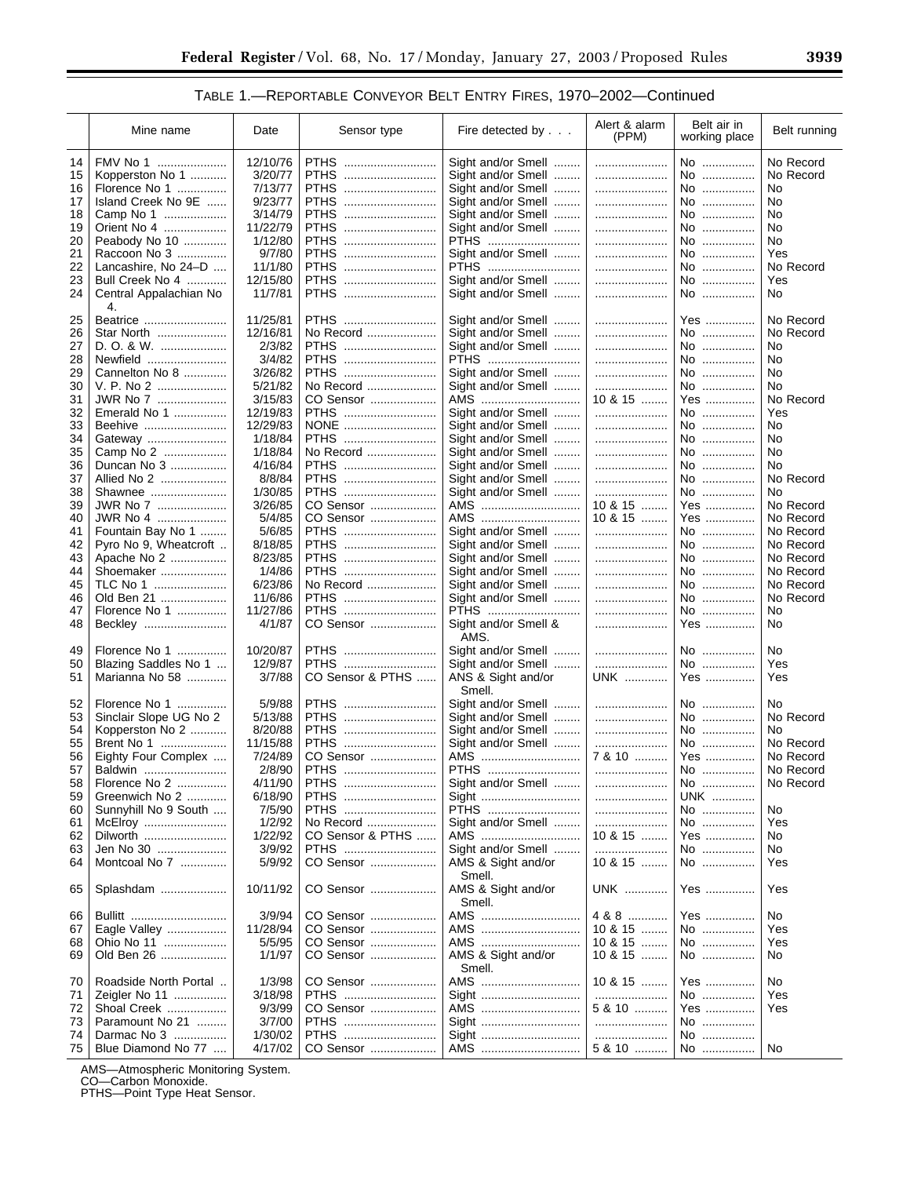TABLE 1.—REPORTABLE CONVEYOR BELT ENTRY FIRES, 1970–2002—Continued

| | Mine name | Date | Sensor type | Fire detected by . . . | Alert & alarm (PPM) | Belt air in working place | Belt running |
|---|---|---|---|---|---|---|---|
| 14 | FMV No 1 | 12/10/76 | PTHS | Sight and/or Smell | | No | No Record |
| 15 | Kopperston No 1 | 3/20/77 | PTHS | Sight and/or Smell | | No | No Record |
| 16 | Florence No 1 | 7/13/77 | PTHS | Sight and/or Smell | | No | No |
| 17 | Island Creek No 9E | 9/23/77 | PTHS | Sight and/or Smell | | No | No |
| 18 | Camp No 1 | 3/14/79 | PTHS | Sight and/or Smell | | No | No |
| 19 | Orient No 4 | 11/22/79 | PTHS | Sight and/or Smell | | No | No |
| 20 | Peabody No 10 | 1/12/80 | PTHS | PTHS | | No | No |
| 21 | Raccoon No 3 | 9/7/80 | PTHS | Sight and/or Smell | | No | Yes |
| 22 | Lancashire, No 24–D | 11/1/80 | PTHS | PTHS | | No | No Record |
| 23 | Bull Creek No 4 | 12/15/80 | PTHS | Sight and/or Smell | | No | Yes |
| 24 | Central Appalachian No 4. | 11/7/81 | PTHS | Sight and/or Smell | | No | No |
| 25 | Beatrice | 11/25/81 | PTHS | Sight and/or Smell | | Yes | No Record |
| 26 | Star North | 12/16/81 | No Record | Sight and/or Smell | | No | No Record |
| 27 | D. O. & W. | 2/3/82 | PTHS | Sight and/or Smell | | No | No |
| 28 | Newfield | 3/4/82 | PTHS | PTHS | | No | No |
| 29 | Cannelton No 8 | 3/26/82 | PTHS | Sight and/or Smell | | No | No |
| 30 | V. P. No 2 | 5/21/82 | No Record | Sight and/or Smell | | No | No |
| 31 | JWR No 7 | 3/15/83 | CO Sensor | AMS | 10 & 15 | Yes | No Record |
| 32 | Emerald No 1 | 12/19/83 | PTHS | Sight and/or Smell | | No | Yes |
| 33 | Beehive | 12/29/83 | NONE | Sight and/or Smell | | No | No |
| 34 | Gateway | 1/18/84 | PTHS | Sight and/or Smell | | No | No |
| 35 | Camp No 2 | 1/18/84 | No Record | Sight and/or Smell | | No | No |
| 36 | Duncan No 3 | 4/16/84 | PTHS | Sight and/or Smell | | No | No |
| 37 | Allied No 2 | 8/8/84 | PTHS | Sight and/or Smell | | No | No Record |
| 38 | Shawnee | 1/30/85 | PTHS | Sight and/or Smell | | No | No |
| 39 | JWR No 7 | 3/26/85 | CO Sensor | AMS | 10 & 15 | Yes | No Record |
| 40 | JWR No 4 | 5/4/85 | CO Sensor | AMS | 10 & 15 | Yes | No Record |
| 41 | Fountain Bay No 1 | 5/6/85 | PTHS | Sight and/or Smell | | No | No Record |
| 42 | Pyro No 9, Wheatcroft | 8/18/85 | PTHS | Sight and/or Smell | | No | No Record |
| 43 | Apache No 2 | 8/23/85 | PTHS | Sight and/or Smell | | No | No Record |
| 44 | Shoemaker | 1/4/86 | PTHS | Sight and/or Smell | | No | No Record |
| 45 | TLC No 1 | 6/23/86 | No Record | Sight and/or Smell | | No | No Record |
| 46 | Old Ben 21 | 11/6/86 | PTHS | Sight and/or Smell | | No | No Record |
| 47 | Florence No 1 | 11/27/86 | PTHS | PTHS | | No | No |
| 48 | Beckley | 4/1/87 | CO Sensor | Sight and/or Smell & AMS. | | Yes | No |
| 49 | Florence No 1 | 10/20/87 | PTHS | Sight and/or Smell | | No | No |
| 50 | Blazing Saddles No 1 | 12/9/87 | PTHS | Sight and/or Smell | | No | Yes |
| 51 | Marianna No 58 | 3/7/88 | CO Sensor & PTHS | ANS & Sight and/or Smell. | UNK | Yes | Yes |
| 52 | Florence No 1 | 5/9/88 | PTHS | Sight and/or Smell | | No | No |
| 53 | Sinclair Slope UG No 2 | 5/13/88 | PTHS | Sight and/or Smell | | No | No Record |
| 54 | Kopperston No 2 | 8/20/88 | PTHS | Sight and/or Smell | | No | No |
| 55 | Brent No 1 | 11/15/88 | PTHS | Sight and/or Smell | | No | No Record |
| 56 | Eighty Four Complex | 7/24/89 | CO Sensor | AMS | 7 & 10 | Yes | No Record |
| 57 | Baldwin | 2/8/90 | PTHS | PTHS | | No | No Record |
| 58 | Florence No 2 | 4/11/90 | PTHS | Sight and/or Smell | | No | No Record |
| 59 | Greenwich No 2 | 6/18/90 | PTHS | Sight | | UNK | |
| 60 | Sunnyhill No 9 South | 7/5/90 | PTHS | PTHS | | No | No |
| 61 | McElroy | 1/2/92 | No Record | Sight and/or Smell | | No | Yes |
| 62 | Dilworth | 1/22/92 | CO Sensor & PTHS | AMS | 10 & 15 | Yes | No |
| 63 | Jen No 30 | 3/9/92 | PTHS | Sight and/or Smell | | No | No |
| 64 | Montcoal No 7 | 5/9/92 | CO Sensor | AMS & Sight and/or Smell. | 10 & 15 | No | Yes |
| 65 | Splashdam | 10/11/92 | CO Sensor | AMS & Sight and/or Smell. | UNK | Yes | Yes |
| 66 | Bullitt | 3/9/94 | CO Sensor | AMS | 4 & 8 | Yes | No |
| 67 | Eagle Valley | 11/28/94 | CO Sensor | AMS | 10 & 15 | No | Yes |
| 68 | Ohio No 11 | 5/5/95 | CO Sensor | AMS | 10 & 15 | No | Yes |
| 69 | Old Ben 26 | 1/1/97 | CO Sensor | AMS & Sight and/or Smell. | 10 & 15 | No | No |
| 70 | Roadside North Portal | 1/3/98 | CO Sensor | AMS | 10 & 15 | Yes | No |
| 71 | Zeigler No 11 | 3/18/98 | PTHS | Sight | | No | Yes |
| 72 | Shoal Creek | 9/3/99 | CO Sensor | AMS | 5 & 10 | Yes | Yes |
| 73 | Paramount No 21 | 3/7/00 | PTHS | Sight | | No | |
| 74 | Darmac No 3 | 1/30/02 | PTHS | Sight | | No | |
| 75 | Blue Diamond No 77 | 4/17/02 | CO Sensor | AMS | 5 & 10 | No | No |

AMS—Atmospheric Monitoring System.
CO—Carbon Monoxide.
PTHS—Point Type Heat Sensor.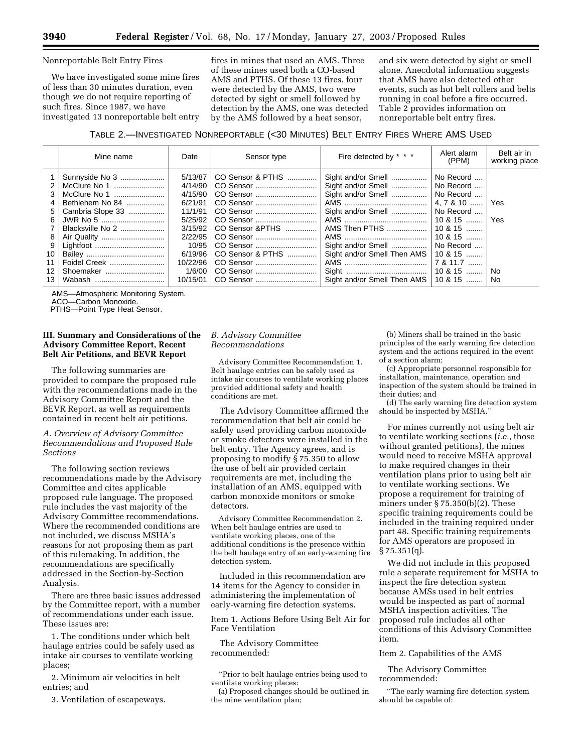Nonreportable Belt Entry Fires

We have investigated some mine fires of less than 30 minutes duration, even though we do not require reporting of such fires. Since 1987, we have investigated 13 nonreportable belt entry fires in mines that used an AMS. Three of these mines used both a CO-based AMS and PTHS. Of these 13 fires, four were detected by the AMS, two were detected by sight or smell followed by detection by the AMS, one was detected by the AMS followed by a heat sensor, and six were detected by sight or smell alone. Anecdotal information suggests that AMS have also detected other events, such as hot belt rollers and belts running in coal before a fire occurred. Table 2 provides information on nonreportable belt entry fires.

TABLE 2.—INVESTIGATED NONREPORTABLE (<30 MINUTES) BELT ENTRY FIRES WHERE AMS USED

| | Mine name | Date | Sensor type | Fire detected by * * * | Alert alarm (PPM) | Belt air in working place |
|---|---|---|---|---|---|---|
| 1 | Sunnyside No 3 | 5/13/87 | CO Sensor & PTHS | Sight and/or Smell | No Record | |
| 2 | McClure No 1 | 4/14/90 | CO Sensor | Sight and/or Smell | No Record | |
| 3 | McClure No 1 | 4/15/90 | CO Sensor | Sight and/or Smell | No Record | |
| 4 | Bethlehem No 84 | 6/21/91 | CO Sensor | AMS | 4, 7 & 10 | Yes |
| 5 | Cambria Slope 33 | 11/1/91 | CO Sensor | Sight and/or Smell | No Record | |
| 6 | JWR No 5 | 5/25/92 | CO Sensor | AMS | 10 & 15 | Yes |
| 7 | Blacksville No 2 | 3/15/92 | CO Sensor &PTHS | AMS Then PTHS | 10 & 15 | |
| 8 | Air Quality | 2/22/95 | CO Sensor | AMS | 10 & 15 | |
| 9 | Lightfoot | 10/95 | CO Sensor | Sight and/or Smell | No Record | |
| 10 | Bailey | 6/19/96 | CO Sensor & PTHS | Sight and/or Smell Then AMS | 10 & 15 | |
| 11 | Foidel Creek | 10/22/96 | CO Sensor | AMS | 7 & 11.7 | |
| 12 | Shoemaker | 1/6/00 | CO Sensor | Sight | 10 & 15 | No |
| 13 | Wabash | 10/15/01 | CO Sensor | Sight and/or Smell Then AMS | 10 & 15 | No |

AMS—Atmospheric Monitoring System.
ACO—Carbon Monoxide.
PTHS—Point Type Heat Sensor.

## III. Summary and Considerations of the Advisory Committee Report, Recent Belt Air Petitions, and BEVR Report

The following summaries are provided to compare the proposed rule with the recommendations made in the Advisory Committee Report and the BEVR Report, as well as requirements contained in recent belt air petitions.

### *A. Overview of Advisory Committee Recommendations and Proposed Rule Sections*

The following section reviews recommendations made by the Advisory Committee and cites applicable proposed rule language. The proposed rule includes the vast majority of the Advisory Committee recommendations. Where the recommended conditions are not included, we discuss MSHA's reasons for not proposing them as part of this rulemaking. In addition, the recommendations are specifically addressed in the Section-by-Section Analysis.

There are three basic issues addressed by the Committee report, with a number of recommendations under each issue. These issues are:

1. The conditions under which belt haulage entries could be safely used as intake air courses to ventilate working places;

2. Minimum air velocities in belt entries; and

3. Ventilation of escapeways.

### *B. Advisory Committee Recommendations*

Advisory Committee Recommendation 1. Belt haulage entries can be safely used as intake air courses to ventilate working places provided additional safety and health conditions are met.

The Advisory Committee affirmed the recommendation that belt air could be safely used providing carbon monoxide or smoke detectors were installed in the belt entry. The Agency agrees, and is proposing to modify § 75.350 to allow the use of belt air provided certain requirements are met, including the installation of an AMS, equipped with carbon monoxide monitors or smoke detectors.

Advisory Committee Recommendation 2. When belt haulage entries are used to ventilate working places, one of the additional conditions is the presence within the belt haulage entry of an early-warning fire detection system.

Included in this recommendation are 14 items for the Agency to consider in administering the implementation of early-warning fire detection systems.

Item 1. Actions Before Using Belt Air for Face Ventilation

The Advisory Committee recommended:

''Prior to belt haulage entries being used to ventilate working places:

(a) Proposed changes should be outlined in the mine ventilation plan;

(b) Miners shall be trained in the basic principles of the early warning fire detection system and the actions required in the event of a section alarm;

(c) Appropriate personnel responsible for installation, maintenance, operation and inspection of the system should be trained in their duties; and

(d) The early warning fire detection system should be inspected by MSHA.''

For mines currently not using belt air to ventilate working sections (*i.e.*, those without granted petitions), the mines would need to receive MSHA approval to make required changes in their ventilation plans prior to using belt air to ventilate working sections. We propose a requirement for training of miners under § 75.350(b)(2). These specific training requirements could be included in the training required under part 48. Specific training requirements for AMS operators are proposed in § 75.351(q).

We did not include in this proposed rule a separate requirement for MSHA to inspect the fire detection system because AMSs used in belt entries would be inspected as part of normal MSHA inspection activities. The proposed rule includes all other conditions of this Advisory Committee item.

Item 2. Capabilities of the AMS

The Advisory Committee recommended:

''The early warning fire detection system should be capable of: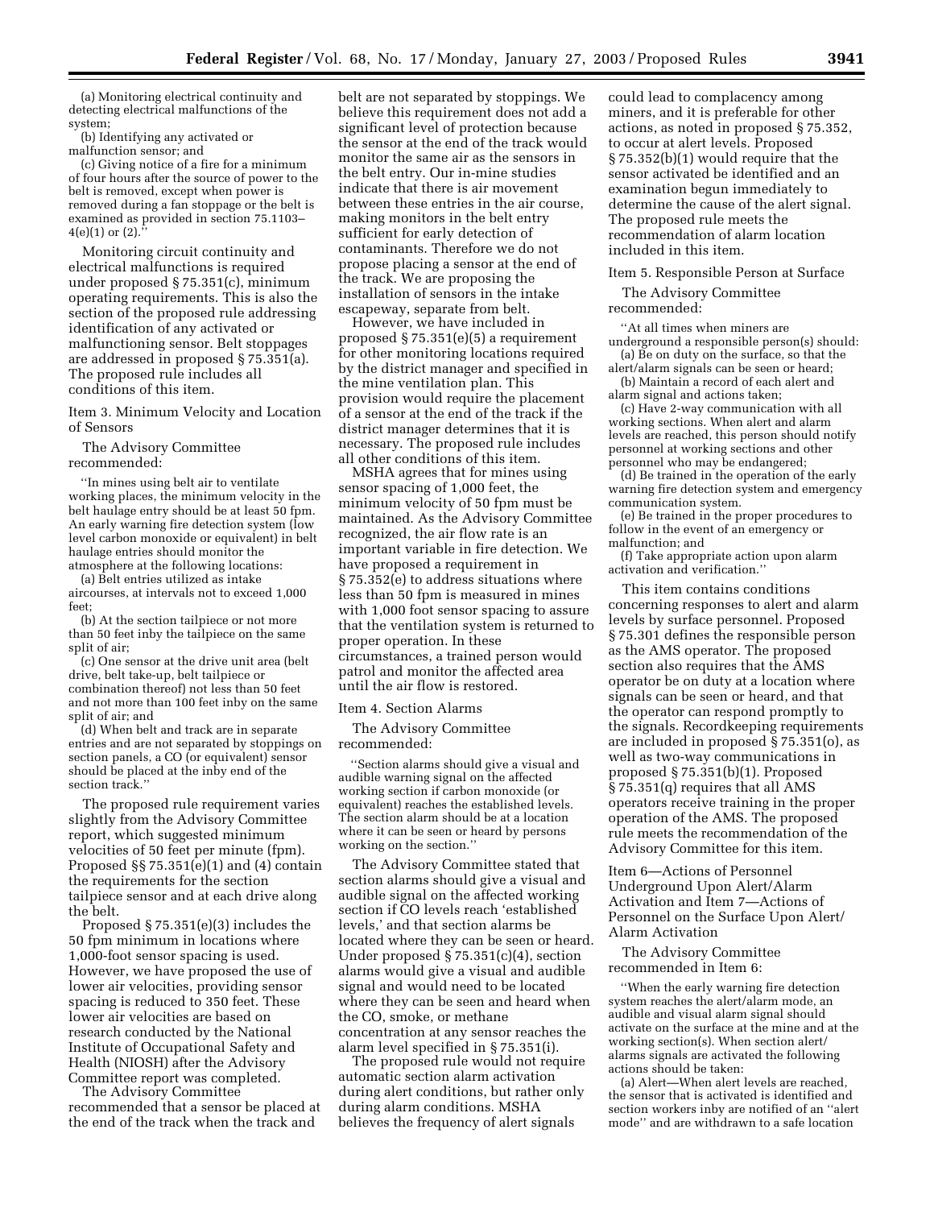(a) Monitoring electrical continuity and detecting electrical malfunctions of the system;

(b) Identifying any activated or malfunction sensor; and

(c) Giving notice of a fire for a minimum of four hours after the source of power to the belt is removed, except when power is removed during a fan stoppage or the belt is examined as provided in section 75.1103–4(e)(1) or (2).''

Monitoring circuit continuity and electrical malfunctions is required under proposed § 75.351(c), minimum operating requirements. This is also the section of the proposed rule addressing identification of any activated or malfunctioning sensor. Belt stoppages are addressed in proposed § 75.351(a). The proposed rule includes all conditions of this item.

Item 3. Minimum Velocity and Location of Sensors

The Advisory Committee recommended:

''In mines using belt air to ventilate working places, the minimum velocity in the belt haulage entry should be at least 50 fpm. An early warning fire detection system (low level carbon monoxide or equivalent) in belt haulage entries should monitor the atmosphere at the following locations:

(a) Belt entries utilized as intake aircourses, at intervals not to exceed 1,000 feet;

(b) At the section tailpiece or not more than 50 feet inby the tailpiece on the same split of air;

(c) One sensor at the drive unit area (belt drive, belt take-up, belt tailpiece or combination thereof) not less than 50 feet and not more than 100 feet inby on the same split of air; and

(d) When belt and track are in separate entries and are not separated by stoppings on section panels, a CO (or equivalent) sensor should be placed at the inby end of the section track.''

The proposed rule requirement varies slightly from the Advisory Committee report, which suggested minimum velocities of 50 feet per minute (fpm). Proposed §§ 75.351(e)(1) and (4) contain the requirements for the section tailpiece sensor and at each drive along the belt.

Proposed § 75.351(e)(3) includes the 50 fpm minimum in locations where 1,000-foot sensor spacing is used. However, we have proposed the use of lower air velocities, providing sensor spacing is reduced to 350 feet. These lower air velocities are based on research conducted by the National Institute of Occupational Safety and Health (NIOSH) after the Advisory Committee report was completed.

The Advisory Committee recommended that a sensor be placed at the end of the track when the track and belt are not separated by stoppings. We believe this requirement does not add a significant level of protection because the sensor at the end of the track would monitor the same air as the sensors in the belt entry. Our in-mine studies indicate that there is air movement between these entries in the air course, making monitors in the belt entry sufficient for early detection of contaminants. Therefore we do not propose placing a sensor at the end of the track. We are proposing the installation of sensors in the intake escapeway, separate from belt.

However, we have included in proposed § 75.351(e)(5) a requirement for other monitoring locations required by the district manager and specified in the mine ventilation plan. This provision would require the placement of a sensor at the end of the track if the district manager determines that it is necessary. The proposed rule includes all other conditions of this item.

MSHA agrees that for mines using sensor spacing of 1,000 feet, the minimum velocity of 50 fpm must be maintained. As the Advisory Committee recognized, the air flow rate is an important variable in fire detection. We have proposed a requirement in § 75.352(e) to address situations where less than 50 fpm is measured in mines with 1,000 foot sensor spacing to assure that the ventilation system is returned to proper operation. In these circumstances, a trained person would patrol and monitor the affected area until the air flow is restored.

Item 4. Section Alarms

The Advisory Committee recommended:

''Section alarms should give a visual and audible warning signal on the affected working section if carbon monoxide (or equivalent) reaches the established levels. The section alarm should be at a location where it can be seen or heard by persons working on the section.''

The Advisory Committee stated that section alarms should give a visual and audible signal on the affected working section if CO levels reach 'established levels,' and that section alarms be located where they can be seen or heard. Under proposed § 75.351(c)(4), section alarms would give a visual and audible signal and would need to be located where they can be seen and heard when the CO, smoke, or methane concentration at any sensor reaches the alarm level specified in § 75.351(i).

The proposed rule would not require automatic section alarm activation during alert conditions, but rather only during alarm conditions. MSHA believes the frequency of alert signals could lead to complacency among miners, and it is preferable for other actions, as noted in proposed § 75.352, to occur at alert levels. Proposed § 75.352(b)(1) would require that the sensor activated be identified and an examination begun immediately to determine the cause of the alert signal. The proposed rule meets the recommendation of alarm location included in this item.

Item 5. Responsible Person at Surface

The Advisory Committee recommended:

''At all times when miners are underground a responsible person(s) should:

(a) Be on duty on the surface, so that the alert/alarm signals can be seen or heard;

(b) Maintain a record of each alert and alarm signal and actions taken;

(c) Have 2-way communication with all working sections. When alert and alarm levels are reached, this person should notify personnel at working sections and other personnel who may be endangered;

(d) Be trained in the operation of the early warning fire detection system and emergency communication system.

(e) Be trained in the proper procedures to follow in the event of an emergency or malfunction; and

(f) Take appropriate action upon alarm activation and verification.''

This item contains conditions concerning responses to alert and alarm levels by surface personnel. Proposed § 75.301 defines the responsible person as the AMS operator. The proposed section also requires that the AMS operator be on duty at a location where signals can be seen or heard, and that the operator can respond promptly to the signals. Recordkeeping requirements are included in proposed § 75.351(o), as well as two-way communications in proposed § 75.351(b)(1). Proposed § 75.351(q) requires that all AMS operators receive training in the proper operation of the AMS. The proposed rule meets the recommendation of the Advisory Committee for this item.

Item 6—Actions of Personnel Underground Upon Alert/Alarm Activation and Item 7—Actions of Personnel on the Surface Upon Alert/Alarm Activation

The Advisory Committee recommended in Item 6:

''When the early warning fire detection system reaches the alert/alarm mode, an audible and visual alarm signal should activate on the surface at the mine and at the working section(s). When section alert/alarms signals are activated the following actions should be taken:

(a) Alert—When alert levels are reached, the sensor that is activated is identified and section workers inby are notified of an ''alert mode'' and are withdrawn to a safe location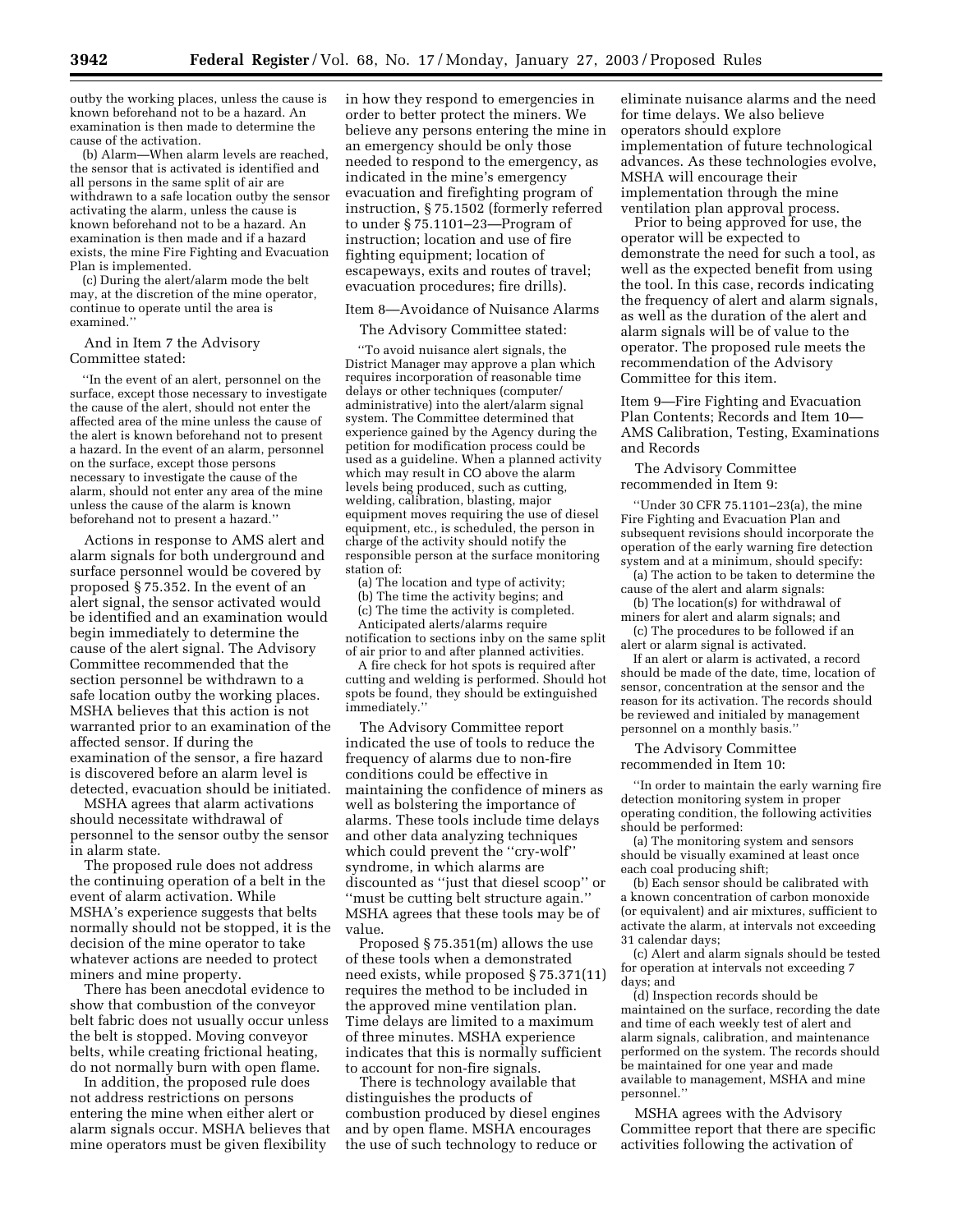outby the working places, unless the cause is known beforehand not to be a hazard. An examination is then made to determine the cause of the activation.

(b) Alarm—When alarm levels are reached, the sensor that is activated is identified and all persons in the same split of air are withdrawn to a safe location outby the sensor activating the alarm, unless the cause is known beforehand not to be a hazard. An examination is then made and if a hazard exists, the mine Fire Fighting and Evacuation Plan is implemented.

(c) During the alert/alarm mode the belt may, at the discretion of the mine operator, continue to operate until the area is examined.''

And in Item 7 the Advisory Committee stated:

''In the event of an alert, personnel on the surface, except those necessary to investigate the cause of the alert, should not enter the affected area of the mine unless the cause of the alert is known beforehand not to present a hazard. In the event of an alarm, personnel on the surface, except those persons necessary to investigate the cause of the alarm, should not enter any area of the mine unless the cause of the alarm is known beforehand not to present a hazard.''

Actions in response to AMS alert and alarm signals for both underground and surface personnel would be covered by proposed § 75.352. In the event of an alert signal, the sensor activated would be identified and an examination would begin immediately to determine the cause of the alert signal. The Advisory Committee recommended that the section personnel be withdrawn to a safe location outby the working places. MSHA believes that this action is not warranted prior to an examination of the affected sensor. If during the examination of the sensor, a fire hazard is discovered before an alarm level is detected, evacuation should be initiated.

MSHA agrees that alarm activations should necessitate withdrawal of personnel to the sensor outby the sensor in alarm state.

The proposed rule does not address the continuing operation of a belt in the event of alarm activation. While MSHA's experience suggests that belts normally should not be stopped, it is the decision of the mine operator to take whatever actions are needed to protect miners and mine property.

There has been anecdotal evidence to show that combustion of the conveyor belt fabric does not usually occur unless the belt is stopped. Moving conveyor belts, while creating frictional heating, do not normally burn with open flame.

In addition, the proposed rule does not address restrictions on persons entering the mine when either alert or alarm signals occur. MSHA believes that mine operators must be given flexibility in how they respond to emergencies in order to better protect the miners. We believe any persons entering the mine in an emergency should be only those needed to respond to the emergency, as indicated in the mine's emergency evacuation and firefighting program of instruction, § 75.1502 (formerly referred to under § 75.1101–23—Program of instruction; location and use of fire fighting equipment; location of escapeways, exits and routes of travel; evacuation procedures; fire drills).

### Item 8—Avoidance of Nuisance Alarms

The Advisory Committee stated:

''To avoid nuisance alert signals, the District Manager may approve a plan which requires incorporation of reasonable time delays or other techniques (computer/administrative) into the alert/alarm signal system. The Committee determined that experience gained by the Agency during the petition for modification process could be used as a guideline. When a planned activity which may result in CO above the alarm levels being produced, such as cutting, welding, calibration, blasting, major equipment moves requiring the use of diesel equipment, etc., is scheduled, the person in charge of the activity should notify the responsible person at the surface monitoring station of:

(a) The location and type of activity;

(b) The time the activity begins; and

(c) The time the activity is completed.

Anticipated alerts/alarms require notification to sections inby on the same split of air prior to and after planned activities.

A fire check for hot spots is required after cutting and welding is performed. Should hot spots be found, they should be extinguished immediately.''

The Advisory Committee report indicated the use of tools to reduce the frequency of alarms due to non-fire conditions could be effective in maintaining the confidence of miners as well as bolstering the importance of alarms. These tools include time delays and other data analyzing techniques which could prevent the ''cry-wolf'' syndrome, in which alarms are discounted as ''just that diesel scoop'' or ''must be cutting belt structure again.'' MSHA agrees that these tools may be of value.

Proposed § 75.351(m) allows the use of these tools when a demonstrated need exists, while proposed § 75.371(11) requires the method to be included in the approved mine ventilation plan. Time delays are limited to a maximum of three minutes. MSHA experience indicates that this is normally sufficient to account for non-fire signals.

There is technology available that distinguishes the products of combustion produced by diesel engines and by open flame. MSHA encourages the use of such technology to reduce or eliminate nuisance alarms and the need for time delays. We also believe operators should explore implementation of future technological advances. As these technologies evolve, MSHA will encourage their implementation through the mine ventilation plan approval process.

Prior to being approved for use, the operator will be expected to demonstrate the need for such a tool, as well as the expected benefit from using the tool. In this case, records indicating the frequency of alert and alarm signals, as well as the duration of the alert and alarm signals will be of value to the operator. The proposed rule meets the recommendation of the Advisory Committee for this item.

### Item 9—Fire Fighting and Evacuation Plan Contents; Records and Item 10—AMS Calibration, Testing, Examinations and Records

The Advisory Committee recommended in Item 9:

''Under 30 CFR 75.1101–23(a), the mine Fire Fighting and Evacuation Plan and subsequent revisions should incorporate the operation of the early warning fire detection system and at a minimum, should specify:

(a) The action to be taken to determine the cause of the alert and alarm signals:

(b) The location(s) for withdrawal of miners for alert and alarm signals; and

(c) The procedures to be followed if an alert or alarm signal is activated.

If an alert or alarm is activated, a record should be made of the date, time, location of sensor, concentration at the sensor and the reason for its activation. The records should be reviewed and initialed by management personnel on a monthly basis.''

The Advisory Committee recommended in Item 10:

''In order to maintain the early warning fire detection monitoring system in proper operating condition, the following activities should be performed:

(a) The monitoring system and sensors should be visually examined at least once each coal producing shift;

(b) Each sensor should be calibrated with a known concentration of carbon monoxide (or equivalent) and air mixtures, sufficient to activate the alarm, at intervals not exceeding 31 calendar days;

(c) Alert and alarm signals should be tested for operation at intervals not exceeding 7 days; and

(d) Inspection records should be maintained on the surface, recording the date and time of each weekly test of alert and alarm signals, calibration, and maintenance performed on the system. The records should be maintained for one year and made available to management, MSHA and mine personnel.''

MSHA agrees with the Advisory Committee report that there are specific activities following the activation of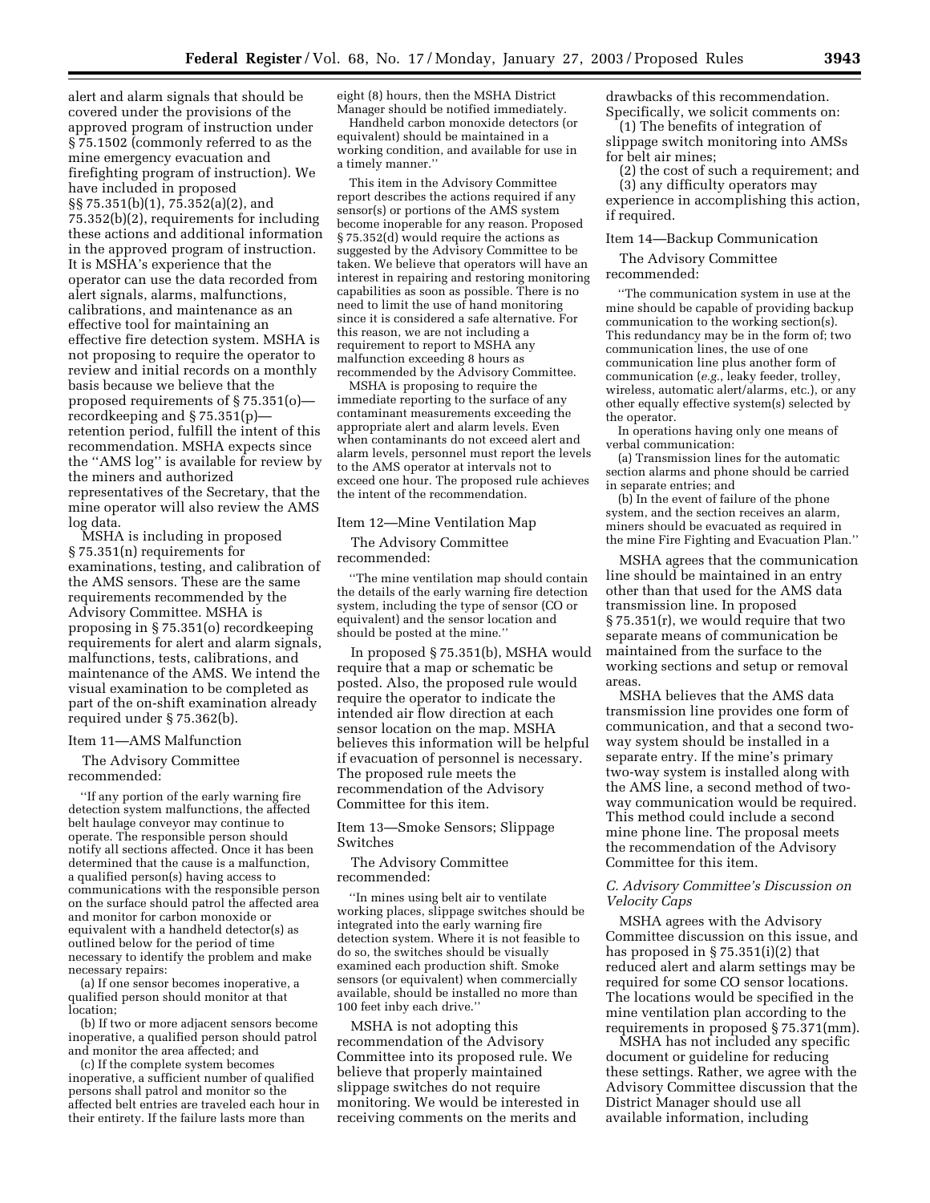alert and alarm signals that should be covered under the provisions of the approved program of instruction under § 75.1502 (commonly referred to as the mine emergency evacuation and firefighting program of instruction). We have included in proposed §§ 75.351(b)(1), 75.352(a)(2), and 75.352(b)(2), requirements for including these actions and additional information in the approved program of instruction. It is MSHA's experience that the operator can use the data recorded from alert signals, alarms, malfunctions, calibrations, and maintenance as an effective tool for maintaining an effective fire detection system. MSHA is not proposing to require the operator to review and initial records on a monthly basis because we believe that the proposed requirements of § 75.351(o)—recordkeeping and § 75.351(p)—retention period, fulfill the intent of this recommendation. MSHA expects since the ''AMS log'' is available for review by the miners and authorized representatives of the Secretary, that the mine operator will also review the AMS log data.

MSHA is including in proposed § 75.351(n) requirements for examinations, testing, and calibration of the AMS sensors. These are the same requirements recommended by the Advisory Committee. MSHA is proposing in § 75.351(o) recordkeeping requirements for alert and alarm signals, malfunctions, tests, calibrations, and maintenance of the AMS. We intend the visual examination to be completed as part of the on-shift examination already required under § 75.362(b).

Item 11—AMS Malfunction

The Advisory Committee recommended:

> ''If any portion of the early warning fire detection system malfunctions, the affected belt haulage conveyor may continue to operate. The responsible person should notify all sections affected. Once it has been determined that the cause is a malfunction, a qualified person(s) having access to communications with the responsible person on the surface should patrol the affected area and monitor for carbon monoxide or equivalent with a handheld detector(s) as outlined below for the period of time necessary to identify the problem and make necessary repairs:
>
> (a) If one sensor becomes inoperative, a qualified person should monitor at that location;
>
> (b) If two or more adjacent sensors become inoperative, a qualified person should patrol and monitor the area affected; and
>
> (c) If the complete system becomes inoperative, a sufficient number of qualified persons shall patrol and monitor so the affected belt entries are traveled each hour in their entirety. If the failure lasts more than eight (8) hours, then the MSHA District Manager should be notified immediately.
>
> Handheld carbon monoxide detectors (or equivalent) should be maintained in a working condition, and available for use in a timely manner.''

This item in the Advisory Committee report describes the actions required if any sensor(s) or portions of the AMS system become inoperable for any reason. Proposed § 75.352(d) would require the actions as suggested by the Advisory Committee to be taken. We believe that operators will have an interest in repairing and restoring monitoring capabilities as soon as possible. There is no need to limit the use of hand monitoring since it is considered a safe alternative. For this reason, we are not including a requirement to report to MSHA any malfunction exceeding 8 hours as recommended by the Advisory Committee.

MSHA is proposing to require the immediate reporting to the surface of any contaminant measurements exceeding the appropriate alert and alarm levels. Even when contaminants do not exceed alert and alarm levels, personnel must report the levels to the AMS operator at intervals not to exceed one hour. The proposed rule achieves the intent of the recommendation.

Item 12—Mine Ventilation Map

The Advisory Committee recommended:

> ''The mine ventilation map should contain the details of the early warning fire detection system, including the type of sensor (CO or equivalent) and the sensor location and should be posted at the mine.''

In proposed § 75.351(b), MSHA would require that a map or schematic be posted. Also, the proposed rule would require the operator to indicate the intended air flow direction at each sensor location on the map. MSHA believes this information will be helpful if evacuation of personnel is necessary. The proposed rule meets the recommendation of the Advisory Committee for this item.

Item 13—Smoke Sensors; Slippage Switches

The Advisory Committee recommended:

> ''In mines using belt air to ventilate working places, slippage switches should be integrated into the early warning fire detection system. Where it is not feasible to do so, the switches should be visually examined each production shift. Smoke sensors (or equivalent) when commercially available, should be installed no more than 100 feet inby each drive.''

MSHA is not adopting this recommendation of the Advisory Committee into its proposed rule. We believe that properly maintained slippage switches do not require monitoring. We would be interested in receiving comments on the merits and drawbacks of this recommendation. Specifically, we solicit comments on:

(1) The benefits of integration of slippage switch monitoring into AMSs for belt air mines;

(2) the cost of such a requirement; and

(3) any difficulty operators may experience in accomplishing this action, if required.

Item 14—Backup Communication

The Advisory Committee recommended:

> ''The communication system in use at the mine should be capable of providing backup communication to the working section(s). This redundancy may be in the form of; two communication lines, the use of one communication line plus another form of communication (*e.g.*, leaky feeder, trolley, wireless, automatic alert/alarms, etc.), or any other equally effective system(s) selected by the operator.
>
> In operations having only one means of verbal communication:
>
> (a) Transmission lines for the automatic section alarms and phone should be carried in separate entries; and
>
> (b) In the event of failure of the phone system, and the section receives an alarm, miners should be evacuated as required in the mine Fire Fighting and Evacuation Plan.''

MSHA agrees that the communication line should be maintained in an entry other than that used for the AMS data transmission line. In proposed § 75.351(r), we would require that two separate means of communication be maintained from the surface to the working sections and setup or removal areas.

MSHA believes that the AMS data transmission line provides one form of communication, and that a second two-way system should be installed in a separate entry. If the mine's primary two-way system is installed along with the AMS line, a second method of two-way communication would be required. This method could include a second mine phone line. The proposal meets the recommendation of the Advisory Committee for this item.

*C. Advisory Committee's Discussion on Velocity Caps*

MSHA agrees with the Advisory Committee discussion on this issue, and has proposed in § 75.351(i)(2) that reduced alert and alarm settings may be required for some CO sensor locations. The locations would be specified in the mine ventilation plan according to the requirements in proposed § 75.371(mm).

MSHA has not included any specific document or guideline for reducing these settings. Rather, we agree with the Advisory Committee discussion that the District Manager should use all available information, including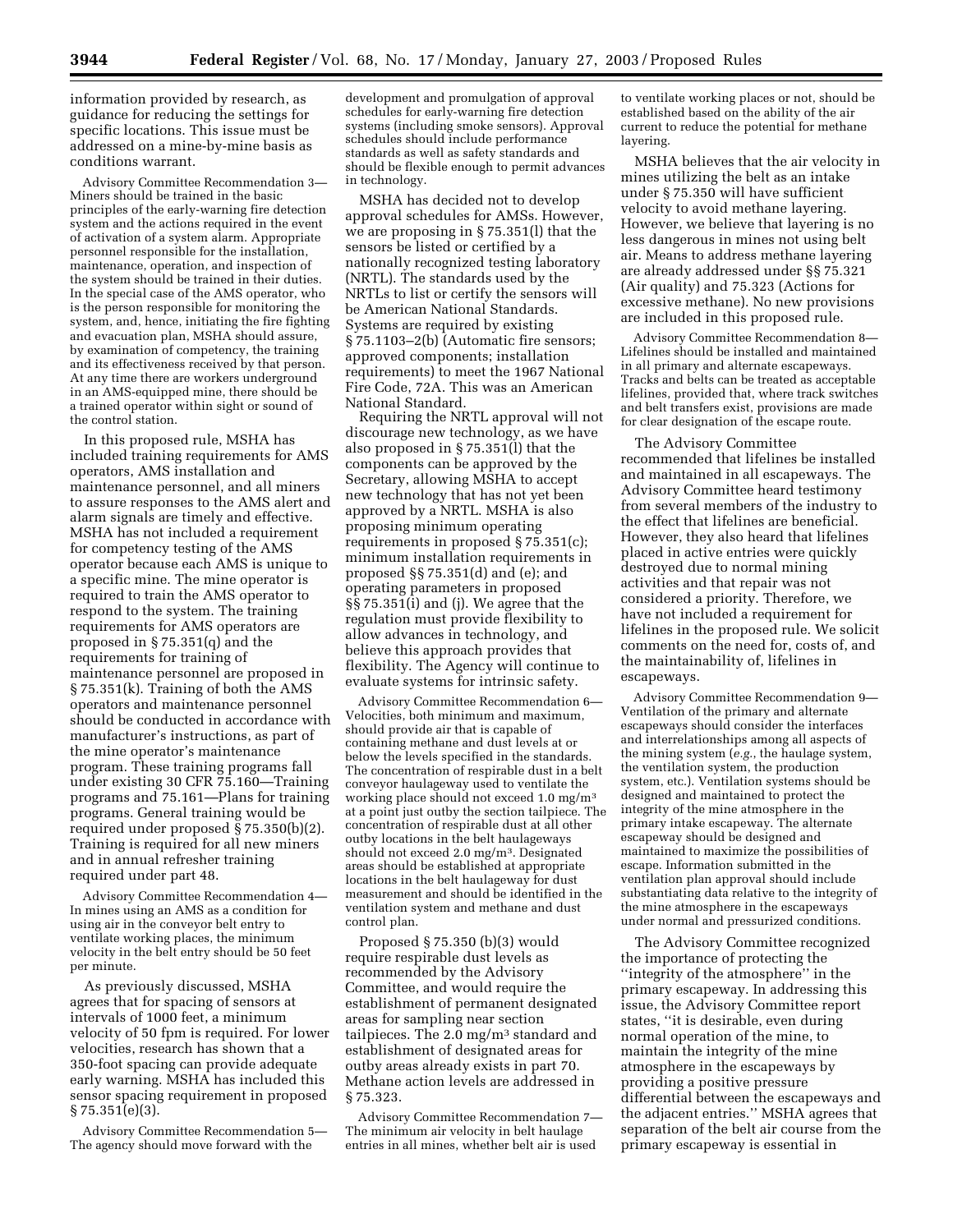information provided by research, as guidance for reducing the settings for specific locations. This issue must be addressed on a mine-by-mine basis as conditions warrant.

Advisory Committee Recommendation 3—Miners should be trained in the basic principles of the early-warning fire detection system and the actions required in the event of activation of a system alarm. Appropriate personnel responsible for the installation, maintenance, operation, and inspection of the system should be trained in their duties. In the special case of the AMS operator, who is the person responsible for monitoring the system, and, hence, initiating the fire fighting and evacuation plan, MSHA should assure, by examination of competency, the training and its effectiveness received by that person. At any time there are workers underground in an AMS-equipped mine, there should be a trained operator within sight or sound of the control station.

In this proposed rule, MSHA has included training requirements for AMS operators, AMS installation and maintenance personnel, and all miners to assure responses to the AMS alert and alarm signals are timely and effective. MSHA has not included a requirement for competency testing of the AMS operator because each AMS is unique to a specific mine. The mine operator is required to train the AMS operator to respond to the system. The training requirements for AMS operators are proposed in § 75.351(q) and the requirements for training of maintenance personnel are proposed in § 75.351(k). Training of both the AMS operators and maintenance personnel should be conducted in accordance with manufacturer's instructions, as part of the mine operator's maintenance program. These training programs fall under existing 30 CFR 75.160—Training programs and 75.161—Plans for training programs. General training would be required under proposed § 75.350(b)(2). Training is required for all new miners and in annual refresher training required under part 48.

Advisory Committee Recommendation 4—In mines using an AMS as a condition for using air in the conveyor belt entry to ventilate working places, the minimum velocity in the belt entry should be 50 feet per minute.

As previously discussed, MSHA agrees that for spacing of sensors at intervals of 1000 feet, a minimum velocity of 50 fpm is required. For lower velocities, research has shown that a 350-foot spacing can provide adequate early warning. MSHA has included this sensor spacing requirement in proposed § 75.351(e)(3).

Advisory Committee Recommendation 5—The agency should move forward with the development and promulgation of approval schedules for early-warning fire detection systems (including smoke sensors). Approval schedules should include performance standards as well as safety standards and should be flexible enough to permit advances in technology.

MSHA has decided not to develop approval schedules for AMSs. However, we are proposing in § 75.351(l) that the sensors be listed or certified by a nationally recognized testing laboratory (NRTL). The standards used by the NRTLs to list or certify the sensors will be American National Standards. Systems are required by existing § 75.1103–2(b) (Automatic fire sensors; approved components; installation requirements) to meet the 1967 National Fire Code, 72A. This was an American National Standard.

Requiring the NRTL approval will not discourage new technology, as we have also proposed in § 75.351(l) that the components can be approved by the Secretary, allowing MSHA to accept new technology that has not yet been approved by a NRTL. MSHA is also proposing minimum operating requirements in proposed § 75.351(c); minimum installation requirements in proposed §§ 75.351(d) and (e); and operating parameters in proposed §§ 75.351(i) and (j). We agree that the regulation must provide flexibility to allow advances in technology, and believe this approach provides that flexibility. The Agency will continue to evaluate systems for intrinsic safety.

Advisory Committee Recommendation 6—Velocities, both minimum and maximum, should provide air that is capable of containing methane and dust levels at or below the levels specified in the standards. The concentration of respirable dust in a belt conveyor haulageway used to ventilate the working place should not exceed 1.0 mg/m$^3$ at a point just outby the section tailpiece. The concentration of respirable dust at all other outby locations in the belt haulageways should not exceed 2.0 mg/m$^3$. Designated areas should be established at appropriate locations in the belt haulageway for dust measurement and should be identified in the ventilation system and methane and dust control plan.

Proposed § 75.350 (b)(3) would require respirable dust levels as recommended by the Advisory Committee, and would require the establishment of permanent designated areas for sampling near section tailpieces. The 2.0 mg/m$^3$ standard and establishment of designated areas for outby areas already exists in part 70. Methane action levels are addressed in § 75.323.

Advisory Committee Recommendation 7—The minimum air velocity in belt haulage entries in all mines, whether belt air is used to ventilate working places or not, should be established based on the ability of the air current to reduce the potential for methane layering.

MSHA believes that the air velocity in mines utilizing the belt as an intake under § 75.350 will have sufficient velocity to avoid methane layering. However, we believe that layering is no less dangerous in mines not using belt air. Means to address methane layering are already addressed under §§ 75.321 (Air quality) and 75.323 (Actions for excessive methane). No new provisions are included in this proposed rule.

Advisory Committee Recommendation 8—Lifelines should be installed and maintained in all primary and alternate escapeways. Tracks and belts can be treated as acceptable lifelines, provided that, where track switches and belt transfers exist, provisions are made for clear designation of the escape route.

The Advisory Committee recommended that lifelines be installed and maintained in all escapeways. The Advisory Committee heard testimony from several members of the industry to the effect that lifelines are beneficial. However, they also heard that lifelines placed in active entries were quickly destroyed due to normal mining activities and that repair was not considered a priority. Therefore, we have not included a requirement for lifelines in the proposed rule. We solicit comments on the need for, costs of, and the maintainability of, lifelines in escapeways.

Advisory Committee Recommendation 9—Ventilation of the primary and alternate escapeways should consider the interfaces and interrelationships among all aspects of the mining system (*e.g.*, the haulage system, the ventilation system, the production system, etc.). Ventilation systems should be designed and maintained to protect the integrity of the mine atmosphere in the primary intake escapeway. The alternate escapeway should be designed and maintained to maximize the possibilities of escape. Information submitted in the ventilation plan approval should include substantiating data relative to the integrity of the mine atmosphere in the escapeways under normal and pressurized conditions.

The Advisory Committee recognized the importance of protecting the "integrity of the atmosphere" in the primary escapeway. In addressing this issue, the Advisory Committee report states, "it is desirable, even during normal operation of the mine, to maintain the integrity of the mine atmosphere in the escapeways by providing a positive pressure differential between the escapeways and the adjacent entries." MSHA agrees that separation of the belt air course from the primary escapeway is essential in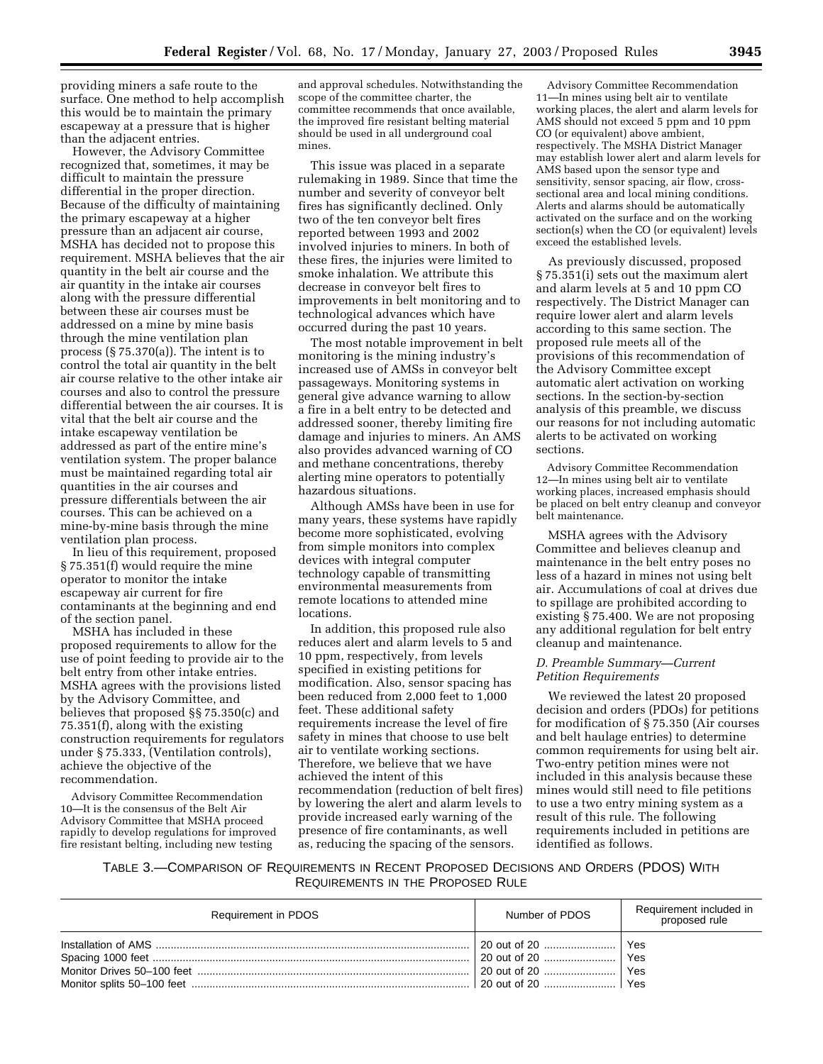providing miners a safe route to the surface. One method to help accomplish this would be to maintain the primary escapeway at a pressure that is higher than the adjacent entries.

However, the Advisory Committee recognized that, sometimes, it may be difficult to maintain the pressure differential in the proper direction. Because of the difficulty of maintaining the primary escapeway at a higher pressure than an adjacent air course, MSHA has decided not to propose this requirement. MSHA believes that the air quantity in the belt air course and the air quantity in the intake air courses along with the pressure differential between these air courses must be addressed on a mine by mine basis through the mine ventilation plan process (§ 75.370(a)). The intent is to control the total air quantity in the belt air course relative to the other intake air courses and also to control the pressure differential between the air courses. It is vital that the belt air course and the intake escapeway ventilation be addressed as part of the entire mine's ventilation system. The proper balance must be maintained regarding total air quantities in the air courses and pressure differentials between the air courses. This can be achieved on a mine-by-mine basis through the mine ventilation plan process.

In lieu of this requirement, proposed § 75.351(f) would require the mine operator to monitor the intake escapeway air current for fire contaminants at the beginning and end of the section panel.

MSHA has included in these proposed requirements to allow for the use of point feeding to provide air to the belt entry from other intake entries. MSHA agrees with the provisions listed by the Advisory Committee, and believes that proposed §§ 75.350(c) and 75.351(f), along with the existing construction requirements for regulators under § 75.333, (Ventilation controls), achieve the objective of the recommendation.

Advisory Committee Recommendation 10—It is the consensus of the Belt Air Advisory Committee that MSHA proceed rapidly to develop regulations for improved fire resistant belting, including new testing and approval schedules. Notwithstanding the scope of the committee charter, the committee recommends that once available, the improved fire resistant belting material should be used in all underground coal mines.

This issue was placed in a separate rulemaking in 1989. Since that time the number and severity of conveyor belt fires has significantly declined. Only two of the ten conveyor belt fires reported between 1993 and 2002 involved injuries to miners. In both of these fires, the injuries were limited to smoke inhalation. We attribute this decrease in conveyor belt fires to improvements in belt monitoring and to technological advances which have occurred during the past 10 years.

The most notable improvement in belt monitoring is the mining industry's increased use of AMSs in conveyor belt passageways. Monitoring systems in general give advance warning to allow a fire in a belt entry to be detected and addressed sooner, thereby limiting fire damage and injuries to miners. An AMS also provides advanced warning of CO and methane concentrations, thereby alerting mine operators to potentially hazardous situations.

Although AMSs have been in use for many years, these systems have rapidly become more sophisticated, evolving from simple monitors into complex devices with integral computer technology capable of transmitting environmental measurements from remote locations to attended mine locations.

In addition, this proposed rule also reduces alert and alarm levels to 5 and 10 ppm, respectively, from levels specified in existing petitions for modification. Also, sensor spacing has been reduced from 2,000 feet to 1,000 feet. These additional safety requirements increase the level of fire safety in mines that choose to use belt air to ventilate working sections. Therefore, we believe that we have achieved the intent of this recommendation (reduction of belt fires) by lowering the alert and alarm levels to provide increased early warning of the presence of fire contaminants, as well as, reducing the spacing of the sensors.

Advisory Committee Recommendation 11—In mines using belt air to ventilate working places, the alert and alarm levels for AMS should not exceed 5 ppm and 10 ppm CO (or equivalent) above ambient, respectively. The MSHA District Manager may establish lower alert and alarm levels for AMS based upon the sensor type and sensitivity, sensor spacing, air flow, cross-sectional area and local mining conditions. Alerts and alarms should be automatically activated on the surface and on the working section(s) when the CO (or equivalent) levels exceed the established levels.

As previously discussed, proposed § 75.351(i) sets out the maximum alert and alarm levels at 5 and 10 ppm CO respectively. The District Manager can require lower alert and alarm levels according to this same section. The proposed rule meets all of the provisions of this recommendation of the Advisory Committee except automatic alert activation on working sections. In the section-by-section analysis of this preamble, we discuss our reasons for not including automatic alerts to be activated on working sections.

Advisory Committee Recommendation 12—In mines using belt air to ventilate working places, increased emphasis should be placed on belt entry cleanup and conveyor belt maintenance.

MSHA agrees with the Advisory Committee and believes cleanup and maintenance in the belt entry poses no less of a hazard in mines not using belt air. Accumulations of coal at drives due to spillage are prohibited according to existing § 75.400. We are not proposing any additional regulation for belt entry cleanup and maintenance.

### *D. Preamble Summary—Current Petition Requirements*

We reviewed the latest 20 proposed decision and orders (PDOs) for petitions for modification of § 75.350 (Air courses and belt haulage entries) to determine common requirements for using belt air. Two-entry petition mines were not included in this analysis because these mines would still need to file petitions to use a two entry mining system as a result of this rule. The following requirements included in petitions are identified as follows.

TABLE 3.—COMPARISON OF REQUIREMENTS IN RECENT PROPOSED DECISIONS AND ORDERS (PDOS) WITH REQUIREMENTS IN THE PROPOSED RULE

| Requirement in PDOS | Number of PDOS | Requirement included in proposed rule |
|---|---|---|
| Installation of AMS | 20 out of 20 | Yes |
| Spacing 1000 feet | 20 out of 20 | Yes |
| Monitor Drives 50–100 feet | 20 out of 20 | Yes |
| Monitor splits 50–100 feet | 20 out of 20 | Yes |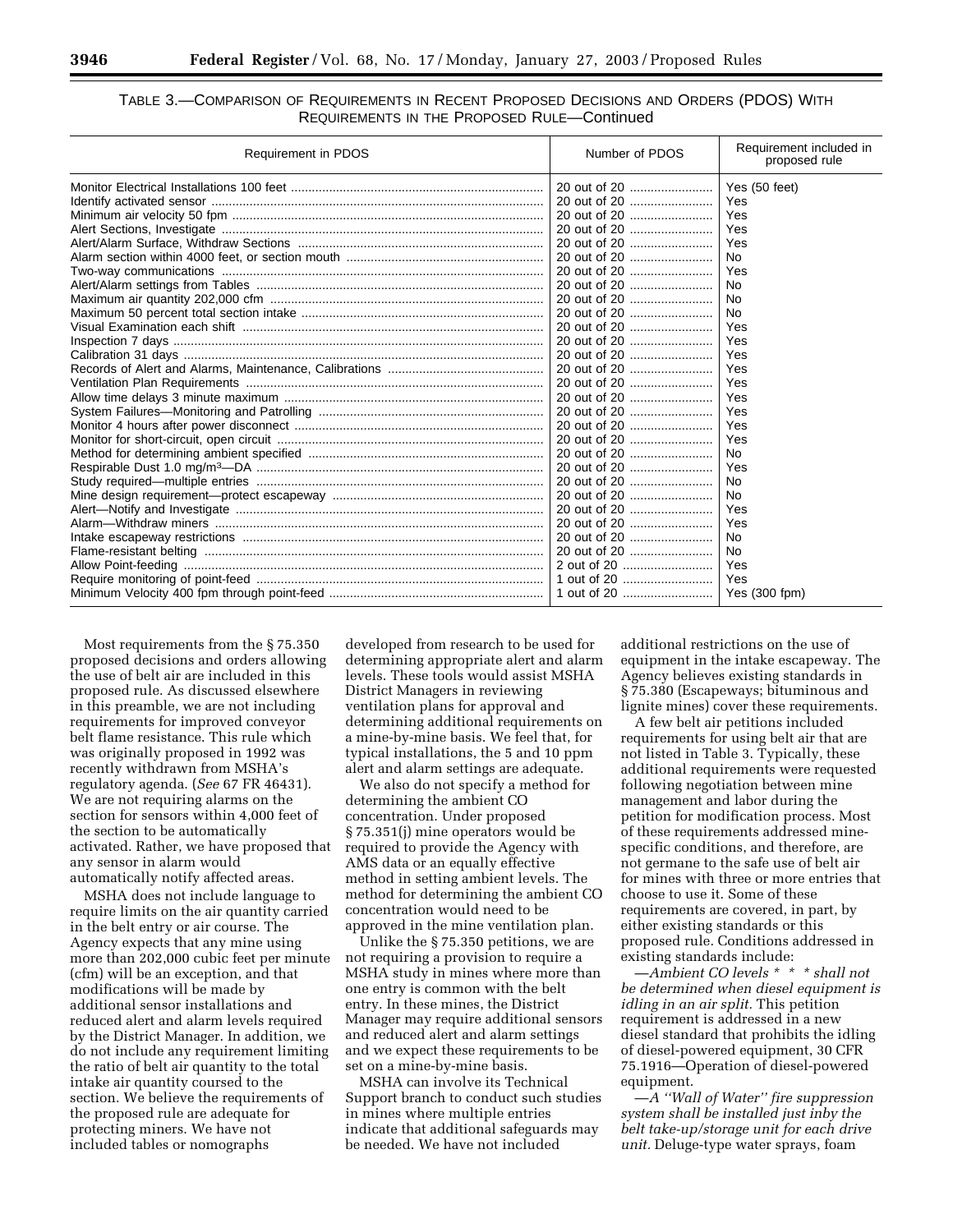TABLE 3.—COMPARISON OF REQUIREMENTS IN RECENT PROPOSED DECISIONS AND ORDERS (PDOS) WITH REQUIREMENTS IN THE PROPOSED RULE—Continued

| Requirement in PDOS | Number of PDOS | Requirement included in proposed rule |
|---|---|---|
| Monitor Electrical Installations 100 feet | 20 out of 20 | Yes (50 feet) |
| Identify activated sensor | 20 out of 20 | Yes |
| Minimum air velocity 50 fpm | 20 out of 20 | Yes |
| Alert Sections, Investigate | 20 out of 20 | Yes |
| Alert/Alarm Surface, Withdraw Sections | 20 out of 20 | Yes |
| Alarm section within 4000 feet, or section mouth | 20 out of 20 | No |
| Two-way communications | 20 out of 20 | Yes |
| Alert/Alarm settings from Tables | 20 out of 20 | No |
| Maximum air quantity 202,000 cfm | 20 out of 20 | No |
| Maximum 50 percent total section intake | 20 out of 20 | No |
| Visual Examination each shift | 20 out of 20 | Yes |
| Inspection 7 days | 20 out of 20 | Yes |
| Calibration 31 days | 20 out of 20 | Yes |
| Records of Alert and Alarms, Maintenance, Calibrations | 20 out of 20 | Yes |
| Ventilation Plan Requirements | 20 out of 20 | Yes |
| Allow time delays 3 minute maximum | 20 out of 20 | Yes |
| System Failures—Monitoring and Patrolling | 20 out of 20 | Yes |
| Monitor 4 hours after power disconnect | 20 out of 20 | Yes |
| Monitor for short-circuit, open circuit | 20 out of 20 | Yes |
| Method for determining ambient specified | 20 out of 20 | No |
| Respirable Dust 1.0 mg/m$^3$—DA | 20 out of 20 | Yes |
| Study required—multiple entries | 20 out of 20 | No |
| Mine design requirement—protect escapeway | 20 out of 20 | No |
| Alert—Notify and Investigate | 20 out of 20 | Yes |
| Alarm—Withdraw miners | 20 out of 20 | Yes |
| Intake escapeway restrictions | 20 out of 20 | No |
| Flame-resistant belting | 20 out of 20 | No |
| Allow Point-feeding | 2 out of 20 | Yes |
| Require monitoring of point-feed | 1 out of 20 | Yes |
| Minimum Velocity 400 fpm through point-feed | 1 out of 20 | Yes (300 fpm) |

Most requirements from the § 75.350 proposed decisions and orders allowing the use of belt air are included in this proposed rule. As discussed elsewhere in this preamble, we are not including requirements for improved conveyor belt flame resistance. This rule which was originally proposed in 1992 was recently withdrawn from MSHA's regulatory agenda. (*See* 67 FR 46431). We are not requiring alarms on the section for sensors within 4,000 feet of the section to be automatically activated. Rather, we have proposed that any sensor in alarm would automatically notify affected areas.

MSHA does not include language to require limits on the air quantity carried in the belt entry or air course. The Agency expects that any mine using more than 202,000 cubic feet per minute (cfm) will be an exception, and that modifications will be made by additional sensor installations and reduced alert and alarm levels required by the District Manager. In addition, we do not include any requirement limiting the ratio of belt air quantity to the total intake air quantity coursed to the section. We believe the requirements of the proposed rule are adequate for protecting miners. We have not included tables or nomographs developed from research to be used for determining appropriate alert and alarm levels. These tools would assist MSHA District Managers in reviewing ventilation plans for approval and determining additional requirements on a mine-by-mine basis. We feel that, for typical installations, the 5 and 10 ppm alert and alarm settings are adequate.

We also do not specify a method for determining the ambient CO concentration. Under proposed § 75.351(j) mine operators would be required to provide the Agency with AMS data or an equally effective method in setting ambient levels. The method for determining the ambient CO concentration would need to be approved in the mine ventilation plan.

Unlike the § 75.350 petitions, we are not requiring a provision to require a MSHA study in mines where more than one entry is common with the belt entry. In these mines, the District Manager may require additional sensors and reduced alert and alarm settings and we expect these requirements to be set on a mine-by-mine basis.

MSHA can involve its Technical Support branch to conduct such studies in mines where multiple entries indicate that additional safeguards may be needed. We have not included additional restrictions on the use of equipment in the intake escapeway. The Agency believes existing standards in § 75.380 (Escapeways; bituminous and lignite mines) cover these requirements.

A few belt air petitions included requirements for using belt air that are not listed in Table 3. Typically, these additional requirements were requested following negotiation between mine management and labor during the petition for modification process. Most of these requirements addressed mine-specific conditions, and therefore, are not germane to the safe use of belt air for mines with three or more entries that choose to use it. Some of these requirements are covered, in part, by either existing standards or this proposed rule. Conditions addressed in existing standards include:

—*Ambient CO levels * * * shall not be determined when diesel equipment is idling in an air split.* This petition requirement is addressed in a new diesel standard that prohibits the idling of diesel-powered equipment, 30 CFR 75.1916—Operation of diesel-powered equipment.

—*A "Wall of Water" fire suppression system shall be installed just inby the belt take-up/storage unit for each drive unit.* Deluge-type water sprays, foam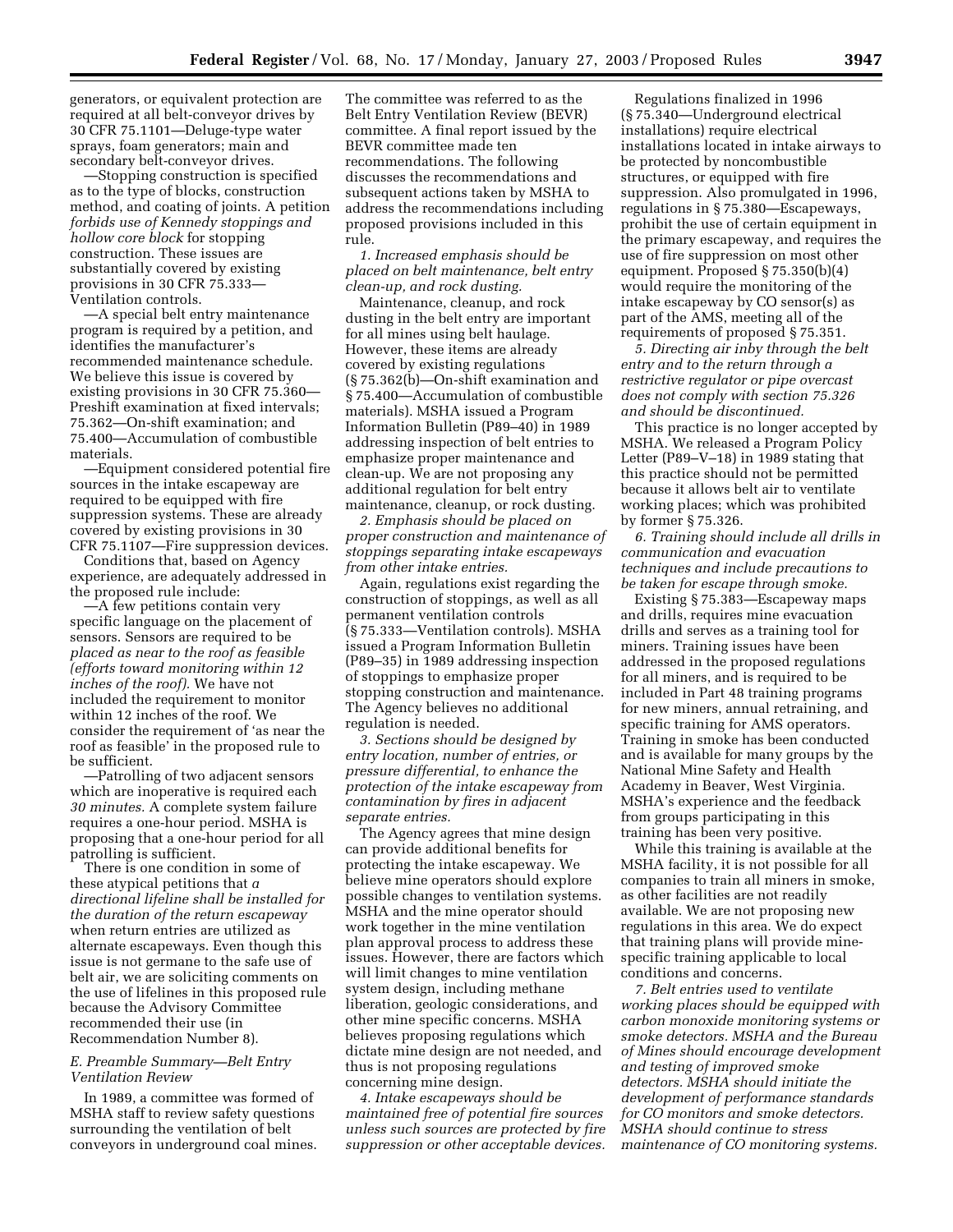generators, or equivalent protection are required at all belt-conveyor drives by 30 CFR 75.1101—Deluge-type water sprays, foam generators; main and secondary belt-conveyor drives.

—Stopping construction is specified as to the type of blocks, construction method, and coating of joints. A petition *forbids use of Kennedy stoppings and hollow core block* for stopping construction. These issues are substantially covered by existing provisions in 30 CFR 75.333—Ventilation controls.

—A special belt entry maintenance program is required by a petition, and identifies the manufacturer's recommended maintenance schedule. We believe this issue is covered by existing provisions in 30 CFR 75.360—Preshift examination at fixed intervals; 75.362—On-shift examination; and 75.400—Accumulation of combustible materials.

—Equipment considered potential fire sources in the intake escapeway are required to be equipped with fire suppression systems. These are already covered by existing provisions in 30 CFR 75.1107—Fire suppression devices.

Conditions that, based on Agency experience, are adequately addressed in the proposed rule include:

—A few petitions contain very specific language on the placement of sensors. Sensors are required to be *placed as near to the roof as feasible (efforts toward monitoring within 12 inches of the roof).* We have not included the requirement to monitor within 12 inches of the roof. We consider the requirement of 'as near the roof as feasible' in the proposed rule to be sufficient.

—Patrolling of two adjacent sensors which are inoperative is required each *30 minutes.* A complete system failure requires a one-hour period. MSHA is proposing that a one-hour period for all patrolling is sufficient.

There is one condition in some of these atypical petitions that *a directional lifeline shall be installed for the duration of the return escapeway* when return entries are utilized as alternate escapeways. Even though this issue is not germane to the safe use of belt air, we are soliciting comments on the use of lifelines in this proposed rule because the Advisory Committee recommended their use (in Recommendation Number 8).

### *E. Preamble Summary—Belt Entry Ventilation Review*

In 1989, a committee was formed of MSHA staff to review safety questions surrounding the ventilation of belt conveyors in underground coal mines. The committee was referred to as the Belt Entry Ventilation Review (BEVR) committee. A final report issued by the BEVR committee made ten recommendations. The following discusses the recommendations and subsequent actions taken by MSHA to address the recommendations including proposed provisions included in this rule.

*1. Increased emphasis should be placed on belt maintenance, belt entry clean-up, and rock dusting.*

Maintenance, cleanup, and rock dusting in the belt entry are important for all mines using belt haulage. However, these items are already covered by existing regulations (§ 75.362(b)—On-shift examination and § 75.400—Accumulation of combustible materials). MSHA issued a Program Information Bulletin (P89–40) in 1989 addressing inspection of belt entries to emphasize proper maintenance and clean-up. We are not proposing any additional regulation for belt entry maintenance, cleanup, or rock dusting.

*2. Emphasis should be placed on proper construction and maintenance of stoppings separating intake escapeways from other intake entries.*

Again, regulations exist regarding the construction of stoppings, as well as all permanent ventilation controls (§ 75.333—Ventilation controls). MSHA issued a Program Information Bulletin (P89–35) in 1989 addressing inspection of stoppings to emphasize proper stopping construction and maintenance. The Agency believes no additional regulation is needed.

*3. Sections should be designed by entry location, number of entries, or pressure differential, to enhance the protection of the intake escapeway from contamination by fires in adjacent separate entries.*

The Agency agrees that mine design can provide additional benefits for protecting the intake escapeway. We believe mine operators should explore possible changes to ventilation systems. MSHA and the mine operator should work together in the mine ventilation plan approval process to address these issues. However, there are factors which will limit changes to mine ventilation system design, including methane liberation, geologic considerations, and other mine specific concerns. MSHA believes proposing regulations which dictate mine design are not needed, and thus is not proposing regulations concerning mine design.

*4. Intake escapeways should be maintained free of potential fire sources unless such sources are protected by fire suppression or other acceptable devices.*

Regulations finalized in 1996 (§ 75.340—Underground electrical installations) require electrical installations located in intake airways to be protected by noncombustible structures, or equipped with fire suppression. Also promulgated in 1996, regulations in § 75.380—Escapeways, prohibit the use of certain equipment in the primary escapeway, and requires the use of fire suppression on most other equipment. Proposed § 75.350(b)(4) would require the monitoring of the intake escapeway by CO sensor(s) as part of the AMS, meeting all of the requirements of proposed § 75.351.

*5. Directing air inby through the belt entry and to the return through a restrictive regulator or pipe overcast does not comply with section 75.326 and should be discontinued.*

This practice is no longer accepted by MSHA. We released a Program Policy Letter (P89–V–18) in 1989 stating that this practice should not be permitted because it allows belt air to ventilate working places; which was prohibited by former § 75.326.

*6. Training should include all drills in communication and evacuation techniques and include precautions to be taken for escape through smoke.*

Existing § 75.383—Escapeway maps and drills, requires mine evacuation drills and serves as a training tool for miners. Training issues have been addressed in the proposed regulations for all miners, and is required to be included in Part 48 training programs for new miners, annual retraining, and specific training for AMS operators. Training in smoke has been conducted and is available for many groups by the National Mine Safety and Health Academy in Beaver, West Virginia. MSHA's experience and the feedback from groups participating in this training has been very positive.

While this training is available at the MSHA facility, it is not possible for all companies to train all miners in smoke, as other facilities are not readily available. We are not proposing new regulations in this area. We do expect that training plans will provide mine-specific training applicable to local conditions and concerns.

*7. Belt entries used to ventilate working places should be equipped with carbon monoxide monitoring systems or smoke detectors. MSHA and the Bureau of Mines should encourage development and testing of improved smoke detectors. MSHA should initiate the development of performance standards for CO monitors and smoke detectors. MSHA should continue to stress maintenance of CO monitoring systems.*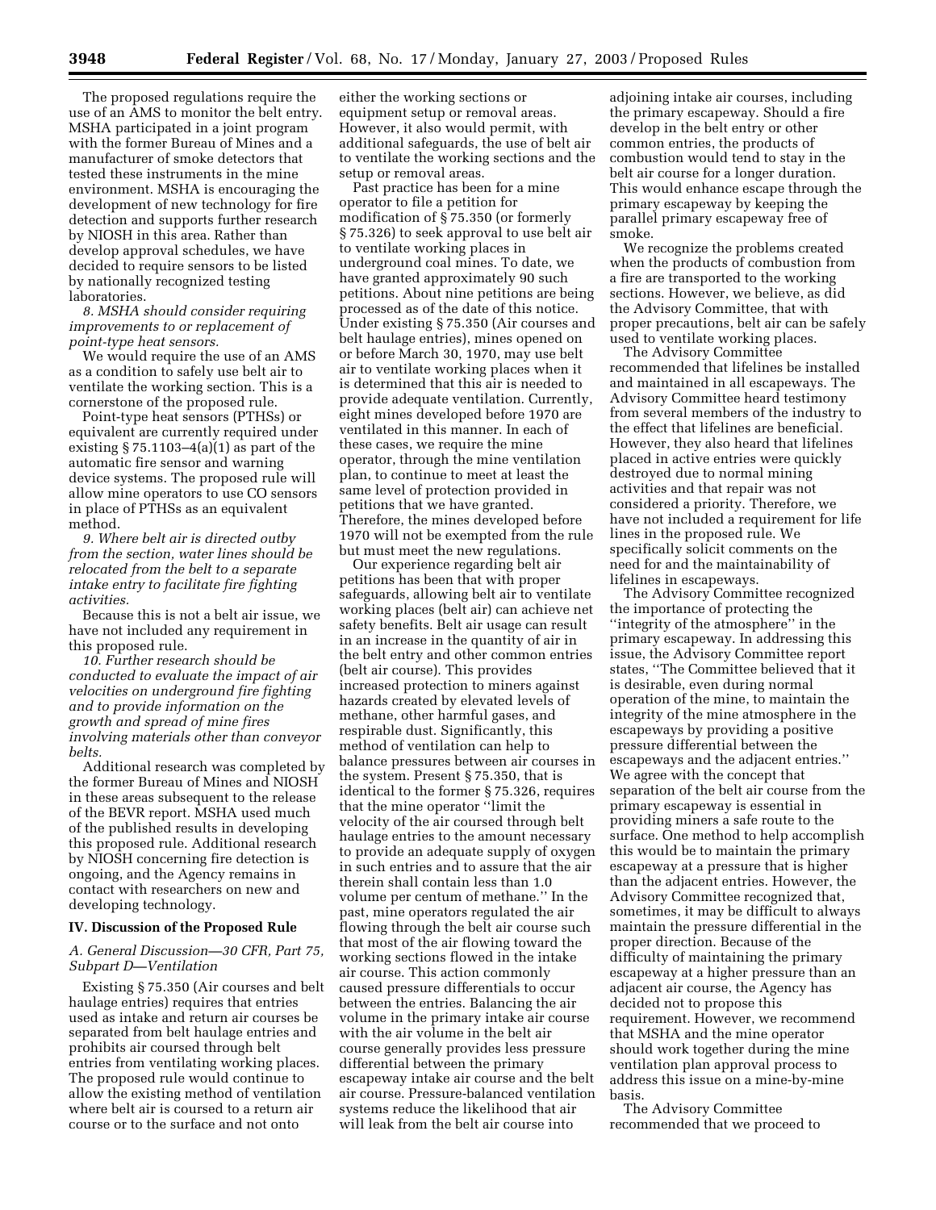The proposed regulations require the use of an AMS to monitor the belt entry. MSHA participated in a joint program with the former Bureau of Mines and a manufacturer of smoke detectors that tested these instruments in the mine environment. MSHA is encouraging the development of new technology for fire detection and supports further research by NIOSH in this area. Rather than develop approval schedules, we have decided to require sensors to be listed by nationally recognized testing laboratories.

*8. MSHA should consider requiring improvements to or replacement of point-type heat sensors.*

We would require the use of an AMS as a condition to safely use belt air to ventilate the working section. This is a cornerstone of the proposed rule.

Point-type heat sensors (PTHSs) or equivalent are currently required under existing § 75.1103–4(a)(1) as part of the automatic fire sensor and warning device systems. The proposed rule will allow mine operators to use CO sensors in place of PTHSs as an equivalent method.

*9. Where belt air is directed outby from the section, water lines should be relocated from the belt to a separate intake entry to facilitate fire fighting activities.*

Because this is not a belt air issue, we have not included any requirement in this proposed rule.

*10. Further research should be conducted to evaluate the impact of air velocities on underground fire fighting and to provide information on the growth and spread of mine fires involving materials other than conveyor belts.*

Additional research was completed by the former Bureau of Mines and NIOSH in these areas subsequent to the release of the BEVR report. MSHA used much of the published results in developing this proposed rule. Additional research by NIOSH concerning fire detection is ongoing, and the Agency remains in contact with researchers on new and developing technology.

## IV. Discussion of the Proposed Rule

### *A. General Discussion—30 CFR, Part 75, Subpart D—Ventilation*

Existing § 75.350 (Air courses and belt haulage entries) requires that entries used as intake and return air courses be separated from belt haulage entries and prohibits air coursed through belt entries from ventilating working places. The proposed rule would continue to allow the existing method of ventilation where belt air is coursed to a return air course or to the surface and not onto either the working sections or equipment setup or removal areas. However, it also would permit, with additional safeguards, the use of belt air to ventilate the working sections and the setup or removal areas.

Past practice has been for a mine operator to file a petition for modification of § 75.350 (or formerly § 75.326) to seek approval to use belt air to ventilate working places in underground coal mines. To date, we have granted approximately 90 such petitions. About nine petitions are being processed as of the date of this notice. Under existing § 75.350 (Air courses and belt haulage entries), mines opened on or before March 30, 1970, may use belt air to ventilate working places when it is determined that this air is needed to provide adequate ventilation. Currently, eight mines developed before 1970 are ventilated in this manner. In each of these cases, we require the mine operator, through the mine ventilation plan, to continue to meet at least the same level of protection provided in petitions that we have granted. Therefore, the mines developed before 1970 will not be exempted from the rule but must meet the new regulations.

Our experience regarding belt air petitions has been that with proper safeguards, allowing belt air to ventilate working places (belt air) can achieve net safety benefits. Belt air usage can result in an increase in the quantity of air in the belt entry and other common entries (belt air course). This provides increased protection to miners against hazards created by elevated levels of methane, other harmful gases, and respirable dust. Significantly, this method of ventilation can help to balance pressures between air courses in the system. Present § 75.350, that is identical to the former § 75.326, requires that the mine operator ''limit the velocity of the air coursed through belt haulage entries to the amount necessary to provide an adequate supply of oxygen in such entries and to assure that the air therein shall contain less than 1.0 volume per centum of methane.'' In the past, mine operators regulated the air flowing through the belt air course such that most of the air flowing toward the working sections flowed in the intake air course. This action commonly caused pressure differentials to occur between the entries. Balancing the air volume in the primary intake air course with the air volume in the belt air course generally provides less pressure differential between the primary escapeway intake air course and the belt air course. Pressure-balanced ventilation systems reduce the likelihood that air will leak from the belt air course into adjoining intake air courses, including the primary escapeway. Should a fire develop in the belt entry or other common entries, the products of combustion would tend to stay in the belt air course for a longer duration. This would enhance escape through the primary escapeway by keeping the parallel primary escapeway free of smoke.

We recognize the problems created when the products of combustion from a fire are transported to the working sections. However, we believe, as did the Advisory Committee, that with proper precautions, belt air can be safely used to ventilate working places.

The Advisory Committee recommended that lifelines be installed and maintained in all escapeways. The Advisory Committee heard testimony from several members of the industry to the effect that lifelines are beneficial. However, they also heard that lifelines placed in active entries were quickly destroyed due to normal mining activities and that repair was not considered a priority. Therefore, we have not included a requirement for life lines in the proposed rule. We specifically solicit comments on the need for and the maintainability of lifelines in escapeways.

The Advisory Committee recognized the importance of protecting the ''integrity of the atmosphere'' in the primary escapeway. In addressing this issue, the Advisory Committee report states, ''The Committee believed that it is desirable, even during normal operation of the mine, to maintain the integrity of the mine atmosphere in the escapeways by providing a positive pressure differential between the escapeways and the adjacent entries.'' We agree with the concept that separation of the belt air course from the primary escapeway is essential in providing miners a safe route to the surface. One method to help accomplish this would be to maintain the primary escapeway at a pressure that is higher than the adjacent entries. However, the Advisory Committee recognized that, sometimes, it may be difficult to always maintain the pressure differential in the proper direction. Because of the difficulty of maintaining the primary escapeway at a higher pressure than an adjacent air course, the Agency has decided not to propose this requirement. However, we recommend that MSHA and the mine operator should work together during the mine ventilation plan approval process to address this issue on a mine-by-mine basis.

The Advisory Committee recommended that we proceed to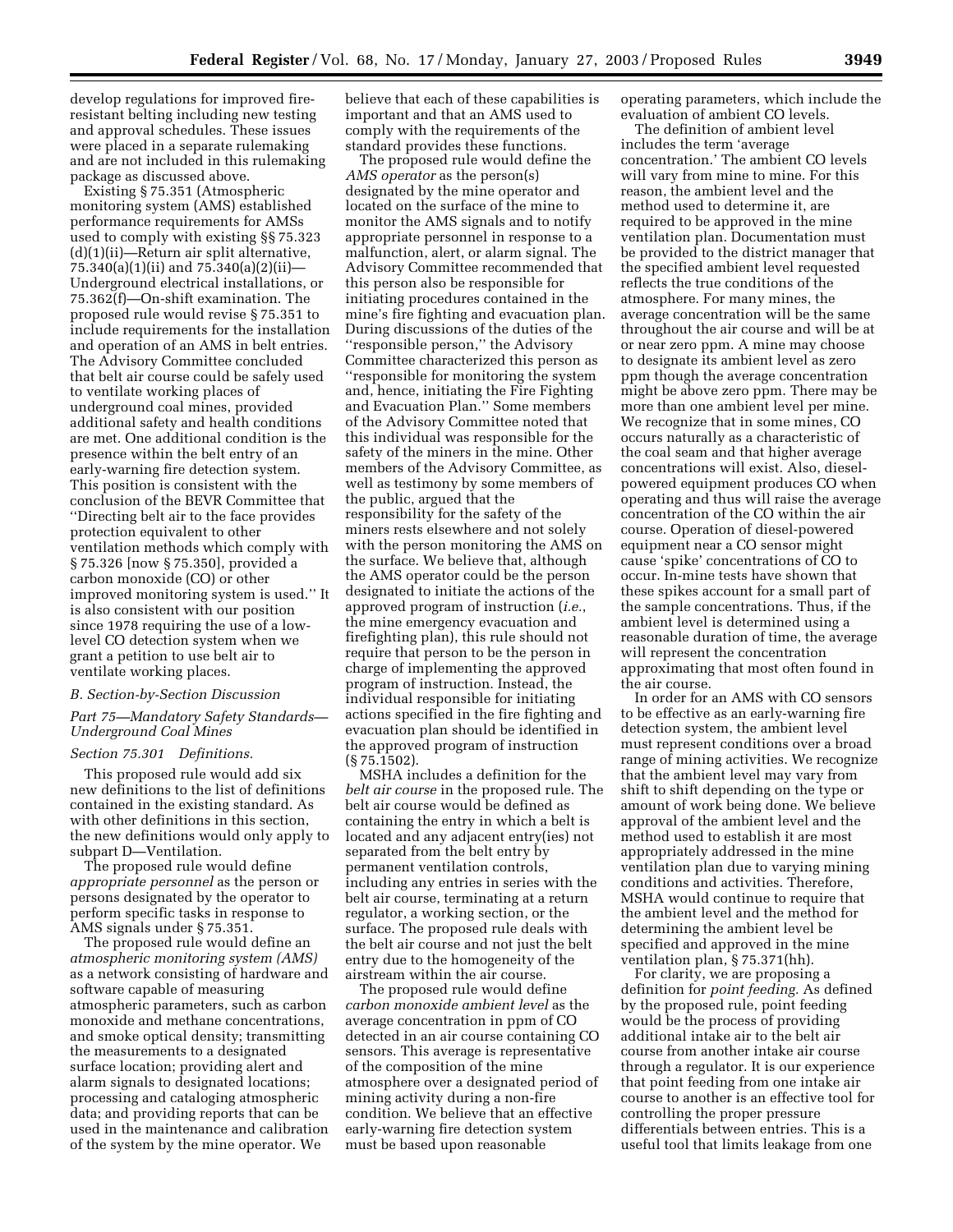develop regulations for improved fire-resistant belting including new testing and approval schedules. These issues were placed in a separate rulemaking and are not included in this rulemaking package as discussed above.

Existing § 75.351 (Atmospheric monitoring system (AMS) established performance requirements for AMSs used to comply with existing §§ 75.323 (d)(1)(ii)—Return air split alternative, 75.340(a)(1)(ii) and 75.340(a)(2)(ii)—Underground electrical installations, or 75.362(f)—On-shift examination. The proposed rule would revise § 75.351 to include requirements for the installation and operation of an AMS in belt entries. The Advisory Committee concluded that belt air course could be safely used to ventilate working places of underground coal mines, provided additional safety and health conditions are met. One additional condition is the presence within the belt entry of an early-warning fire detection system. This position is consistent with the conclusion of the BEVR Committee that ''Directing belt air to the face provides protection equivalent to other ventilation methods which comply with § 75.326 [now § 75.350], provided a carbon monoxide (CO) or other improved monitoring system is used.'' It is also consistent with our position since 1978 requiring the use of a low-level CO detection system when we grant a petition to use belt air to ventilate working places.

### B. Section-by-Section Discussion

#### Part 75—Mandatory Safety Standards—Underground Coal Mines

#### Section 75.301 Definitions.

This proposed rule would add six new definitions to the list of definitions contained in the existing standard. As with other definitions in this section, the new definitions would only apply to subpart D—Ventilation.

The proposed rule would define *appropriate personnel* as the person or persons designated by the operator to perform specific tasks in response to AMS signals under § 75.351.

The proposed rule would define an *atmospheric monitoring system (AMS)* as a network consisting of hardware and software capable of measuring atmospheric parameters, such as carbon monoxide and methane concentrations, and smoke optical density; transmitting the measurements to a designated surface location; providing alert and alarm signals to designated locations; processing and cataloging atmospheric data; and providing reports that can be used in the maintenance and calibration of the system by the mine operator. We believe that each of these capabilities is important and that an AMS used to comply with the requirements of the standard provides these functions.

The proposed rule would define the *AMS operator* as the person(s) designated by the mine operator and located on the surface of the mine to monitor the AMS signals and to notify appropriate personnel in response to a malfunction, alert, or alarm signal. The Advisory Committee recommended that this person also be responsible for initiating procedures contained in the mine's fire fighting and evacuation plan. During discussions of the duties of the ''responsible person,'' the Advisory Committee characterized this person as ''responsible for monitoring the system and, hence, initiating the Fire Fighting and Evacuation Plan.'' Some members of the Advisory Committee noted that this individual was responsible for the safety of the miners in the mine. Other members of the Advisory Committee, as well as testimony by some members of the public, argued that the responsibility for the safety of the miners rests elsewhere and not solely with the person monitoring the AMS on the surface. We believe that, although the AMS operator could be the person designated to initiate the actions of the approved program of instruction (*i.e.*, the mine emergency evacuation and firefighting plan), this rule should not require that person to be the person in charge of implementing the approved program of instruction. Instead, the individual responsible for initiating actions specified in the fire fighting and evacuation plan should be identified in the approved program of instruction (§ 75.1502).

MSHA includes a definition for the *belt air course* in the proposed rule. The belt air course would be defined as containing the entry in which a belt is located and any adjacent entry(ies) not separated from the belt entry by permanent ventilation controls, including any entries in series with the belt air course, terminating at a return regulator, a working section, or the surface. The proposed rule deals with the belt air course and not just the belt entry due to the homogeneity of the airstream within the air course.

The proposed rule would define *carbon monoxide ambient level* as the average concentration in ppm of CO detected in an air course containing CO sensors. This average is representative of the composition of the mine atmosphere over a designated period of mining activity during a non-fire condition. We believe that an effective early-warning fire detection system must be based upon reasonable operating parameters, which include the evaluation of ambient CO levels.

The definition of ambient level includes the term 'average concentration.' The ambient CO levels will vary from mine to mine. For this reason, the ambient level and the method used to determine it, are required to be approved in the mine ventilation plan. Documentation must be provided to the district manager that the specified ambient level requested reflects the true conditions of the atmosphere. For many mines, the average concentration will be the same throughout the air course and will be at or near zero ppm. A mine may choose to designate its ambient level as zero ppm though the average concentration might be above zero ppm. There may be more than one ambient level per mine. We recognize that in some mines, CO occurs naturally as a characteristic of the coal seam and that higher average concentrations will exist. Also, diesel-powered equipment produces CO when operating and thus will raise the average concentration of the CO within the air course. Operation of diesel-powered equipment near a CO sensor might cause 'spike' concentrations of CO to occur. In-mine tests have shown that these spikes account for a small part of the sample concentrations. Thus, if the ambient level is determined using a reasonable duration of time, the average will represent the concentration approximating that most often found in the air course.

In order for an AMS with CO sensors to be effective as an early-warning fire detection system, the ambient level must represent conditions over a broad range of mining activities. We recognize that the ambient level may vary from shift to shift depending on the type or amount of work being done. We believe approval of the ambient level and the method used to establish it are most appropriately addressed in the mine ventilation plan due to varying mining conditions and activities. Therefore, MSHA would continue to require that the ambient level and the method for determining the ambient level be specified and approved in the mine ventilation plan, § 75.371(hh).

For clarity, we are proposing a definition for *point feeding.* As defined by the proposed rule, point feeding would be the process of providing additional intake air to the belt air course from another intake air course through a regulator. It is our experience that point feeding from one intake air course to another is an effective tool for controlling the proper pressure differentials between entries. This is a useful tool that limits leakage from one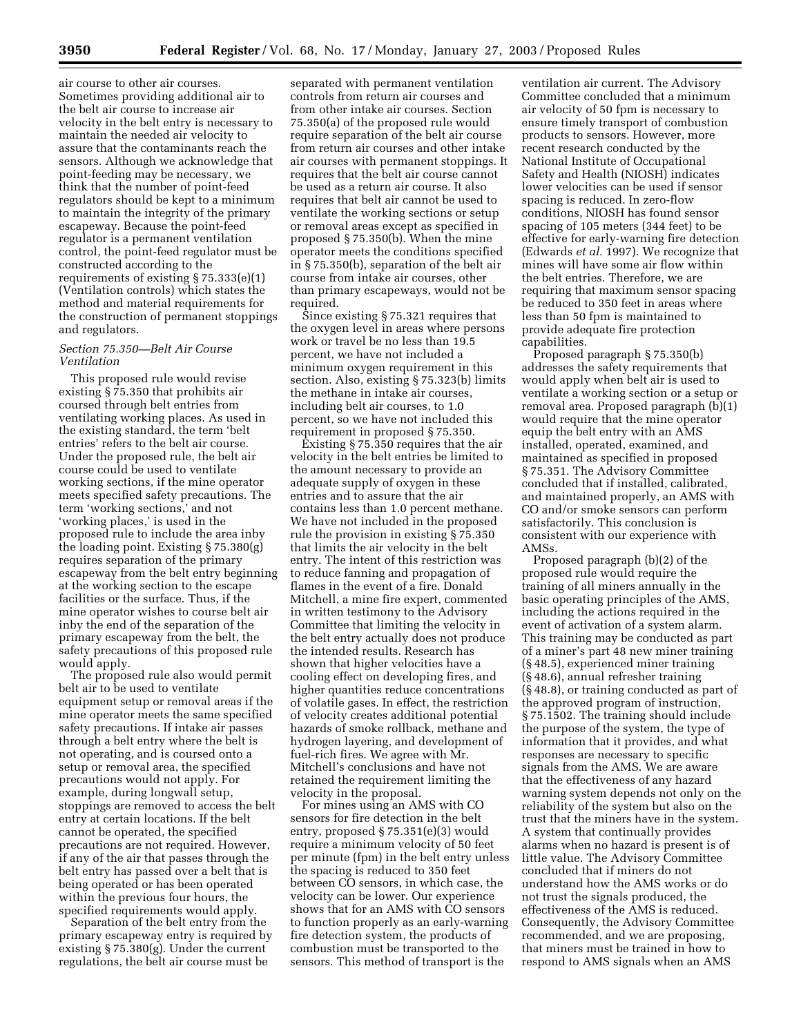air course to other air courses. Sometimes providing additional air to the belt air course to increase air velocity in the belt entry is necessary to maintain the needed air velocity to assure that the contaminants reach the sensors. Although we acknowledge that point-feeding may be necessary, we think that the number of point-feed regulators should be kept to a minimum to maintain the integrity of the primary escapeway. Because the point-feed regulator is a permanent ventilation control, the point-feed regulator must be constructed according to the requirements of existing § 75.333(e)(1) (Ventilation controls) which states the method and material requirements for the construction of permanent stoppings and regulators.

### *Section 75.350—Belt Air Course Ventilation*

This proposed rule would revise existing § 75.350 that prohibits air coursed through belt entries from ventilating working places. As used in the existing standard, the term 'belt entries' refers to the belt air course. Under the proposed rule, the belt air course could be used to ventilate working sections, if the mine operator meets specified safety precautions. The term 'working sections,' and not 'working places,' is used in the proposed rule to include the area inby the loading point. Existing § 75.380(g) requires separation of the primary escapeway from the belt entry beginning at the working section to the escape facilities or the surface. Thus, if the mine operator wishes to course belt air inby the end of the separation of the primary escapeway from the belt, the safety precautions of this proposed rule would apply.

The proposed rule also would permit belt air to be used to ventilate equipment setup or removal areas if the mine operator meets the same specified safety precautions. If intake air passes through a belt entry where the belt is not operating, and is coursed onto a setup or removal area, the specified precautions would not apply. For example, during longwall setup, stoppings are removed to access the belt entry at certain locations. If the belt cannot be operated, the specified precautions are not required. However, if any of the air that passes through the belt entry has passed over a belt that is being operated or has been operated within the previous four hours, the specified requirements would apply.

Separation of the belt entry from the primary escapeway entry is required by existing § 75.380(g). Under the current regulations, the belt air course must be separated with permanent ventilation controls from return air courses and from other intake air courses. Section 75.350(a) of the proposed rule would require separation of the belt air course from return air courses and other intake air courses with permanent stoppings. It requires that the belt air course cannot be used as a return air course. It also requires that belt air cannot be used to ventilate the working sections or setup or removal areas except as specified in proposed § 75.350(b). When the mine operator meets the conditions specified in § 75.350(b), separation of the belt air course from intake air courses, other than primary escapeways, would not be required.

Since existing § 75.321 requires that the oxygen level in areas where persons work or travel be no less than 19.5 percent, we have not included a minimum oxygen requirement in this section. Also, existing § 75.323(b) limits the methane in intake air courses, including belt air courses, to 1.0 percent, so we have not included this requirement in proposed § 75.350.

Existing § 75.350 requires that the air velocity in the belt entries be limited to the amount necessary to provide an adequate supply of oxygen in these entries and to assure that the air contains less than 1.0 percent methane. We have not included in the proposed rule the provision in existing § 75.350 that limits the air velocity in the belt entry. The intent of this restriction was to reduce fanning and propagation of flames in the event of a fire. Donald Mitchell, a mine fire expert, commented in written testimony to the Advisory Committee that limiting the velocity in the belt entry actually does not produce the intended results. Research has shown that higher velocities have a cooling effect on developing fires, and higher quantities reduce concentrations of volatile gases. In effect, the restriction of velocity creates additional potential hazards of smoke rollback, methane and hydrogen layering, and development of fuel-rich fires. We agree with Mr. Mitchell's conclusions and have not retained the requirement limiting the velocity in the proposal.

For mines using an AMS with CO sensors for fire detection in the belt entry, proposed § 75.351(e)(3) would require a minimum velocity of 50 feet per minute (fpm) in the belt entry unless the spacing is reduced to 350 feet between CO sensors, in which case, the velocity can be lower. Our experience shows that for an AMS with CO sensors to function properly as an early-warning fire detection system, the products of combustion must be transported to the sensors. This method of transport is the ventilation air current. The Advisory Committee concluded that a minimum air velocity of 50 fpm is necessary to ensure timely transport of combustion products to sensors. However, more recent research conducted by the National Institute of Occupational Safety and Health (NIOSH) indicates lower velocities can be used if sensor spacing is reduced. In zero-flow conditions, NIOSH has found sensor spacing of 105 meters (344 feet) to be effective for early-warning fire detection (Edwards *et al.* 1997). We recognize that mines will have some air flow within the belt entries. Therefore, we are requiring that maximum sensor spacing be reduced to 350 feet in areas where less than 50 fpm is maintained to provide adequate fire protection capabilities.

Proposed paragraph § 75.350(b) addresses the safety requirements that would apply when belt air is used to ventilate a working section or a setup or removal area. Proposed paragraph (b)(1) would require that the mine operator equip the belt entry with an AMS installed, operated, examined, and maintained as specified in proposed § 75.351. The Advisory Committee concluded that if installed, calibrated, and maintained properly, an AMS with CO and/or smoke sensors can perform satisfactorily. This conclusion is consistent with our experience with AMSs.

Proposed paragraph (b)(2) of the proposed rule would require the training of all miners annually in the basic operating principles of the AMS, including the actions required in the event of activation of a system alarm. This training may be conducted as part of a miner's part 48 new miner training (§ 48.5), experienced miner training (§ 48.6), annual refresher training (§ 48.8), or training conducted as part of the approved program of instruction, § 75.1502. The training should include the purpose of the system, the type of information that it provides, and what responses are necessary to specific signals from the AMS. We are aware that the effectiveness of any hazard warning system depends not only on the reliability of the system but also on the trust that the miners have in the system. A system that continually provides alarms when no hazard is present is of little value. The Advisory Committee concluded that if miners do not understand how the AMS works or do not trust the signals produced, the effectiveness of the AMS is reduced. Consequently, the Advisory Committee recommended, and we are proposing, that miners must be trained in how to respond to AMS signals when an AMS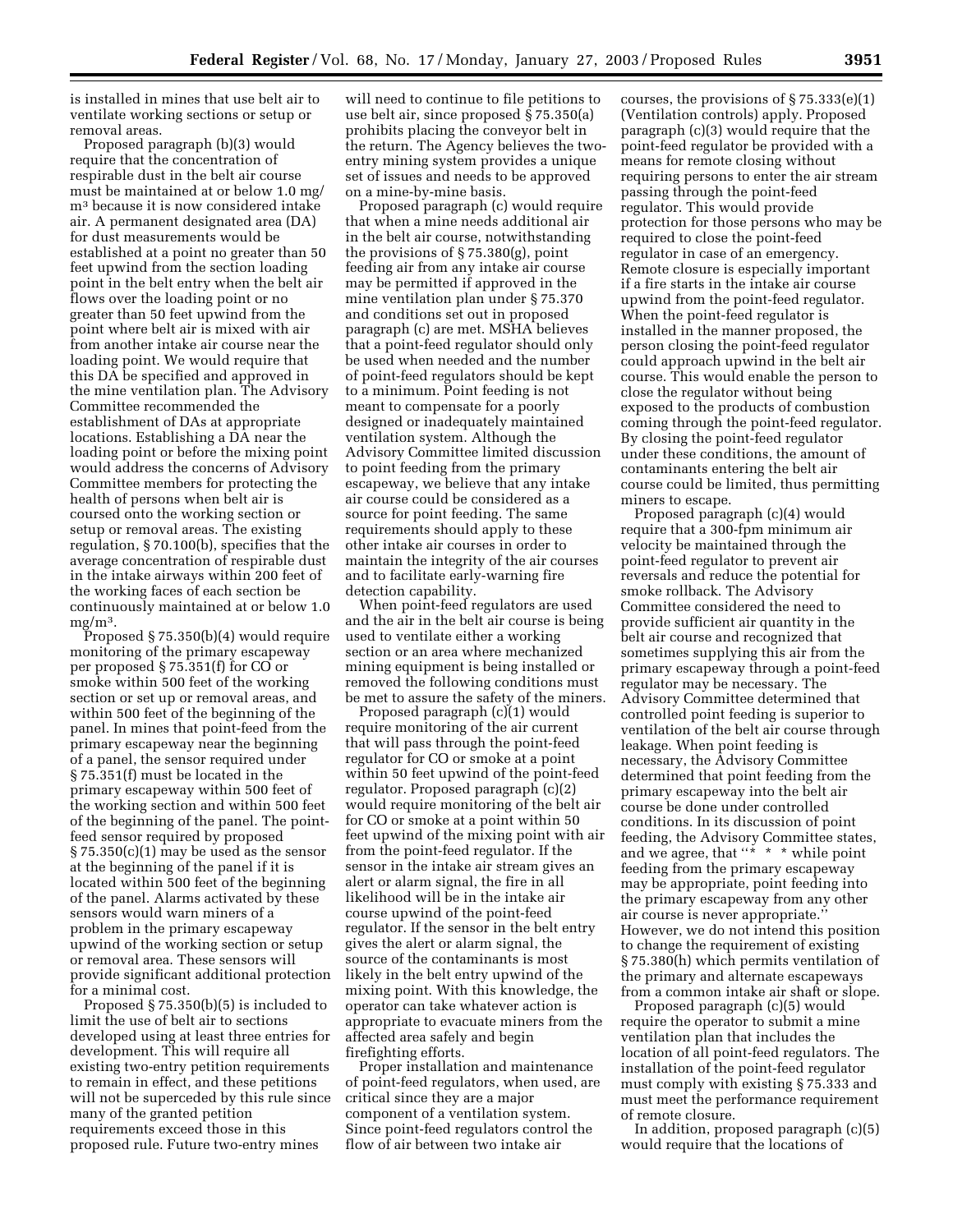is installed in mines that use belt air to ventilate working sections or setup or removal areas.

Proposed paragraph (b)(3) would require that the concentration of respirable dust in the belt air course must be maintained at or below 1.0 mg/m$^3$ because it is now considered intake air. A permanent designated area (DA) for dust measurements would be established at a point no greater than 50 feet upwind from the section loading point in the belt entry when the belt air flows over the loading point or no greater than 50 feet upwind from the point where belt air is mixed with air from another intake air course near the loading point. We would require that this DA be specified and approved in the mine ventilation plan. The Advisory Committee recommended the establishment of DAs at appropriate locations. Establishing a DA near the loading point or before the mixing point would address the concerns of Advisory Committee members for protecting the health of persons when belt air is coursed onto the working section or setup or removal areas. The existing regulation, § 70.100(b), specifies that the average concentration of respirable dust in the intake airways within 200 feet of the working faces of each section be continuously maintained at or below 1.0 mg/m$^3$.

Proposed § 75.350(b)(4) would require monitoring of the primary escapeway per proposed § 75.351(f) for CO or smoke within 500 feet of the working section or set up or removal areas, and within 500 feet of the beginning of the panel. In mines that point-feed from the primary escapeway near the beginning of a panel, the sensor required under § 75.351(f) must be located in the primary escapeway within 500 feet of the working section and within 500 feet of the beginning of the panel. The point-feed sensor required by proposed § 75.350(c)(1) may be used as the sensor at the beginning of the panel if it is located within 500 feet of the beginning of the panel. Alarms activated by these sensors would warn miners of a problem in the primary escapeway upwind of the working section or setup or removal area. These sensors will provide significant additional protection for a minimal cost.

Proposed § 75.350(b)(5) is included to limit the use of belt air to sections developed using at least three entries for development. This will require all existing two-entry petition requirements to remain in effect, and these petitions will not be superceded by this rule since many of the granted petition requirements exceed those in this proposed rule. Future two-entry mines will need to continue to file petitions to use belt air, since proposed § 75.350(a) prohibits placing the conveyor belt in the return. The Agency believes the two-entry mining system provides a unique set of issues and needs to be approved on a mine-by-mine basis.

Proposed paragraph (c) would require that when a mine needs additional air in the belt air course, notwithstanding the provisions of § 75.380(g), point feeding air from any intake air course may be permitted if approved in the mine ventilation plan under § 75.370 and conditions set out in proposed paragraph (c) are met. MSHA believes that a point-feed regulator should only be used when needed and the number of point-feed regulators should be kept to a minimum. Point feeding is not meant to compensate for a poorly designed or inadequately maintained ventilation system. Although the Advisory Committee limited discussion to point feeding from the primary escapeway, we believe that any intake air course could be considered as a source for point feeding. The same requirements should apply to these other intake air courses in order to maintain the integrity of the air courses and to facilitate early-warning fire detection capability.

When point-feed regulators are used and the air in the belt air course is being used to ventilate either a working section or an area where mechanized mining equipment is being installed or removed the following conditions must be met to assure the safety of the miners.

Proposed paragraph (c)(1) would require monitoring of the air current that will pass through the point-feed regulator for CO or smoke at a point within 50 feet upwind of the point-feed regulator. Proposed paragraph (c)(2) would require monitoring of the belt air for CO or smoke at a point within 50 feet upwind of the mixing point with air from the point-feed regulator. If the sensor in the intake air stream gives an alert or alarm signal, the fire in all likelihood will be in the intake air course upwind of the point-feed regulator. If the sensor in the belt entry gives the alert or alarm signal, the source of the contaminants is most likely in the belt entry upwind of the mixing point. With this knowledge, the operator can take whatever action is appropriate to evacuate miners from the affected area safely and begin firefighting efforts.

Proper installation and maintenance of point-feed regulators, when used, are critical since they are a major component of a ventilation system. Since point-feed regulators control the flow of air between two intake air courses, the provisions of § 75.333(e)(1) (Ventilation controls) apply. Proposed paragraph (c)(3) would require that the point-feed regulator be provided with a means for remote closing without requiring persons to enter the air stream passing through the point-feed regulator. This would provide protection for those persons who may be required to close the point-feed regulator in case of an emergency. Remote closure is especially important if a fire starts in the intake air course upwind from the point-feed regulator. When the point-feed regulator is installed in the manner proposed, the person closing the point-feed regulator could approach upwind in the belt air course. This would enable the person to close the regulator without being exposed to the products of combustion coming through the point-feed regulator. By closing the point-feed regulator under these conditions, the amount of contaminants entering the belt air course could be limited, thus permitting miners to escape.

Proposed paragraph (c)(4) would require that a 300-fpm minimum air velocity be maintained through the point-feed regulator to prevent air reversals and reduce the potential for smoke rollback. The Advisory Committee considered the need to provide sufficient air quantity in the belt air course and recognized that sometimes supplying this air from the primary escapeway through a point-feed regulator may be necessary. The Advisory Committee determined that controlled point feeding is superior to ventilation of the belt air course through leakage. When point feeding is necessary, the Advisory Committee determined that point feeding from the primary escapeway into the belt air course be done under controlled conditions. In its discussion of point feeding, the Advisory Committee states, and we agree, that "* * * while point feeding from the primary escapeway may be appropriate, point feeding into the primary escapeway from any other air course is never appropriate." However, we do not intend this position to change the requirement of existing § 75.380(h) which permits ventilation of the primary and alternate escapeways from a common intake air shaft or slope.

Proposed paragraph (c)(5) would require the operator to submit a mine ventilation plan that includes the location of all point-feed regulators. The installation of the point-feed regulator must comply with existing § 75.333 and must meet the performance requirement of remote closure.

In addition, proposed paragraph (c)(5) would require that the locations of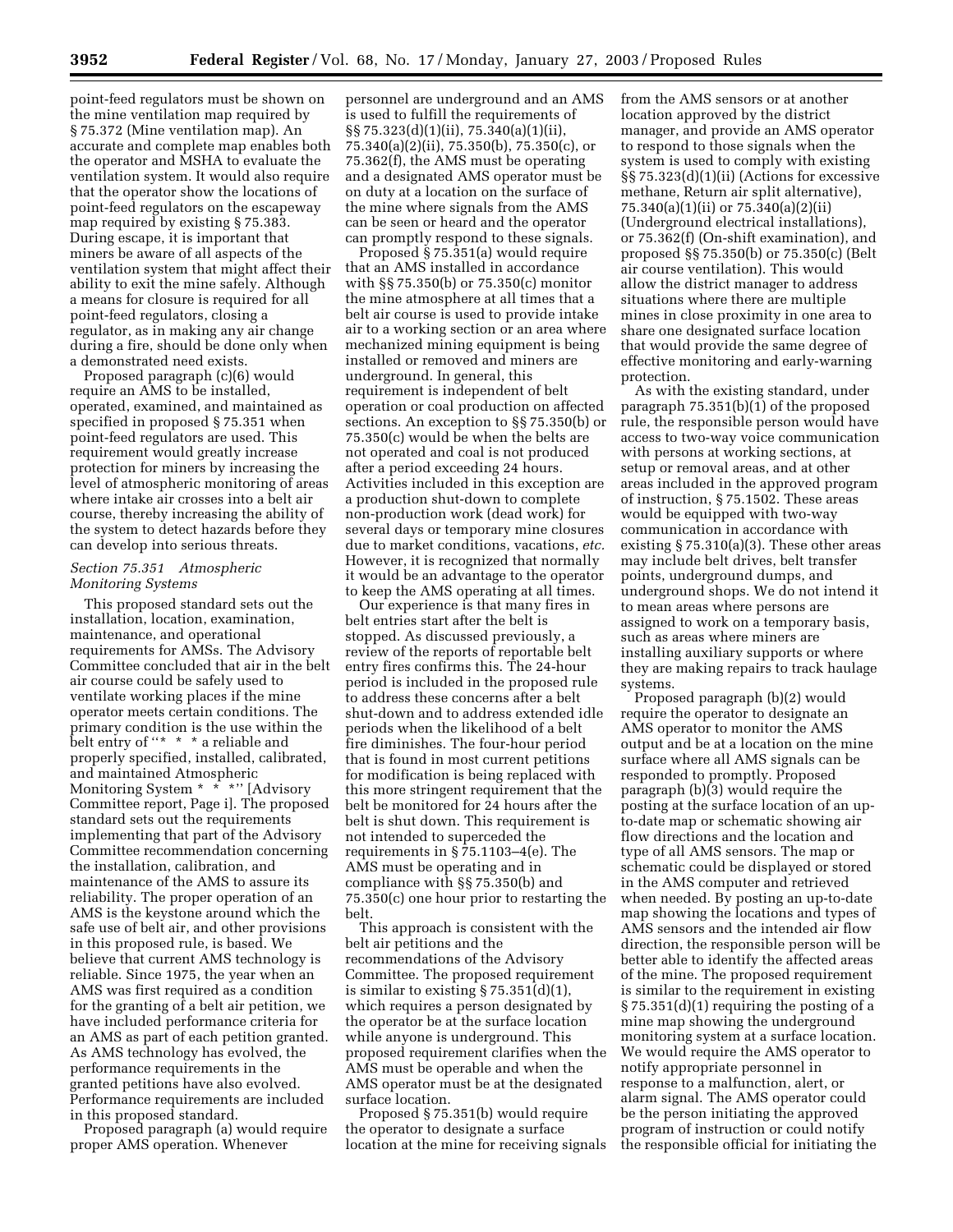point-feed regulators must be shown on the mine ventilation map required by § 75.372 (Mine ventilation map). An accurate and complete map enables both the operator and MSHA to evaluate the ventilation system. It would also require that the operator show the locations of point-feed regulators on the escapeway map required by existing § 75.383. During escape, it is important that miners be aware of all aspects of the ventilation system that might affect their ability to exit the mine safely. Although a means for closure is required for all point-feed regulators, closing a regulator, as in making any air change during a fire, should be done only when a demonstrated need exists.

Proposed paragraph (c)(6) would require an AMS to be installed, operated, examined, and maintained as specified in proposed § 75.351 when point-feed regulators are used. This requirement would greatly increase protection for miners by increasing the level of atmospheric monitoring of areas where intake air crosses into a belt air course, thereby increasing the ability of the system to detect hazards before they can develop into serious threats.

### *Section 75.351 Atmospheric Monitoring Systems*

This proposed standard sets out the installation, location, examination, maintenance, and operational requirements for AMSs. The Advisory Committee concluded that air in the belt air course could be safely used to ventilate working places if the mine operator meets certain conditions. The primary condition is the use within the belt entry of ''* * * a reliable and properly specified, installed, calibrated, and maintained Atmospheric Monitoring System * * *'' [Advisory Committee report, Page i]. The proposed standard sets out the requirements implementing that part of the Advisory Committee recommendation concerning the installation, calibration, and maintenance of the AMS to assure its reliability. The proper operation of an AMS is the keystone around which the safe use of belt air, and other provisions in this proposed rule, is based. We believe that current AMS technology is reliable. Since 1975, the year when an AMS was first required as a condition for the granting of a belt air petition, we have included performance criteria for an AMS as part of each petition granted. As AMS technology has evolved, the performance requirements in the granted petitions have also evolved. Performance requirements are included in this proposed standard.

Proposed paragraph (a) would require proper AMS operation. Whenever personnel are underground and an AMS is used to fulfill the requirements of §§ 75.323(d)(1)(ii), 75.340(a)(1)(ii), 75.340(a)(2)(ii), 75.350(b), 75.350(c), or 75.362(f), the AMS must be operating and a designated AMS operator must be on duty at a location on the surface of the mine where signals from the AMS can be seen or heard and the operator can promptly respond to these signals.

Proposed § 75.351(a) would require that an AMS installed in accordance with §§ 75.350(b) or 75.350(c) monitor the mine atmosphere at all times that a belt air course is used to provide intake air to a working section or an area where mechanized mining equipment is being installed or removed and miners are underground. In general, this requirement is independent of belt operation or coal production on affected sections. An exception to §§ 75.350(b) or 75.350(c) would be when the belts are not operated and coal is not produced after a period exceeding 24 hours. Activities included in this exception are a production shut-down to complete non-production work (dead work) for several days or temporary mine closures due to market conditions, vacations, *etc.* However, it is recognized that normally it would be an advantage to the operator to keep the AMS operating at all times.

Our experience is that many fires in belt entries start after the belt is stopped. As discussed previously, a review of the reports of reportable belt entry fires confirms this. The 24-hour period is included in the proposed rule to address these concerns after a belt shut-down and to address extended idle periods when the likelihood of a belt fire diminishes. The four-hour period that is found in most current petitions for modification is being replaced with this more stringent requirement that the belt be monitored for 24 hours after the belt is shut down. This requirement is not intended to superceded the requirements in § 75.1103–4(e). The AMS must be operating and in compliance with §§ 75.350(b) and 75.350(c) one hour prior to restarting the belt.

This approach is consistent with the belt air petitions and the recommendations of the Advisory Committee. The proposed requirement is similar to existing § 75.351(d)(1), which requires a person designated by the operator be at the surface location while anyone is underground. This proposed requirement clarifies when the AMS must be operable and when the AMS operator must be at the designated surface location.

Proposed § 75.351(b) would require the operator to designate a surface location at the mine for receiving signals from the AMS sensors or at another location approved by the district manager, and provide an AMS operator to respond to those signals when the system is used to comply with existing §§ 75.323(d)(1)(ii) (Actions for excessive methane, Return air split alternative), 75.340(a)(1)(ii) or 75.340(a)(2)(ii) (Underground electrical installations), or 75.362(f) (On-shift examination), and proposed §§ 75.350(b) or 75.350(c) (Belt air course ventilation). This would allow the district manager to address situations where there are multiple mines in close proximity in one area to share one designated surface location that would provide the same degree of effective monitoring and early-warning protection.

As with the existing standard, under paragraph 75.351(b)(1) of the proposed rule, the responsible person would have access to two-way voice communication with persons at working sections, at setup or removal areas, and at other areas included in the approved program of instruction, § 75.1502. These areas would be equipped with two-way communication in accordance with existing § 75.310(a)(3). These other areas may include belt drives, belt transfer points, underground dumps, and underground shops. We do not intend it to mean areas where persons are assigned to work on a temporary basis, such as areas where miners are installing auxiliary supports or where they are making repairs to track haulage systems.

Proposed paragraph (b)(2) would require the operator to designate an AMS operator to monitor the AMS output and be at a location on the mine surface where all AMS signals can be responded to promptly. Proposed paragraph (b)(3) would require the posting at the surface location of an up-to-date map or schematic showing air flow directions and the location and type of all AMS sensors. The map or schematic could be displayed or stored in the AMS computer and retrieved when needed. By posting an up-to-date map showing the locations and types of AMS sensors and the intended air flow direction, the responsible person will be better able to identify the affected areas of the mine. The proposed requirement is similar to the requirement in existing § 75.351(d)(1) requiring the posting of a mine map showing the underground monitoring system at a surface location. We would require the AMS operator to notify appropriate personnel in response to a malfunction, alert, or alarm signal. The AMS operator could be the person initiating the approved program of instruction or could notify the responsible official for initiating the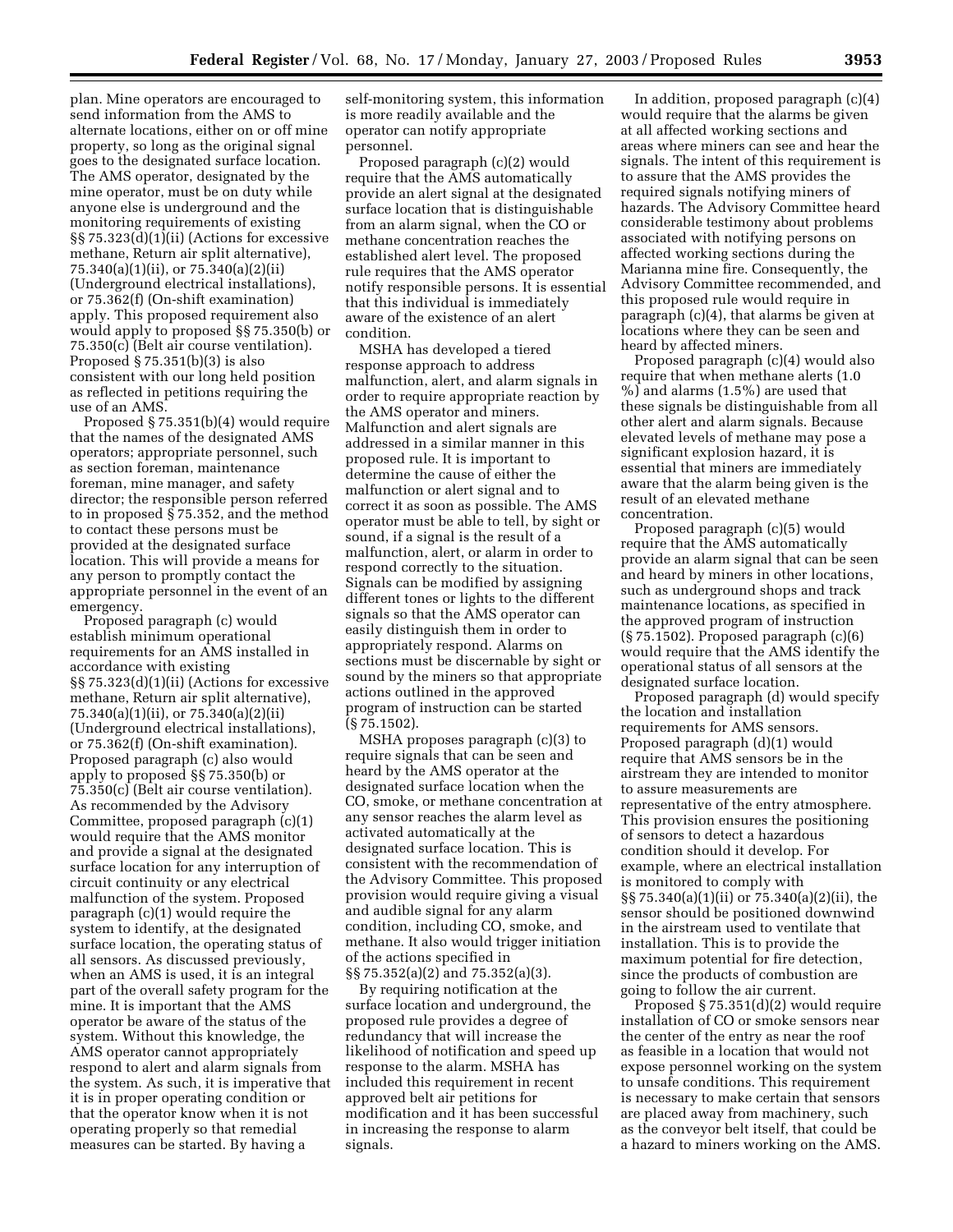plan. Mine operators are encouraged to send information from the AMS to alternate locations, either on or off mine property, so long as the original signal goes to the designated surface location. The AMS operator, designated by the mine operator, must be on duty while anyone else is underground and the monitoring requirements of existing §§ 75.323(d)(1)(ii) (Actions for excessive methane, Return air split alternative), 75.340(a)(1)(ii), or 75.340(a)(2)(ii) (Underground electrical installations), or 75.362(f) (On-shift examination) apply. This proposed requirement also would apply to proposed §§ 75.350(b) or 75.350(c) (Belt air course ventilation). Proposed § 75.351(b)(3) is also consistent with our long held position as reflected in petitions requiring the use of an AMS.

Proposed § 75.351(b)(4) would require that the names of the designated AMS operators; appropriate personnel, such as section foreman, maintenance foreman, mine manager, and safety director; the responsible person referred to in proposed § 75.352, and the method to contact these persons must be provided at the designated surface location. This will provide a means for any person to promptly contact the appropriate personnel in the event of an emergency.

Proposed paragraph (c) would establish minimum operational requirements for an AMS installed in accordance with existing §§ 75.323(d)(1)(ii) (Actions for excessive methane, Return air split alternative), 75.340(a)(1)(ii), or 75.340(a)(2)(ii) (Underground electrical installations), or 75.362(f) (On-shift examination). Proposed paragraph (c) also would apply to proposed §§ 75.350(b) or 75.350(c) (Belt air course ventilation). As recommended by the Advisory Committee, proposed paragraph (c)(1) would require that the AMS monitor and provide a signal at the designated surface location for any interruption of circuit continuity or any electrical malfunction of the system. Proposed paragraph (c)(1) would require the system to identify, at the designated surface location, the operating status of all sensors. As discussed previously, when an AMS is used, it is an integral part of the overall safety program for the mine. It is important that the AMS operator be aware of the status of the system. Without this knowledge, the AMS operator cannot appropriately respond to alert and alarm signals from the system. As such, it is imperative that it is in proper operating condition or that the operator know when it is not operating properly so that remedial measures can be started. By having a self-monitoring system, this information is more readily available and the operator can notify appropriate personnel.

Proposed paragraph (c)(2) would require that the AMS automatically provide an alert signal at the designated surface location that is distinguishable from an alarm signal, when the CO or methane concentration reaches the established alert level. The proposed rule requires that the AMS operator notify responsible persons. It is essential that this individual is immediately aware of the existence of an alert condition.

MSHA has developed a tiered response approach to address malfunction, alert, and alarm signals in order to require appropriate reaction by the AMS operator and miners. Malfunction and alert signals are addressed in a similar manner in this proposed rule. It is important to determine the cause of either the malfunction or alert signal and to correct it as soon as possible. The AMS operator must be able to tell, by sight or sound, if a signal is the result of a malfunction, alert, or alarm in order to respond correctly to the situation. Signals can be modified by assigning different tones or lights to the different signals so that the AMS operator can easily distinguish them in order to appropriately respond. Alarms on sections must be discernable by sight or sound by the miners so that appropriate actions outlined in the approved program of instruction can be started (§ 75.1502).

MSHA proposes paragraph (c)(3) to require signals that can be seen and heard by the AMS operator at the designated surface location when the CO, smoke, or methane concentration at any sensor reaches the alarm level as activated automatically at the designated surface location. This is consistent with the recommendation of the Advisory Committee. This proposed provision would require giving a visual and audible signal for any alarm condition, including CO, smoke, and methane. It also would trigger initiation of the actions specified in §§ 75.352(a)(2) and 75.352(a)(3).

By requiring notification at the surface location and underground, the proposed rule provides a degree of redundancy that will increase the likelihood of notification and speed up response to the alarm. MSHA has included this requirement in recent approved belt air petitions for modification and it has been successful in increasing the response to alarm signals.

In addition, proposed paragraph (c)(4) would require that the alarms be given at all affected working sections and areas where miners can see and hear the signals. The intent of this requirement is to assure that the AMS provides the required signals notifying miners of hazards. The Advisory Committee heard considerable testimony about problems associated with notifying persons on affected working sections during the Marianna mine fire. Consequently, the Advisory Committee recommended, and this proposed rule would require in paragraph (c)(4), that alarms be given at locations where they can be seen and heard by affected miners.

Proposed paragraph (c)(4) would also require that when methane alerts (1.0 %) and alarms (1.5%) are used that these signals be distinguishable from all other alert and alarm signals. Because elevated levels of methane may pose a significant explosion hazard, it is essential that miners are immediately aware that the alarm being given is the result of an elevated methane concentration.

Proposed paragraph (c)(5) would require that the AMS automatically provide an alarm signal that can be seen and heard by miners in other locations, such as underground shops and track maintenance locations, as specified in the approved program of instruction (§ 75.1502). Proposed paragraph (c)(6) would require that the AMS identify the operational status of all sensors at the designated surface location.

Proposed paragraph (d) would specify the location and installation requirements for AMS sensors. Proposed paragraph (d)(1) would require that AMS sensors be in the airstream they are intended to monitor to assure measurements are representative of the entry atmosphere. This provision ensures the positioning of sensors to detect a hazardous condition should it develop. For example, where an electrical installation is monitored to comply with §§ 75.340(a)(1)(ii) or 75.340(a)(2)(ii), the sensor should be positioned downwind in the airstream used to ventilate that installation. This is to provide the maximum potential for fire detection, since the products of combustion are going to follow the air current.

Proposed § 75.351(d)(2) would require installation of CO or smoke sensors near the center of the entry as near the roof as feasible in a location that would not expose personnel working on the system to unsafe conditions. This requirement is necessary to make certain that sensors are placed away from machinery, such as the conveyor belt itself, that could be a hazard to miners working on the AMS.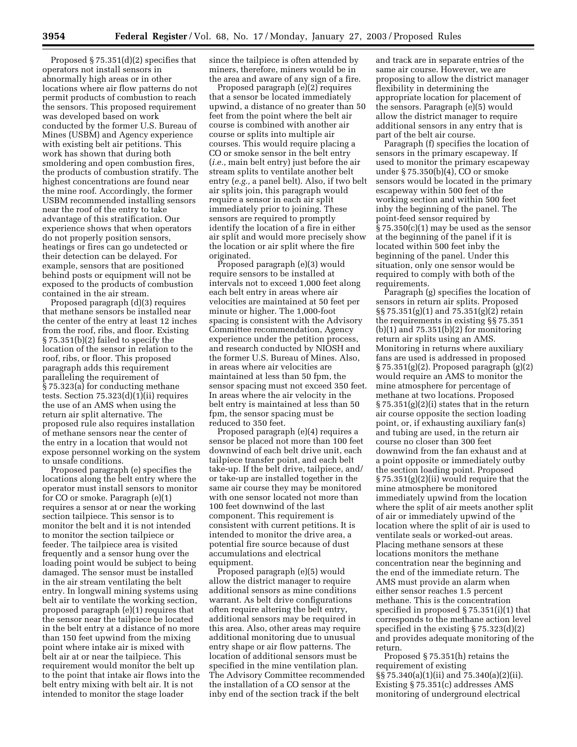Proposed § 75.351(d)(2) specifies that operators not install sensors in abnormally high areas or in other locations where air flow patterns do not permit products of combustion to reach the sensors. This proposed requirement was developed based on work conducted by the former U.S. Bureau of Mines (USBM) and Agency experience with existing belt air petitions. This work has shown that during both smoldering and open combustion fires, the products of combustion stratify. The highest concentrations are found near the mine roof. Accordingly, the former USBM recommended installing sensors near the roof of the entry to take advantage of this stratification. Our experience shows that when operators do not properly position sensors, heatings or fires can go undetected or their detection can be delayed. For example, sensors that are positioned behind posts or equipment will not be exposed to the products of combustion contained in the air stream.

Proposed paragraph (d)(3) requires that methane sensors be installed near the center of the entry at least 12 inches from the roof, ribs, and floor. Existing § 75.351(b)(2) failed to specify the location of the sensor in relation to the roof, ribs, or floor. This proposed paragraph adds this requirement paralleling the requirement of § 75.323(a) for conducting methane tests. Section 75.323(d)(1)(ii) requires the use of an AMS when using the return air split alternative. The proposed rule also requires installation of methane sensors near the center of the entry in a location that would not expose personnel working on the system to unsafe conditions.

Proposed paragraph (e) specifies the locations along the belt entry where the operator must install sensors to monitor for CO or smoke. Paragraph (e)(1) requires a sensor at or near the working section tailpiece. This sensor is to monitor the belt and it is not intended to monitor the section tailpiece or feeder. The tailpiece area is visited frequently and a sensor hung over the loading point would be subject to being damaged. The sensor must be installed in the air stream ventilating the belt entry. In longwall mining systems using belt air to ventilate the working section, proposed paragraph (e)(1) requires that the sensor near the tailpiece be located in the belt entry at a distance of no more than 150 feet upwind from the mixing point where intake air is mixed with belt air at or near the tailpiece. This requirement would monitor the belt up to the point that intake air flows into the belt entry mixing with belt air. It is not intended to monitor the stage loader since the tailpiece is often attended by miners, therefore, miners would be in the area and aware of any sign of a fire.

Proposed paragraph (e)(2) requires that a sensor be located immediately upwind, a distance of no greater than 50 feet from the point where the belt air course is combined with another air course or splits into multiple air courses. This would require placing a CO or smoke sensor in the belt entry (*i.e.*, main belt entry) just before the air stream splits to ventilate another belt entry (*e.g.*, a panel belt). Also, if two belt air splits join, this paragraph would require a sensor in each air split immediately prior to joining. These sensors are required to promptly identify the location of a fire in either air split and would more precisely show the location or air split where the fire originated.

Proposed paragraph (e)(3) would require sensors to be installed at intervals not to exceed 1,000 feet along each belt entry in areas where air velocities are maintained at 50 feet per minute or higher. The 1,000-foot spacing is consistent with the Advisory Committee recommendation, Agency experience under the petition process, and research conducted by NIOSH and the former U.S. Bureau of Mines. Also, in areas where air velocities are maintained at less than 50 fpm, the sensor spacing must not exceed 350 feet. In areas where the air velocity in the belt entry is maintained at less than 50 fpm, the sensor spacing must be reduced to 350 feet.

Proposed paragraph (e)(4) requires a sensor be placed not more than 100 feet downwind of each belt drive unit, each tailpiece transfer point, and each belt take-up. If the belt drive, tailpiece, and/or take-up are installed together in the same air course they may be monitored with one sensor located not more than 100 feet downwind of the last component. This requirement is consistent with current petitions. It is intended to monitor the drive area, a potential fire source because of dust accumulations and electrical equipment.

Proposed paragraph (e)(5) would allow the district manager to require additional sensors as mine conditions warrant. As belt drive configurations often require altering the belt entry, additional sensors may be required in this area. Also, other areas may require additional monitoring due to unusual entry shape or air flow patterns. The location of additional sensors must be specified in the mine ventilation plan. The Advisory Committee recommended the installation of a CO sensor at the inby end of the section track if the belt and track are in separate entries of the same air course. However, we are proposing to allow the district manager flexibility in determining the appropriate location for placement of the sensors. Paragraph (e)(5) would allow the district manager to require additional sensors in any entry that is part of the belt air course.

Paragraph (f) specifies the location of sensors in the primary escapeway. If used to monitor the primary escapeway under § 75.350(b)(4), CO or smoke sensors would be located in the primary escapeway within 500 feet of the working section and within 500 feet inby the beginning of the panel. The point-feed sensor required by § 75.350(c)(1) may be used as the sensor at the beginning of the panel if it is located within 500 feet inby the beginning of the panel. Under this situation, only one sensor would be required to comply with both of the requirements.

Paragraph (g) specifies the location of sensors in return air splits. Proposed §§ 75.351(g)(1) and 75.351(g)(2) retain the requirements in existing §§ 75.351 (b)(1) and 75.351(b)(2) for monitoring return air splits using an AMS. Monitoring in returns where auxiliary fans are used is addressed in proposed § 75.351(g)(2). Proposed paragraph (g)(2) would require an AMS to monitor the mine atmosphere for percentage of methane at two locations. Proposed § 75.351(g)(2)(i) states that in the return air course opposite the section loading point, or, if exhausting auxiliary fan(s) and tubing are used, in the return air course no closer than 300 feet downwind from the fan exhaust and at a point opposite or immediately outby the section loading point. Proposed § 75.351(g)(2)(ii) would require that the mine atmosphere be monitored immediately upwind from the location where the split of air meets another split of air or immediately upwind of the location where the split of air is used to ventilate seals or worked-out areas. Placing methane sensors at these locations monitors the methane concentration near the beginning and the end of the immediate return. The AMS must provide an alarm when either sensor reaches 1.5 percent methane. This is the concentration specified in proposed § 75.351(i)(1) that corresponds to the methane action level specified in the existing § 75.323(d)(2) and provides adequate monitoring of the return.

Proposed § 75.351(h) retains the requirement of existing §§ 75.340(a)(1)(ii) and 75.340(a)(2)(ii). Existing § 75.351(c) addresses AMS monitoring of underground electrical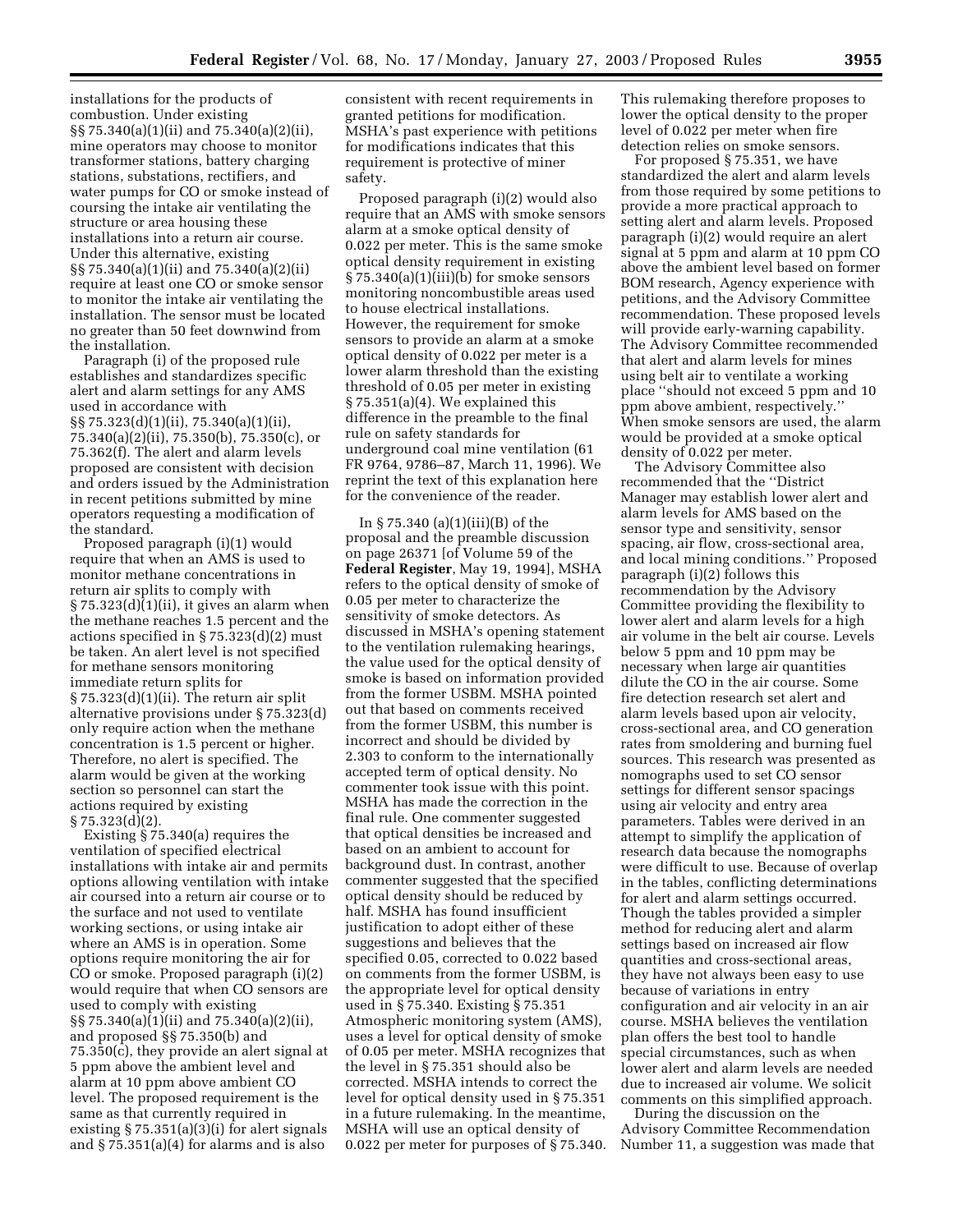installations for the products of combustion. Under existing §§ 75.340(a)(1)(ii) and 75.340(a)(2)(ii), mine operators may choose to monitor transformer stations, battery charging stations, substations, rectifiers, and water pumps for CO or smoke instead of coursing the intake air ventilating the structure or area housing these installations into a return air course. Under this alternative, existing §§ 75.340(a)(1)(ii) and 75.340(a)(2)(ii) require at least one CO or smoke sensor to monitor the intake air ventilating the installation. The sensor must be located no greater than 50 feet downwind from the installation.

Paragraph (i) of the proposed rule establishes and standardizes specific alert and alarm settings for any AMS used in accordance with §§ 75.323(d)(1)(ii), 75.340(a)(1)(ii), 75.340(a)(2)(ii), 75.350(b), 75.350(c), or 75.362(f). The alert and alarm levels proposed are consistent with decision and orders issued by the Administration in recent petitions submitted by mine operators requesting a modification of the standard.

Proposed paragraph (i)(1) would require that when an AMS is used to monitor methane concentrations in return air splits to comply with § 75.323(d)(1)(ii), it gives an alarm when the methane reaches 1.5 percent and the actions specified in § 75.323(d)(2) must be taken. An alert level is not specified for methane sensors monitoring immediate return splits for § 75.323(d)(1)(ii). The return air split alternative provisions under § 75.323(d) only require action when the methane concentration is 1.5 percent or higher. Therefore, no alert is specified. The alarm would be given at the working section so personnel can start the actions required by existing § 75.323(d)(2).

Existing § 75.340(a) requires the ventilation of specified electrical installations with intake air and permits options allowing ventilation with intake air coursed into a return air course or to the surface and not used to ventilate working sections, or using intake air where an AMS is in operation. Some options require monitoring the air for CO or smoke. Proposed paragraph (i)(2) would require that when CO sensors are used to comply with existing §§ 75.340(a)(1)(ii) and 75.340(a)(2)(ii), and proposed §§ 75.350(b) and 75.350(c), they provide an alert signal at 5 ppm above the ambient level and alarm at 10 ppm above ambient CO level. The proposed requirement is the same as that currently required in existing § 75.351(a)(3)(i) for alert signals and § 75.351(a)(4) for alarms and is also consistent with recent requirements in granted petitions for modification. MSHA's past experience with petitions for modifications indicates that this requirement is protective of miner safety.

Proposed paragraph (i)(2) would also require that an AMS with smoke sensors alarm at a smoke optical density of 0.022 per meter. This is the same smoke optical density requirement in existing § 75.340(a)(1)(iii)(b) for smoke sensors monitoring noncombustible areas used to house electrical installations. However, the requirement for smoke sensors to provide an alarm at a smoke optical density of 0.022 per meter is a lower alarm threshold than the existing threshold of 0.05 per meter in existing § 75.351(a)(4). We explained this difference in the preamble to the final rule on safety standards for underground coal mine ventilation (61 FR 9764, 9786–87, March 11, 1996). We reprint the text of this explanation here for the convenience of the reader.

In § 75.340 (a)(1)(iii)(B) of the proposal and the preamble discussion on page 26371 [of Volume 59 of the **Federal Register**, May 19, 1994], MSHA refers to the optical density of smoke of 0.05 per meter to characterize the sensitivity of smoke detectors. As discussed in MSHA's opening statement to the ventilation rulemaking hearings, the value used for the optical density of smoke is based on information provided from the former USBM. MSHA pointed out that based on comments received from the former USBM, this number is incorrect and should be divided by 2.303 to conform to the internationally accepted term of optical density. No commenter took issue with this point. MSHA has made the correction in the final rule. One commenter suggested that optical densities be increased and based on an ambient to account for background dust. In contrast, another commenter suggested that the specified optical density should be reduced by half. MSHA has found insufficient justification to adopt either of these suggestions and believes that the specified 0.05, corrected to 0.022 based on comments from the former USBM, is the appropriate level for optical density used in § 75.340. Existing § 75.351 Atmospheric monitoring system (AMS), uses a level for optical density of smoke of 0.05 per meter. MSHA recognizes that the level in § 75.351 should also be corrected. MSHA intends to correct the level for optical density used in § 75.351 in a future rulemaking. In the meantime, MSHA will use an optical density of 0.022 per meter for purposes of § 75.340.

This rulemaking therefore proposes to lower the optical density to the proper level of 0.022 per meter when fire detection relies on smoke sensors.

For proposed § 75.351, we have standardized the alert and alarm levels from those required by some petitions to provide a more practical approach to setting alert and alarm levels. Proposed paragraph (i)(2) would require an alert signal at 5 ppm and alarm at 10 ppm CO above the ambient level based on former BOM research, Agency experience with petitions, and the Advisory Committee recommendation. These proposed levels will provide early-warning capability. The Advisory Committee recommended that alert and alarm levels for mines using belt air to ventilate a working place ''should not exceed 5 ppm and 10 ppm above ambient, respectively.'' When smoke sensors are used, the alarm would be provided at a smoke optical density of 0.022 per meter.

The Advisory Committee also recommended that the ''District Manager may establish lower alert and alarm levels for AMS based on the sensor type and sensitivity, sensor spacing, air flow, cross-sectional area, and local mining conditions.'' Proposed paragraph (i)(2) follows this recommendation by the Advisory Committee providing the flexibility to lower alert and alarm levels for a high air volume in the belt air course. Levels below 5 ppm and 10 ppm may be necessary when large air quantities dilute the CO in the air course. Some fire detection research set alert and alarm levels based upon air velocity, cross-sectional area, and CO generation rates from smoldering and burning fuel sources. This research was presented as nomographs used to set CO sensor settings for different sensor spacings using air velocity and entry area parameters. Tables were derived in an attempt to simplify the application of research data because the nomographs were difficult to use. Because of overlap in the tables, conflicting determinations for alert and alarm settings occurred. Though the tables provided a simpler method for reducing alert and alarm settings based on increased air flow quantities and cross-sectional areas, they have not always been easy to use because of variations in entry configuration and air velocity in an air course. MSHA believes the ventilation plan offers the best tool to handle special circumstances, such as when lower alert and alarm levels are needed due to increased air volume. We solicit comments on this simplified approach.

During the discussion on the Advisory Committee Recommendation Number 11, a suggestion was made that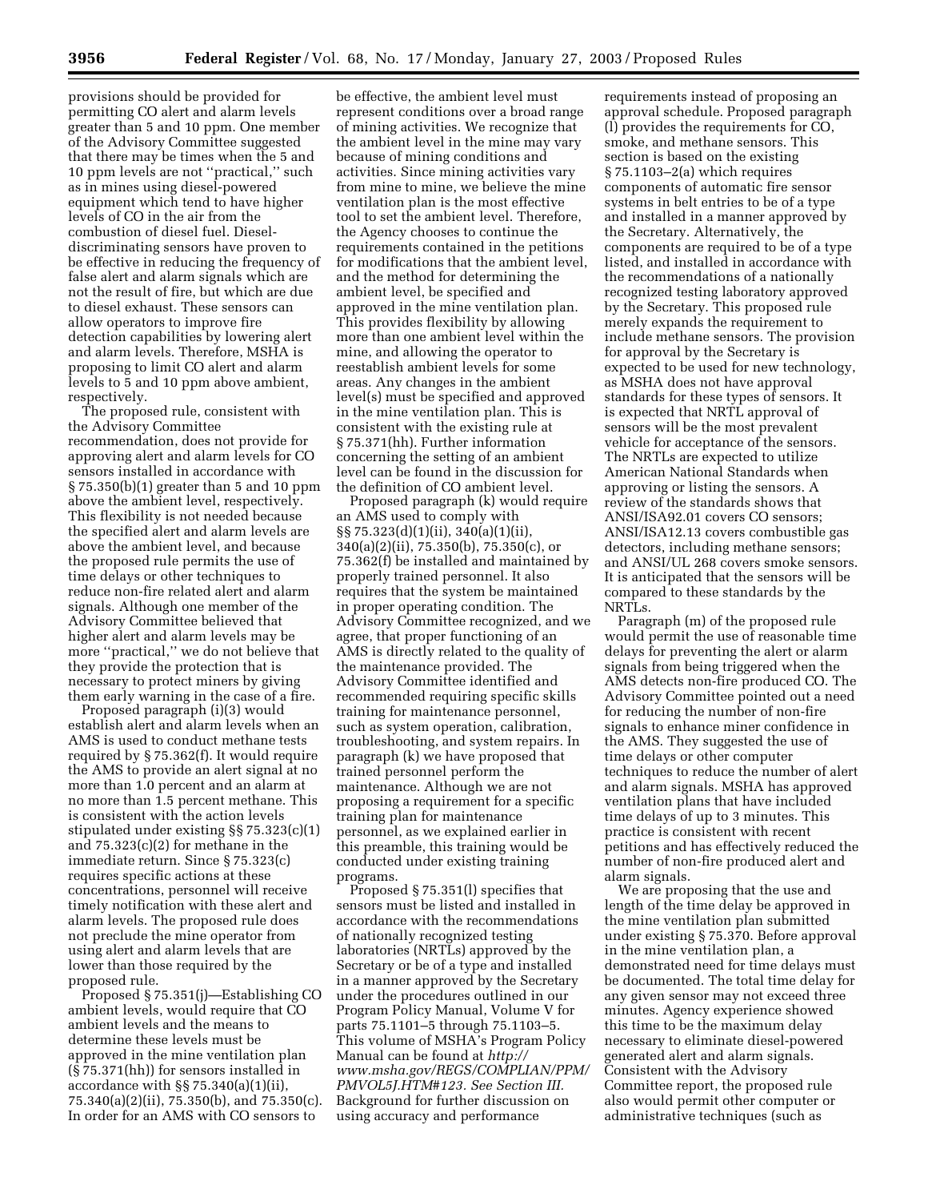provisions should be provided for permitting CO alert and alarm levels greater than 5 and 10 ppm. One member of the Advisory Committee suggested that there may be times when the 5 and 10 ppm levels are not ''practical,'' such as in mines using diesel-powered equipment which tend to have higher levels of CO in the air from the combustion of diesel fuel. Diesel-discriminating sensors have proven to be effective in reducing the frequency of false alert and alarm signals which are not the result of fire, but which are due to diesel exhaust. These sensors can allow operators to improve fire detection capabilities by lowering alert and alarm levels. Therefore, MSHA is proposing to limit CO alert and alarm levels to 5 and 10 ppm above ambient, respectively.

The proposed rule, consistent with the Advisory Committee recommendation, does not provide for approving alert and alarm levels for CO sensors installed in accordance with § 75.350(b)(1) greater than 5 and 10 ppm above the ambient level, respectively. This flexibility is not needed because the specified alert and alarm levels are above the ambient level, and because the proposed rule permits the use of time delays or other techniques to reduce non-fire related alert and alarm signals. Although one member of the Advisory Committee believed that higher alert and alarm levels may be more ''practical,'' we do not believe that they provide the protection that is necessary to protect miners by giving them early warning in the case of a fire.

Proposed paragraph (i)(3) would establish alert and alarm levels when an AMS is used to conduct methane tests required by § 75.362(f). It would require the AMS to provide an alert signal at no more than 1.0 percent and an alarm at no more than 1.5 percent methane. This is consistent with the action levels stipulated under existing §§ 75.323(c)(1) and 75.323(c)(2) for methane in the immediate return. Since § 75.323(c) requires specific actions at these concentrations, personnel will receive timely notification with these alert and alarm levels. The proposed rule does not preclude the mine operator from using alert and alarm levels that are lower than those required by the proposed rule.

Proposed § 75.351(j)—Establishing CO ambient levels, would require that CO ambient levels and the means to determine these levels must be approved in the mine ventilation plan (§ 75.371(hh)) for sensors installed in accordance with §§ 75.340(a)(1)(ii), 75.340(a)(2)(ii), 75.350(b), and 75.350(c). In order for an AMS with CO sensors to be effective, the ambient level must represent conditions over a broad range of mining activities. We recognize that the ambient level in the mine may vary because of mining conditions and activities. Since mining activities vary from mine to mine, we believe the mine ventilation plan is the most effective tool to set the ambient level. Therefore, the Agency chooses to continue the requirements contained in the petitions for modifications that the ambient level, and the method for determining the ambient level, be specified and approved in the mine ventilation plan. This provides flexibility by allowing more than one ambient level within the mine, and allowing the operator to reestablish ambient levels for some areas. Any changes in the ambient level(s) must be specified and approved in the mine ventilation plan. This is consistent with the existing rule at § 75.371(hh). Further information concerning the setting of an ambient level can be found in the discussion for the definition of CO ambient level.

Proposed paragraph (k) would require an AMS used to comply with §§ 75.323(d)(1)(ii), 340(a)(1)(ii), 340(a)(2)(ii), 75.350(b), 75.350(c), or 75.362(f) be installed and maintained by properly trained personnel. It also requires that the system be maintained in proper operating condition. The Advisory Committee recognized, and we agree, that proper functioning of an AMS is directly related to the quality of the maintenance provided. The Advisory Committee identified and recommended requiring specific skills training for maintenance personnel, such as system operation, calibration, troubleshooting, and system repairs. In paragraph (k) we have proposed that trained personnel perform the maintenance. Although we are not proposing a requirement for a specific training plan for maintenance personnel, as we explained earlier in this preamble, this training would be conducted under existing training programs.

Proposed § 75.351(l) specifies that sensors must be listed and installed in accordance with the recommendations of nationally recognized testing laboratories (NRTLs) approved by the Secretary or be of a type and installed in a manner approved by the Secretary under the procedures outlined in our Program Policy Manual, Volume V for parts 75.1101–5 through 75.1103–5. This volume of MSHA's Program Policy Manual can be found at *http://www.msha.gov/REGS/COMPLIAN/PPM/PMVOL5J.HTM#123. See Section III.* Background for further discussion on using accuracy and performance requirements instead of proposing an approval schedule. Proposed paragraph (l) provides the requirements for CO, smoke, and methane sensors. This section is based on the existing § 75.1103–2(a) which requires components of automatic fire sensor systems in belt entries to be of a type and installed in a manner approved by the Secretary. Alternatively, the components are required to be of a type listed, and installed in accordance with the recommendations of a nationally recognized testing laboratory approved by the Secretary. This proposed rule merely expands the requirement to include methane sensors. The provision for approval by the Secretary is expected to be used for new technology, as MSHA does not have approval standards for these types of sensors. It is expected that NRTL approval of sensors will be the most prevalent vehicle for acceptance of the sensors. The NRTLs are expected to utilize American National Standards when approving or listing the sensors. A review of the standards shows that ANSI/ISA92.01 covers CO sensors; ANSI/ISA12.13 covers combustible gas detectors, including methane sensors; and ANSI/UL 268 covers smoke sensors. It is anticipated that the sensors will be compared to these standards by the NRTLs.

Paragraph (m) of the proposed rule would permit the use of reasonable time delays for preventing the alert or alarm signals from being triggered when the AMS detects non-fire produced CO. The Advisory Committee pointed out a need for reducing the number of non-fire signals to enhance miner confidence in the AMS. They suggested the use of time delays or other computer techniques to reduce the number of alert and alarm signals. MSHA has approved ventilation plans that have included time delays of up to 3 minutes. This practice is consistent with recent petitions and has effectively reduced the number of non-fire produced alert and alarm signals.

We are proposing that the use and length of the time delay be approved in the mine ventilation plan submitted under existing § 75.370. Before approval in the mine ventilation plan, a demonstrated need for time delays must be documented. The total time delay for any given sensor may not exceed three minutes. Agency experience showed this time to be the maximum delay necessary to eliminate diesel-powered generated alert and alarm signals. Consistent with the Advisory Committee report, the proposed rule also would permit other computer or administrative techniques (such as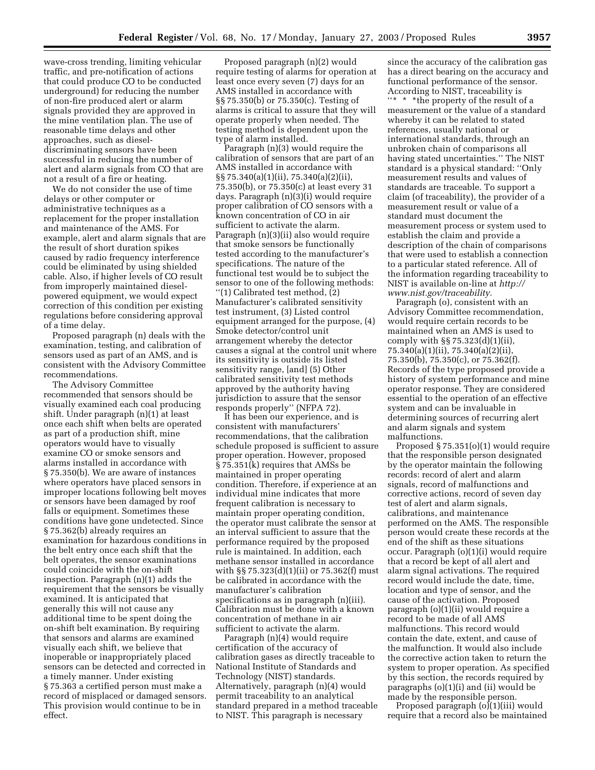wave-cross trending, limiting vehicular traffic, and pre-notification of actions that could produce CO to be conducted underground) for reducing the number of non-fire produced alert or alarm signals provided they are approved in the mine ventilation plan. The use of reasonable time delays and other approaches, such as diesel-discriminating sensors have been successful in reducing the number of alert and alarm signals from CO that are not a result of a fire or heating.

We do not consider the use of time delays or other computer or administrative techniques as a replacement for the proper installation and maintenance of the AMS. For example, alert and alarm signals that are the result of short duration spikes caused by radio frequency interference could be eliminated by using shielded cable. Also, if higher levels of CO result from improperly maintained diesel-powered equipment, we would expect correction of this condition per existing regulations before considering approval of a time delay.

Proposed paragraph (n) deals with the examination, testing, and calibration of sensors used as part of an AMS, and is consistent with the Advisory Committee recommendations.

The Advisory Committee recommended that sensors should be visually examined each coal producing shift. Under paragraph (n)(1) at least once each shift when belts are operated as part of a production shift, mine operators would have to visually examine CO or smoke sensors and alarms installed in accordance with § 75.350(b). We are aware of instances where operators have placed sensors in improper locations following belt moves or sensors have been damaged by roof falls or equipment. Sometimes these conditions have gone undetected. Since § 75.362(b) already requires an examination for hazardous conditions in the belt entry once each shift that the belt operates, the sensor examinations could coincide with the on-shift inspection. Paragraph (n)(1) adds the requirement that the sensors be visually examined. It is anticipated that generally this will not cause any additional time to be spent doing the on-shift belt examination. By requiring that sensors and alarms are examined visually each shift, we believe that inoperable or inappropriately placed sensors can be detected and corrected in a timely manner. Under existing § 75.363 a certified person must make a record of misplaced or damaged sensors. This provision would continue to be in effect.

Proposed paragraph (n)(2) would require testing of alarms for operation at least once every seven (7) days for an AMS installed in accordance with §§ 75.350(b) or 75.350(c). Testing of alarms is critical to assure that they will operate properly when needed. The testing method is dependent upon the type of alarm installed.

Paragraph (n)(3) would require the calibration of sensors that are part of an AMS installed in accordance with §§ 75.340(a)(1)(ii), 75.340(a)(2)(ii), 75.350(b), or 75.350(c) at least every 31 days. Paragraph (n)(3)(i) would require proper calibration of CO sensors with a known concentration of CO in air sufficient to activate the alarm. Paragraph (n)(3)(ii) also would require that smoke sensors be functionally tested according to the manufacturer's specifications. The nature of the functional test would be to subject the sensor to one of the following methods: ''(1) Calibrated test method, (2) Manufacturer's calibrated sensitivity test instrument, (3) Listed control equipment arranged for the purpose, (4) Smoke detector/control unit arrangement whereby the detector causes a signal at the control unit where its sensitivity is outside its listed sensitivity range, [and] (5) Other calibrated sensitivity test methods approved by the authority having jurisdiction to assure that the sensor responds properly'' (NFPA 72).

It has been our experience, and is consistent with manufacturers' recommendations, that the calibration schedule proposed is sufficient to assure proper operation. However, proposed § 75.351(k) requires that AMSs be maintained in proper operating condition. Therefore, if experience at an individual mine indicates that more frequent calibration is necessary to maintain proper operating condition, the operator must calibrate the sensor at an interval sufficient to assure that the performance required by the proposed rule is maintained. In addition, each methane sensor installed in accordance with §§ 75.323(d)(1)(ii) or 75.362(f) must be calibrated in accordance with the manufacturer's calibration specifications as in paragraph (n)(iii). Calibration must be done with a known concentration of methane in air sufficient to activate the alarm.

Paragraph (n)(4) would require certification of the accuracy of calibration gases as directly traceable to National Institute of Standards and Technology (NIST) standards. Alternatively, paragraph (n)(4) would permit traceability to an analytical standard prepared in a method traceable to NIST. This paragraph is necessary since the accuracy of the calibration gas has a direct bearing on the accuracy and functional performance of the sensor. According to NIST, traceability is ''* * *the property of the result of a measurement or the value of a standard whereby it can be related to stated references, usually national or international standards, through an unbroken chain of comparisons all having stated uncertainties.'' The NIST standard is a physical standard: ''Only measurement results and values of standards are traceable. To support a claim (of traceability), the provider of a measurement result or value of a standard must document the measurement process or system used to establish the claim and provide a description of the chain of comparisons that were used to establish a connection to a particular stated reference. All of the information regarding traceability to NIST is available on-line at *http://www.nist.gov/traceability.*

Paragraph (o), consistent with an Advisory Committee recommendation, would require certain records to be maintained when an AMS is used to comply with §§ 75.323(d)(1)(ii), 75.340(a)(1)(ii), 75.340(a)(2)(ii), 75.350(b), 75.350(c), or 75.362(f). Records of the type proposed provide a history of system performance and mine operator response. They are considered essential to the operation of an effective system and can be invaluable in determining sources of recurring alert and alarm signals and system malfunctions.

Proposed § 75.351(o)(1) would require that the responsible person designated by the operator maintain the following records: record of alert and alarm signals, record of malfunctions and corrective actions, record of seven day test of alert and alarm signals, calibrations, and maintenance performed on the AMS. The responsible person would create these records at the end of the shift as these situations occur. Paragraph (o)(1)(i) would require that a record be kept of all alert and alarm signal activations. The required record would include the date, time, location and type of sensor, and the cause of the activation. Proposed paragraph (o)(1)(ii) would require a record to be made of all AMS malfunctions. This record would contain the date, extent, and cause of the malfunction. It would also include the corrective action taken to return the system to proper operation. As specified by this section, the records required by paragraphs (o)(1)(i) and (ii) would be made by the responsible person.

Proposed paragraph (o)(1)(iii) would require that a record also be maintained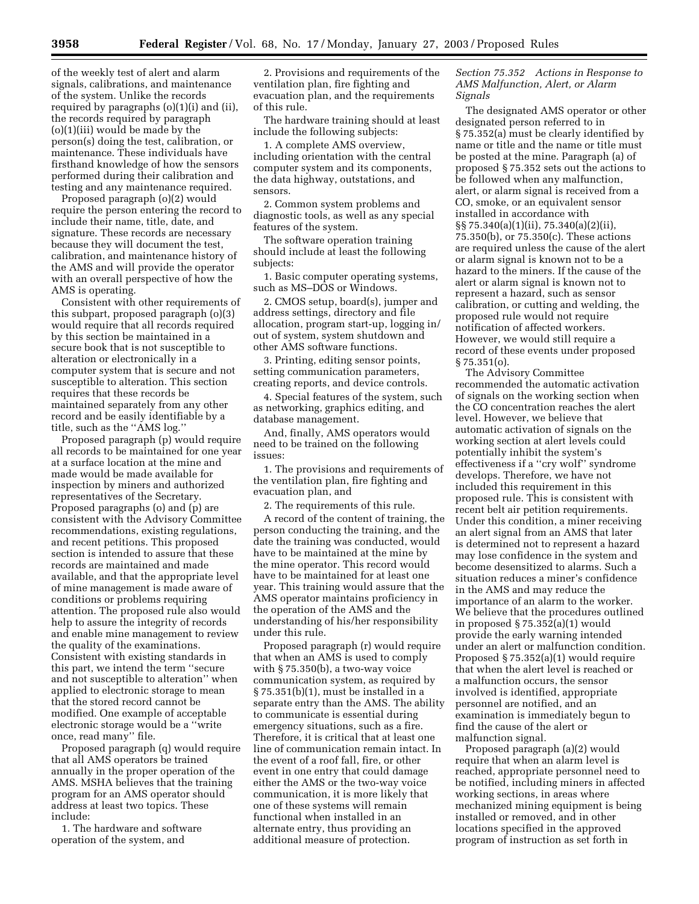of the weekly test of alert and alarm signals, calibrations, and maintenance of the system. Unlike the records required by paragraphs (o)(1)(i) and (ii), the records required by paragraph (o)(1)(iii) would be made by the person(s) doing the test, calibration, or maintenance. These individuals have firsthand knowledge of how the sensors performed during their calibration and testing and any maintenance required.

Proposed paragraph (o)(2) would require the person entering the record to include their name, title, date, and signature. These records are necessary because they will document the test, calibration, and maintenance history of the AMS and will provide the operator with an overall perspective of how the AMS is operating.

Consistent with other requirements of this subpart, proposed paragraph (o)(3) would require that all records required by this section be maintained in a secure book that is not susceptible to alteration or electronically in a computer system that is secure and not susceptible to alteration. This section requires that these records be maintained separately from any other record and be easily identifiable by a title, such as the ''AMS log.''

Proposed paragraph (p) would require all records to be maintained for one year at a surface location at the mine and made would be made available for inspection by miners and authorized representatives of the Secretary. Proposed paragraphs (o) and (p) are consistent with the Advisory Committee recommendations, existing regulations, and recent petitions. This proposed section is intended to assure that these records are maintained and made available, and that the appropriate level of mine management is made aware of conditions or problems requiring attention. The proposed rule also would help to assure the integrity of records and enable mine management to review the quality of the examinations. Consistent with existing standards in this part, we intend the term ''secure and not susceptible to alteration'' when applied to electronic storage to mean that the stored record cannot be modified. One example of acceptable electronic storage would be a ''write once, read many'' file.

Proposed paragraph (q) would require that all AMS operators be trained annually in the proper operation of the AMS. MSHA believes that the training program for an AMS operator should address at least two topics. These include:

1. The hardware and software operation of the system, and

2. Provisions and requirements of the ventilation plan, fire fighting and evacuation plan, and the requirements of this rule.

The hardware training should at least include the following subjects:

1. A complete AMS overview, including orientation with the central computer system and its components, the data highway, outstations, and sensors.

2. Common system problems and diagnostic tools, as well as any special features of the system.

The software operation training should include at least the following subjects:

1. Basic computer operating systems, such as MS–DOS or Windows.

2. CMOS setup, board(s), jumper and address settings, directory and file allocation, program start-up, logging in/out of system, system shutdown and other AMS software functions.

3. Printing, editing sensor points, setting communication parameters, creating reports, and device controls.

4. Special features of the system, such as networking, graphics editing, and database management.

And, finally, AMS operators would need to be trained on the following issues:

1. The provisions and requirements of the ventilation plan, fire fighting and evacuation plan, and

2. The requirements of this rule.

A record of the content of training, the person conducting the training, and the date the training was conducted, would have to be maintained at the mine by the mine operator. This record would have to be maintained for at least one year. This training would assure that the AMS operator maintains proficiency in the operation of the AMS and the understanding of his/her responsibility under this rule.

Proposed paragraph (r) would require that when an AMS is used to comply with § 75.350(b), a two-way voice communication system, as required by § 75.351(b)(1), must be installed in a separate entry than the AMS. The ability to communicate is essential during emergency situations, such as a fire. Therefore, it is critical that at least one line of communication remain intact. In the event of a roof fall, fire, or other event in one entry that could damage either the AMS or the two-way voice communication, it is more likely that one of these systems will remain functional when installed in an alternate entry, thus providing an additional measure of protection.

*Section 75.352 Actions in Response to AMS Malfunction, Alert, or Alarm Signals*

The designated AMS operator or other designated person referred to in § 75.352(a) must be clearly identified by name or title and the name or title must be posted at the mine. Paragraph (a) of proposed § 75.352 sets out the actions to be followed when any malfunction, alert, or alarm signal is received from a CO, smoke, or an equivalent sensor installed in accordance with §§ 75.340(a)(1)(ii), 75.340(a)(2)(ii), 75.350(b), or 75.350(c). These actions are required unless the cause of the alert or alarm signal is known not to be a hazard to the miners. If the cause of the alert or alarm signal is known not to represent a hazard, such as sensor calibration, or cutting and welding, the proposed rule would not require notification of affected workers. However, we would still require a record of these events under proposed § 75.351(o).

The Advisory Committee recommended the automatic activation of signals on the working section when the CO concentration reaches the alert level. However, we believe that automatic activation of signals on the working section at alert levels could potentially inhibit the system's effectiveness if a ''cry wolf'' syndrome develops. Therefore, we have not included this requirement in this proposed rule. This is consistent with recent belt air petition requirements. Under this condition, a miner receiving an alert signal from an AMS that later is determined not to represent a hazard may lose confidence in the system and become desensitized to alarms. Such a situation reduces a miner's confidence in the AMS and may reduce the importance of an alarm to the worker. We believe that the procedures outlined in proposed § 75.352(a)(1) would provide the early warning intended under an alert or malfunction condition. Proposed § 75.352(a)(1) would require that when the alert level is reached or a malfunction occurs, the sensor involved is identified, appropriate personnel are notified, and an examination is immediately begun to find the cause of the alert or malfunction signal.

Proposed paragraph (a)(2) would require that when an alarm level is reached, appropriate personnel need to be notified, including miners in affected working sections, in areas where mechanized mining equipment is being installed or removed, and in other locations specified in the approved program of instruction as set forth in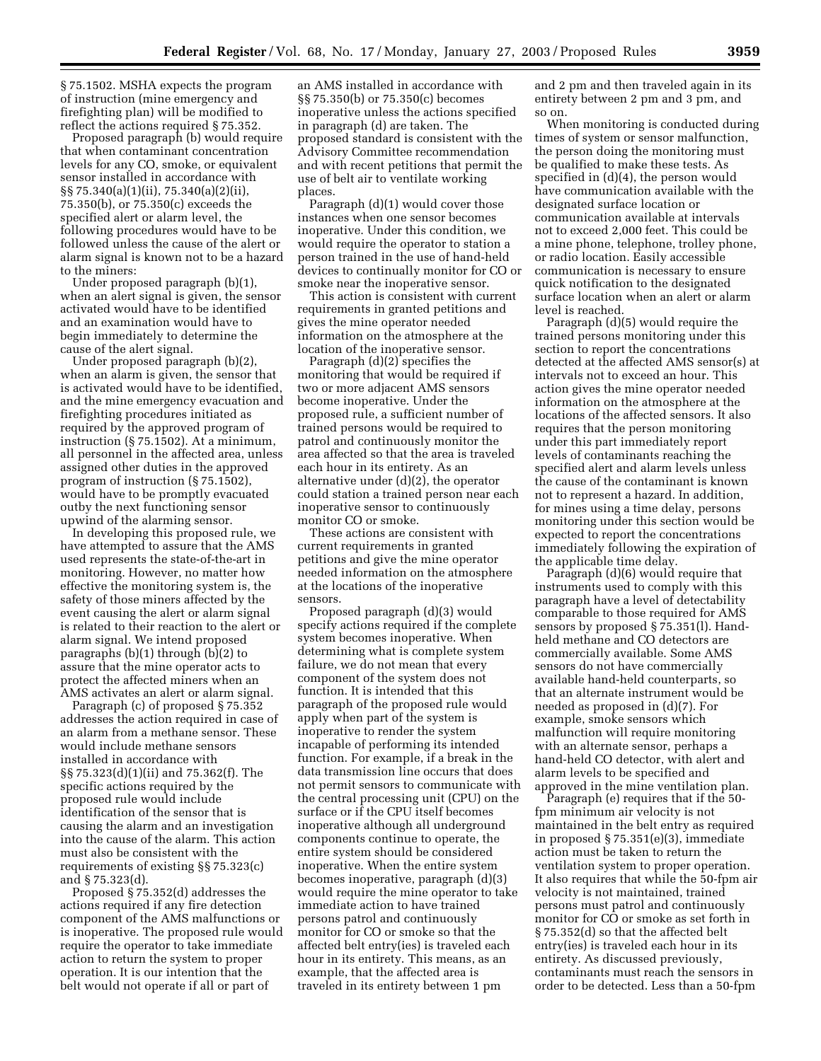§ 75.1502. MSHA expects the program of instruction (mine emergency and firefighting plan) will be modified to reflect the actions required § 75.352.

Proposed paragraph (b) would require that when contaminant concentration levels for any CO, smoke, or equivalent sensor installed in accordance with §§ 75.340(a)(1)(ii), 75.340(a)(2)(ii), 75.350(b), or 75.350(c) exceeds the specified alert or alarm level, the following procedures would have to be followed unless the cause of the alert or alarm signal is known not to be a hazard to the miners:

Under proposed paragraph (b)(1), when an alert signal is given, the sensor activated would have to be identified and an examination would have to begin immediately to determine the cause of the alert signal.

Under proposed paragraph (b)(2), when an alarm is given, the sensor that is activated would have to be identified, and the mine emergency evacuation and firefighting procedures initiated as required by the approved program of instruction (§ 75.1502). At a minimum, all personnel in the affected area, unless assigned other duties in the approved program of instruction (§ 75.1502), would have to be promptly evacuated outby the next functioning sensor upwind of the alarming sensor.

In developing this proposed rule, we have attempted to assure that the AMS used represents the state-of-the-art in monitoring. However, no matter how effective the monitoring system is, the safety of those miners affected by the event causing the alert or alarm signal is related to their reaction to the alert or alarm signal. We intend proposed paragraphs (b)(1) through (b)(2) to assure that the mine operator acts to protect the affected miners when an AMS activates an alert or alarm signal.

Paragraph (c) of proposed § 75.352 addresses the action required in case of an alarm from a methane sensor. These would include methane sensors installed in accordance with §§ 75.323(d)(1)(ii) and 75.362(f). The specific actions required by the proposed rule would include identification of the sensor that is causing the alarm and an investigation into the cause of the alarm. This action must also be consistent with the requirements of existing §§ 75.323(c) and § 75.323(d).

Proposed § 75.352(d) addresses the actions required if any fire detection component of the AMS malfunctions or is inoperative. The proposed rule would require the operator to take immediate action to return the system to proper operation. It is our intention that the belt would not operate if all or part of an AMS installed in accordance with §§ 75.350(b) or 75.350(c) becomes inoperative unless the actions specified in paragraph (d) are taken. The proposed standard is consistent with the Advisory Committee recommendation and with recent petitions that permit the use of belt air to ventilate working places.

Paragraph (d)(1) would cover those instances when one sensor becomes inoperative. Under this condition, we would require the operator to station a person trained in the use of hand-held devices to continually monitor for CO or smoke near the inoperative sensor.

This action is consistent with current requirements in granted petitions and gives the mine operator needed information on the atmosphere at the location of the inoperative sensor.

Paragraph (d)(2) specifies the monitoring that would be required if two or more adjacent AMS sensors become inoperative. Under the proposed rule, a sufficient number of trained persons would be required to patrol and continuously monitor the area affected so that the area is traveled each hour in its entirety. As an alternative under (d)(2), the operator could station a trained person near each inoperative sensor to continuously monitor CO or smoke.

These actions are consistent with current requirements in granted petitions and give the mine operator needed information on the atmosphere at the locations of the inoperative sensors.

Proposed paragraph (d)(3) would specify actions required if the complete system becomes inoperative. When determining what is complete system failure, we do not mean that every component of the system does not function. It is intended that this paragraph of the proposed rule would apply when part of the system is inoperative to render the system incapable of performing its intended function. For example, if a break in the data transmission line occurs that does not permit sensors to communicate with the central processing unit (CPU) on the surface or if the CPU itself becomes inoperative although all underground components continue to operate, the entire system should be considered inoperative. When the entire system becomes inoperative, paragraph (d)(3) would require the mine operator to take immediate action to have trained persons patrol and continuously monitor for CO or smoke so that the affected belt entry(ies) is traveled each hour in its entirety. This means, as an example, that the affected area is traveled in its entirety between 1 pm and 2 pm and then traveled again in its entirety between 2 pm and 3 pm, and so on.

When monitoring is conducted during times of system or sensor malfunction, the person doing the monitoring must be qualified to make these tests. As specified in (d)(4), the person would have communication available with the designated surface location or communication available at intervals not to exceed 2,000 feet. This could be a mine phone, telephone, trolley phone, or radio location. Easily accessible communication is necessary to ensure quick notification to the designated surface location when an alert or alarm level is reached.

Paragraph (d)(5) would require the trained persons monitoring under this section to report the concentrations detected at the affected AMS sensor(s) at intervals not to exceed an hour. This action gives the mine operator needed information on the atmosphere at the locations of the affected sensors. It also requires that the person monitoring under this part immediately report levels of contaminants reaching the specified alert and alarm levels unless the cause of the contaminant is known not to represent a hazard. In addition, for mines using a time delay, persons monitoring under this section would be expected to report the concentrations immediately following the expiration of the applicable time delay.

Paragraph (d)(6) would require that instruments used to comply with this paragraph have a level of detectability comparable to those required for AMS sensors by proposed § 75.351(l). Hand-held methane and CO detectors are commercially available. Some AMS sensors do not have commercially available hand-held counterparts, so that an alternate instrument would be needed as proposed in (d)(7). For example, smoke sensors which malfunction will require monitoring with an alternate sensor, perhaps a hand-held CO detector, with alert and alarm levels to be specified and approved in the mine ventilation plan.

Paragraph (e) requires that if the 50-fpm minimum air velocity is not maintained in the belt entry as required in proposed § 75.351(e)(3), immediate action must be taken to return the ventilation system to proper operation. It also requires that while the 50-fpm air velocity is not maintained, trained persons must patrol and continuously monitor for CO or smoke as set forth in § 75.352(d) so that the affected belt entry(ies) is traveled each hour in its entirety. As discussed previously, contaminants must reach the sensors in order to be detected. Less than a 50-fpm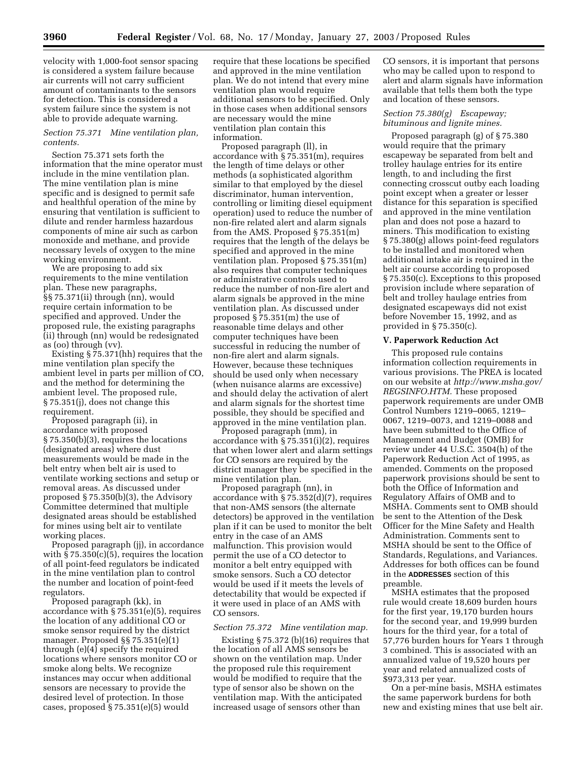velocity with 1,000-foot sensor spacing is considered a system failure because air currents will not carry sufficient amount of contaminants to the sensors for detection. This is considered a system failure since the system is not able to provide adequate warning.

*Section 75.371 Mine ventilation plan, contents.*

Section 75.371 sets forth the information that the mine operator must include in the mine ventilation plan. The mine ventilation plan is mine specific and is designed to permit safe and healthful operation of the mine by ensuring that ventilation is sufficient to dilute and render harmless hazardous components of mine air such as carbon monoxide and methane, and provide necessary levels of oxygen to the mine working environment.

We are proposing to add six requirements to the mine ventilation plan. These new paragraphs, §§ 75.371(ii) through (nn), would require certain information to be specified and approved. Under the proposed rule, the existing paragraphs (ii) through (nn) would be redesignated as (oo) through (vv).

Existing § 75.371(hh) requires that the mine ventilation plan specify the ambient level in parts per million of CO, and the method for determining the ambient level. The proposed rule, § 75.351(j), does not change this requirement.

Proposed paragraph (ii), in accordance with proposed § 75.350(b)(3), requires the locations (designated areas) where dust measurements would be made in the belt entry when belt air is used to ventilate working sections and setup or removal areas. As discussed under proposed § 75.350(b)(3), the Advisory Committee determined that multiple designated areas should be established for mines using belt air to ventilate working places.

Proposed paragraph (jj), in accordance with § 75.350(c)(5), requires the location of all point-feed regulators be indicated in the mine ventilation plan to control the number and location of point-feed regulators.

Proposed paragraph (kk), in accordance with § 75.351(e)(5), requires the location of any additional CO or smoke sensor required by the district manager. Proposed §§ 75.351(e)(1) through (e)(4) specify the required locations where sensors monitor CO or smoke along belts. We recognize instances may occur when additional sensors are necessary to provide the desired level of protection. In those cases, proposed § 75.351(e)(5) would require that these locations be specified and approved in the mine ventilation plan. We do not intend that every mine ventilation plan would require additional sensors to be specified. Only in those cases when additional sensors are necessary would the mine ventilation plan contain this information.

Proposed paragraph (ll), in accordance with § 75.351(m), requires the length of time delays or other methods (a sophisticated algorithm similar to that employed by the diesel discriminator, human intervention, controlling or limiting diesel equipment operation) used to reduce the number of non-fire related alert and alarm signals from the AMS. Proposed § 75.351(m) requires that the length of the delays be specified and approved in the mine ventilation plan. Proposed § 75.351(m) also requires that computer techniques or administrative controls used to reduce the number of non-fire alert and alarm signals be approved in the mine ventilation plan. As discussed under proposed § 75.351(m) the use of reasonable time delays and other computer techniques have been successful in reducing the number of non-fire alert and alarm signals. However, because these techniques should be used only when necessary (when nuisance alarms are excessive) and should delay the activation of alert and alarm signals for the shortest time possible, they should be specified and approved in the mine ventilation plan.

Proposed paragraph (mm), in accordance with § 75.351(i)(2), requires that when lower alert and alarm settings for CO sensors are required by the district manager they be specified in the mine ventilation plan.

Proposed paragraph (nn), in accordance with § 75.352(d)(7), requires that non-AMS sensors (the alternate detectors) be approved in the ventilation plan if it can be used to monitor the belt entry in the case of an AMS malfunction. This provision would permit the use of a CO detector to monitor a belt entry equipped with smoke sensors. Such a CO detector would be used if it meets the levels of detectability that would be expected if it were used in place of an AMS with CO sensors.

*Section 75.372 Mine ventilation map.*

Existing § 75.372 (b)(16) requires that the location of all AMS sensors be shown on the ventilation map. Under the proposed rule this requirement would be modified to require that the type of sensor also be shown on the ventilation map. With the anticipated increased usage of sensors other than CO sensors, it is important that persons who may be called upon to respond to alert and alarm signals have information available that tells them both the type and location of these sensors.

*Section 75.380(g) Escapeway; bituminous and lignite mines.*

Proposed paragraph (g) of § 75.380 would require that the primary escapeway be separated from belt and trolley haulage entries for its entire length, to and including the first connecting crosscut outby each loading point except when a greater or lesser distance for this separation is specified and approved in the mine ventilation plan and does not pose a hazard to miners. This modification to existing § 75.380(g) allows point-feed regulators to be installed and monitored when additional intake air is required in the belt air course according to proposed § 75.350(c). Exceptions to this proposed provision include where separation of belt and trolley haulage entries from designated escapeways did not exist before November 15, 1992, and as provided in § 75.350(c).

## V. Paperwork Reduction Act

This proposed rule contains information collection requirements in various provisions. The PREA is located on our website at *http://www.msha.gov/REGSINFO.HTM.* These proposed paperwork requirements are under OMB Control Numbers 1219–0065, 1219–0067, 1219–0073, and 1219–0088 and have been submitted to the Office of Management and Budget (OMB) for review under 44 U.S.C. 3504(h) of the Paperwork Reduction Act of 1995, as amended. Comments on the proposed paperwork provisions should be sent to both the Office of Information and Regulatory Affairs of OMB and to MSHA. Comments sent to OMB should be sent to the Attention of the Desk Officer for the Mine Safety and Health Administration. Comments sent to MSHA should be sent to the Office of Standards, Regulations, and Variances. Addresses for both offices can be found in the **ADDRESSES** section of this preamble.

MSHA estimates that the proposed rule would create 18,609 burden hours for the first year, 19,170 burden hours for the second year, and 19,999 burden hours for the third year, for a total of 57,776 burden hours for Years 1 through 3 combined. This is associated with an annualized value of 19,520 hours per year and related annualized costs of $973,313 per year.

On a per-mine basis, MSHA estimates the same paperwork burdens for both new and existing mines that use belt air.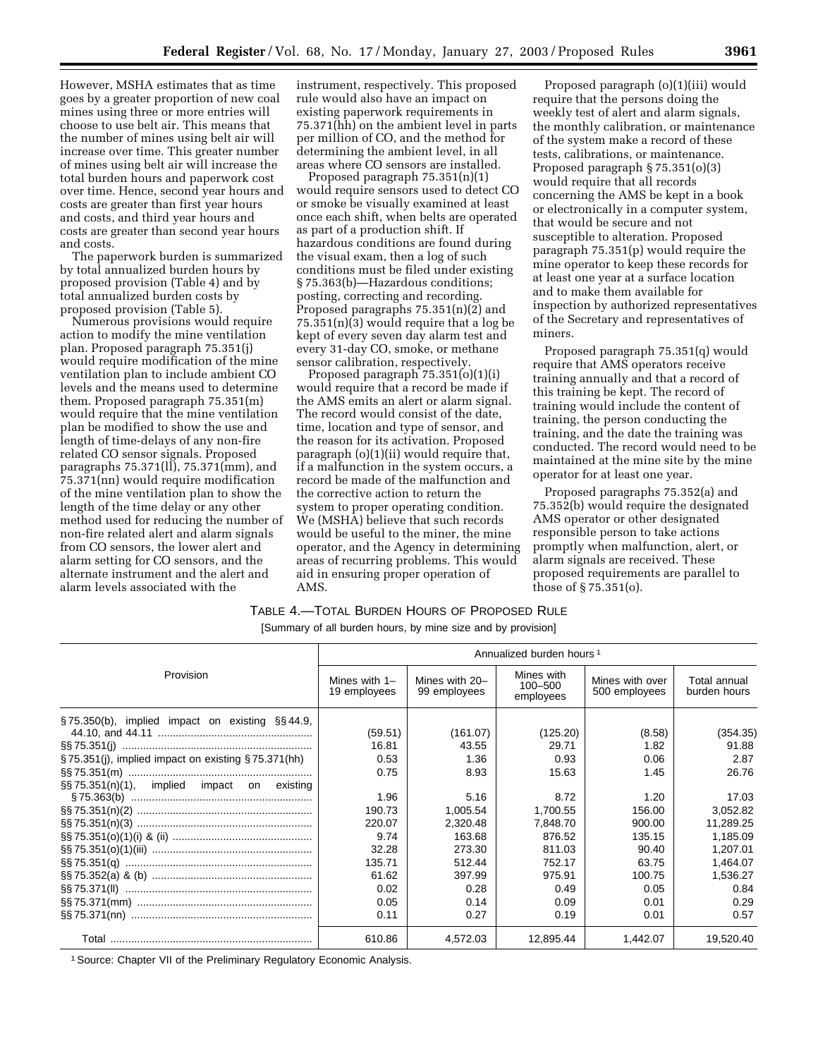However, MSHA estimates that as time goes by a greater proportion of new coal mines using three or more entries will choose to use belt air. This means that the number of mines using belt air will increase over time. This greater number of mines using belt air will increase the total burden hours and paperwork cost over time. Hence, second year hours and costs are greater than first year hours and costs, and third year hours and costs are greater than second year hours and costs.

The paperwork burden is summarized by total annualized burden hours by proposed provision (Table 4) and by total annualized burden costs by proposed provision (Table 5).

Numerous provisions would require action to modify the mine ventilation plan. Proposed paragraph 75.351(j) would require modification of the mine ventilation plan to include ambient CO levels and the means used to determine them. Proposed paragraph 75.351(m) would require that the mine ventilation plan be modified to show the use and length of time-delays of any non-fire related CO sensor signals. Proposed paragraphs 75.371(ll), 75.371(mm), and 75.371(nn) would require modification of the mine ventilation plan to show the length of the time delay or any other method used for reducing the number of non-fire related alert and alarm signals from CO sensors, the lower alert and alarm setting for CO sensors, and the alternate instrument and the alert and alarm levels associated with the instrument, respectively. This proposed rule would also have an impact on existing paperwork requirements in 75.371(hh) on the ambient level in parts per million of CO, and the method for determining the ambient level, in all areas where CO sensors are installed.

Proposed paragraph 75.351(n)(1) would require sensors used to detect CO or smoke be visually examined at least once each shift, when belts are operated as part of a production shift. If hazardous conditions are found during the visual exam, then a log of such conditions must be filed under existing § 75.363(b)—Hazardous conditions; posting, correcting and recording. Proposed paragraphs 75.351(n)(2) and 75.351(n)(3) would require that a log be kept of every seven day alarm test and every 31-day CO, smoke, or methane sensor calibration, respectively.

Proposed paragraph 75.351(o)(1)(i) would require that a record be made if the AMS emits an alert or alarm signal. The record would consist of the date, time, location and type of sensor, and the reason for its activation. Proposed paragraph (o)(1)(ii) would require that, if a malfunction in the system occurs, a record be made of the malfunction and the corrective action to return the system to proper operating condition. We (MSHA) believe that such records would be useful to the miner, the mine operator, and the Agency in determining areas of recurring problems. This would aid in ensuring proper operation of AMS.

Proposed paragraph (o)(1)(iii) would require that the persons doing the weekly test of alert and alarm signals, the monthly calibration, or maintenance of the system make a record of these tests, calibrations, or maintenance. Proposed paragraph § 75.351(o)(3) would require that all records concerning the AMS be kept in a book or electronically in a computer system, that would be secure and not susceptible to alteration. Proposed paragraph 75.351(p) would require the mine operator to keep these records for at least one year at a surface location and to make them available for inspection by authorized representatives of the Secretary and representatives of miners.

Proposed paragraph 75.351(q) would require that AMS operators receive training annually and that a record of this training be kept. The record of training would include the content of training, the person conducting the training, and the date the training was conducted. The record would need to be maintained at the mine site by the mine operator for at least one year.

Proposed paragraphs 75.352(a) and 75.352(b) would require the designated AMS operator or other designated responsible person to take actions promptly when malfunction, alert, or alarm signals are received. These proposed requirements are parallel to those of § 75.351(o).

TABLE 4.—TOTAL BURDEN HOURS OF PROPOSED RULE

[Summary of all burden hours, by mine size and by provision]

| Provision | Annualized burden hours [1] | | | | |
|---|---|---|---|---|---|
| | Mines with 1–19 employees | Mines with 20–99 employees | Mines with 100–500 employees | Mines with over 500 employees | Total annual burden hours |
| § 75.350(b), implied impact on existing §§ 44.9, 44.10, and 44.11 | (59.51) | (161.07) | (125.20) | (8.58) | (354.35) |
| §§ 75.351(j) | 16.81 | 43.55 | 29.71 | 1.82 | 91.88 |
| § 75.351(j), implied impact on existing § 75.371(hh) | 0.53 | 1.36 | 0.93 | 0.06 | 2.87 |
| §§ 75.351(m) | 0.75 | 8.93 | 15.63 | 1.45 | 26.76 |
| §§ 75.351(n)(1), implied impact on existing § 75.363(b) | 1.96 | 5.16 | 8.72 | 1.20 | 17.03 |
| §§ 75.351(n)(2) | 190.73 | 1,005.54 | 1,700.55 | 156.00 | 3,052.82 |
| §§ 75.351(n)(3) | 220.07 | 2,320.48 | 7,848.70 | 900.00 | 11,289.25 |
| §§ 75.351(o)(1)(i) & (ii) | 9.74 | 163.68 | 876.52 | 135.15 | 1,185.09 |
| §§ 75.351(o)(1)(iii) | 32.28 | 273.30 | 811.03 | 90.40 | 1,207.01 |
| §§ 75.351(q) | 135.71 | 512.44 | 752.17 | 63.75 | 1,464.07 |
| §§ 75.352(a) & (b) | 61.62 | 397.99 | 975.91 | 100.75 | 1,536.27 |
| §§ 75.371(ll) | 0.02 | 0.28 | 0.49 | 0.05 | 0.84 |
| §§ 75.371(mm) | 0.05 | 0.14 | 0.09 | 0.01 | 0.29 |
| §§ 75.371(nn) | 0.11 | 0.27 | 0.19 | 0.01 | 0.57 |
| Total | 610.86 | 4,572.03 | 12,895.44 | 1,442.07 | 19,520.40 |

[1] Source: Chapter VII of the Preliminary Regulatory Economic Analysis.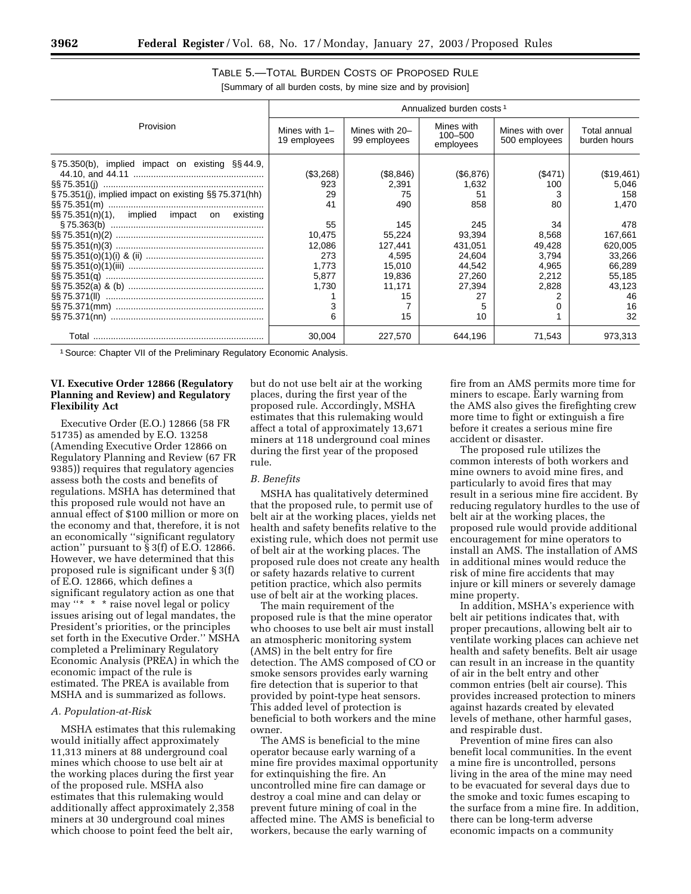TABLE 5.—TOTAL BURDEN COSTS OF PROPOSED RULE

[Summary of all burden costs, by mine size and by provision]

| Provision | Annualized burden costs [1] | | | | |
|---|---|---|---|---|---|
| | Mines with 1–19 employees | Mines with 20–99 employees | Mines with 100–500 employees | Mines with over 500 employees | Total annual burden hours |
| § 75.350(b), implied impact on existing §§ 44.9, 44.10, and 44.11 | ($3,268) | ($8,846) | ($6,876) | ($471) | ($19,461) |
| §§ 75.351(j) | 923 | 2,391 | 1,632 | 100 | 5,046 |
| § 75.351(j), implied impact on existing §§ 75.371(hh) | 29 | 75 | 51 | 3 | 158 |
| §§ 75.351(m) | 41 | 490 | 858 | 80 | 1,470 |
| §§ 75.351(n)(1), implied impact on existing § 75.363(b) | 55 | 145 | 245 | 34 | 478 |
| §§ 75.351(n)(2) | 10,475 | 55,224 | 93,394 | 8,568 | 167,661 |
| §§ 75.351(n)(3) | 12,086 | 127,441 | 431,051 | 49,428 | 620,005 |
| §§ 75.351(o)(1)(i) & (ii) | 273 | 4,595 | 24,604 | 3,794 | 33,266 |
| §§ 75.351(o)(1)(iii) | 1,773 | 15,010 | 44,542 | 4,965 | 66,289 |
| §§ 75.351(q) | 5,877 | 19,836 | 27,260 | 2,212 | 55,185 |
| §§ 75.352(a) & (b) | 1,730 | 11,171 | 27,394 | 2,828 | 43,123 |
| §§ 75.371(ll) | 1 | 15 | 27 | 2 | 46 |
| §§ 75.371(mm) | 3 | 7 | 5 | 0 | 16 |
| §§ 75.371(nn) | 6 | 15 | 10 | 1 | 32 |
| Total | 30,004 | 227,570 | 644,196 | 71,543 | 973,313 |

[1] Source: Chapter VII of the Preliminary Regulatory Economic Analysis.

## VI. Executive Order 12866 (Regulatory Planning and Review) and Regulatory Flexibility Act

Executive Order (E.O.) 12866 (58 FR 51735) as amended by E.O. 13258 (Amending Executive Order 12866 on Regulatory Planning and Review (67 FR 9385)) requires that regulatory agencies assess both the costs and benefits of regulations. MSHA has determined that this proposed rule would not have an annual effect of $100 million or more on the economy and that, therefore, it is not an economically ''significant regulatory action'' pursuant to § 3(f) of E.O. 12866. However, we have determined that this proposed rule is significant under § 3(f) of E.O. 12866, which defines a significant regulatory action as one that may ''* * * raise novel legal or policy issues arising out of legal mandates, the President's priorities, or the principles set forth in the Executive Order.'' MSHA completed a Preliminary Regulatory Economic Analysis (PREA) in which the economic impact of the rule is estimated. The PREA is available from MSHA and is summarized as follows.

### *A. Population-at-Risk*

MSHA estimates that this rulemaking would initially affect approximately 11,313 miners at 88 underground coal mines which choose to use belt air at the working places during the first year of the proposed rule. MSHA also estimates that this rulemaking would additionally affect approximately 2,358 miners at 30 underground coal mines which choose to point feed the belt air, but do not use belt air at the working places, during the first year of the proposed rule. Accordingly, MSHA estimates that this rulemaking would affect a total of approximately 13,671 miners at 118 underground coal mines during the first year of the proposed rule.

### *B. Benefits*

MSHA has qualitatively determined that the proposed rule, to permit use of belt air at the working places, yields net health and safety benefits relative to the existing rule, which does not permit use of belt air at the working places. The proposed rule does not create any health or safety hazards relative to current petition practice, which also permits use of belt air at the working places.

The main requirement of the proposed rule is that the mine operator who chooses to use belt air must install an atmospheric monitoring system (AMS) in the belt entry for fire detection. The AMS composed of CO or smoke sensors provides early warning fire detection that is superior to that provided by point-type heat sensors. This added level of protection is beneficial to both workers and the mine owner.

The AMS is beneficial to the mine operator because early warning of a mine fire provides maximal opportunity for extinguishing the fire. An uncontrolled mine fire can damage or destroy a coal mine and can delay or prevent future mining of coal in the affected mine. The AMS is beneficial to workers, because the early warning of fire from an AMS permits more time for miners to escape. Early warning from the AMS also gives the firefighting crew more time to fight or extinguish a fire before it creates a serious mine fire accident or disaster.

The proposed rule utilizes the common interests of both workers and mine owners to avoid mine fires, and particularly to avoid fires that may result in a serious mine fire accident. By reducing regulatory hurdles to the use of belt air at the working places, the proposed rule would provide additional encouragement for mine operators to install an AMS. The installation of AMS in additional mines would reduce the risk of mine fire accidents that may injure or kill miners or severely damage mine property.

In addition, MSHA's experience with belt air petitions indicates that, with proper precautions, allowing belt air to ventilate working places can achieve net health and safety benefits. Belt air usage can result in an increase in the quantity of air in the belt entry and other common entries (belt air course). This provides increased protection to miners against hazards created by elevated levels of methane, other harmful gases, and respirable dust.

Prevention of mine fires can also benefit local communities. In the event a mine fire is uncontrolled, persons living in the area of the mine may need to be evacuated for several days due to the smoke and toxic fumes escaping to the surface from a mine fire. In addition, there can be long-term adverse economic impacts on a community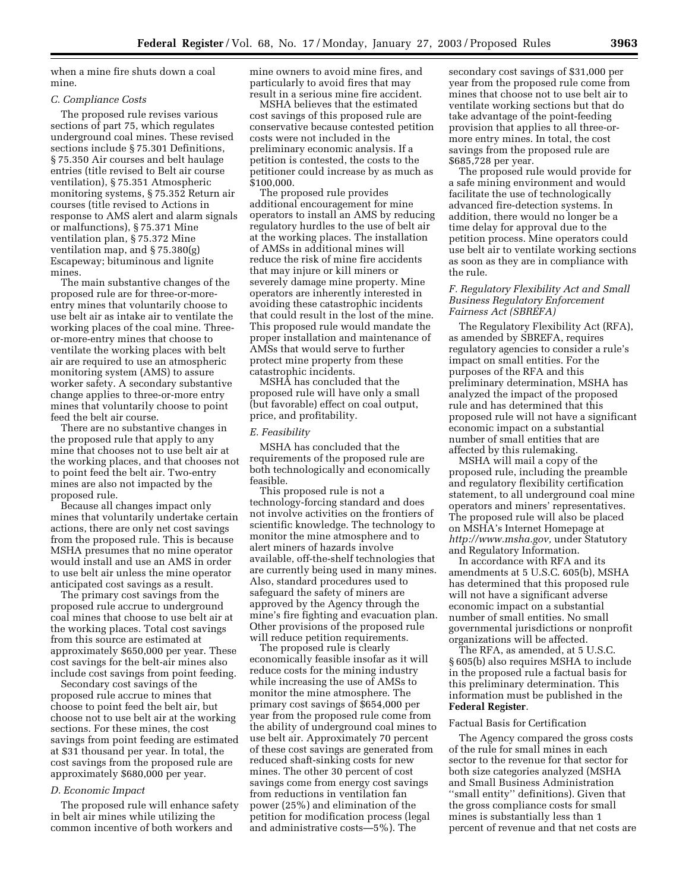when a mine fire shuts down a coal mine.

*C. Compliance Costs*

The proposed rule revises various sections of part 75, which regulates underground coal mines. These revised sections include § 75.301 Definitions, § 75.350 Air courses and belt haulage entries (title revised to Belt air course ventilation), § 75.351 Atmospheric monitoring systems, § 75.352 Return air courses (title revised to Actions in response to AMS alert and alarm signals or malfunctions), § 75.371 Mine ventilation plan, § 75.372 Mine ventilation map, and § 75.380(g) Escapeway; bituminous and lignite mines.

The main substantive changes of the proposed rule are for three-or-more-entry mines that voluntarily choose to use belt air as intake air to ventilate the working places of the coal mine. Three-or-more-entry mines that choose to ventilate the working places with belt air are required to use an atmospheric monitoring system (AMS) to assure worker safety. A secondary substantive change applies to three-or-more entry mines that voluntarily choose to point feed the belt air course.

There are no substantive changes in the proposed rule that apply to any mine that chooses not to use belt air at the working places, and that chooses not to point feed the belt air. Two-entry mines are also not impacted by the proposed rule.

Because all changes impact only mines that voluntarily undertake certain actions, there are only net cost savings from the proposed rule. This is because MSHA presumes that no mine operator would install and use an AMS in order to use belt air unless the mine operator anticipated cost savings as a result.

The primary cost savings from the proposed rule accrue to underground coal mines that choose to use belt air at the working places. Total cost savings from this source are estimated at approximately $650,000 per year. These cost savings for the belt-air mines also include cost savings from point feeding.

Secondary cost savings of the proposed rule accrue to mines that choose to point feed the belt air, but choose not to use belt air at the working sections. For these mines, the cost savings from point feeding are estimated at $31 thousand per year. In total, the cost savings from the proposed rule are approximately $680,000 per year.

*D. Economic Impact*

The proposed rule will enhance safety in belt air mines while utilizing the common incentive of both workers and mine owners to avoid mine fires, and particularly to avoid fires that may result in a serious mine fire accident.

MSHA believes that the estimated cost savings of this proposed rule are conservative because contested petition costs were not included in the preliminary economic analysis. If a petition is contested, the costs to the petitioner could increase by as much as $100,000.

The proposed rule provides additional encouragement for mine operators to install an AMS by reducing regulatory hurdles to the use of belt air at the working places. The installation of AMSs in additional mines will reduce the risk of mine fire accidents that may injure or kill miners or severely damage mine property. Mine operators are inherently interested in avoiding these catastrophic incidents that could result in the lost of the mine. This proposed rule would mandate the proper installation and maintenance of AMSs that would serve to further protect mine property from these catastrophic incidents.

MSHA has concluded that the proposed rule will have only a small (but favorable) effect on coal output, price, and profitability.

*E. Feasibility*

MSHA has concluded that the requirements of the proposed rule are both technologically and economically feasible.

This proposed rule is not a technology-forcing standard and does not involve activities on the frontiers of scientific knowledge. The technology to monitor the mine atmosphere and to alert miners of hazards involve available, off-the-shelf technologies that are currently being used in many mines. Also, standard procedures used to safeguard the safety of miners are approved by the Agency through the mine's fire fighting and evacuation plan. Other provisions of the proposed rule will reduce petition requirements.

The proposed rule is clearly economically feasible insofar as it will reduce costs for the mining industry while increasing the use of AMSs to monitor the mine atmosphere. The primary cost savings of $654,000 per year from the proposed rule come from the ability of underground coal mines to use belt air. Approximately 70 percent of these cost savings are generated from reduced shaft-sinking costs for new mines. The other 30 percent of cost savings come from energy cost savings from reductions in ventilation fan power (25%) and elimination of the petition for modification process (legal and administrative costs—5%). The secondary cost savings of $31,000 per year from the proposed rule come from mines that choose not to use belt air to ventilate working sections but that do take advantage of the point-feeding provision that applies to all three-or-more entry mines. In total, the cost savings from the proposed rule are $685,728 per year.

The proposed rule would provide for a safe mining environment and would facilitate the use of technologically advanced fire-detection systems. In addition, there would no longer be a time delay for approval due to the petition process. Mine operators could use belt air to ventilate working sections as soon as they are in compliance with the rule.

*F. Regulatory Flexibility Act and Small Business Regulatory Enforcement Fairness Act (SBREFA)*

The Regulatory Flexibility Act (RFA), as amended by SBREFA, requires regulatory agencies to consider a rule's impact on small entities. For the purposes of the RFA and this preliminary determination, MSHA has analyzed the impact of the proposed rule and has determined that this proposed rule will not have a significant economic impact on a substantial number of small entities that are affected by this rulemaking.

MSHA will mail a copy of the proposed rule, including the preamble and regulatory flexibility certification statement, to all underground coal mine operators and miners' representatives. The proposed rule will also be placed on MSHA's Internet Homepage at *http://www.msha.gov,* under Statutory and Regulatory Information.

In accordance with RFA and its amendments at 5 U.S.C. 605(b), MSHA has determined that this proposed rule will not have a significant adverse economic impact on a substantial number of small entities. No small governmental jurisdictions or nonprofit organizations will be affected.

The RFA, as amended, at 5 U.S.C. § 605(b) also requires MSHA to include in the proposed rule a factual basis for this preliminary determination. This information must be published in the **Federal Register**.

Factual Basis for Certification

The Agency compared the gross costs of the rule for small mines in each sector to the revenue for that sector for both size categories analyzed (MSHA and Small Business Administration ''small entity'' definitions). Given that the gross compliance costs for small mines is substantially less than 1 percent of revenue and that net costs are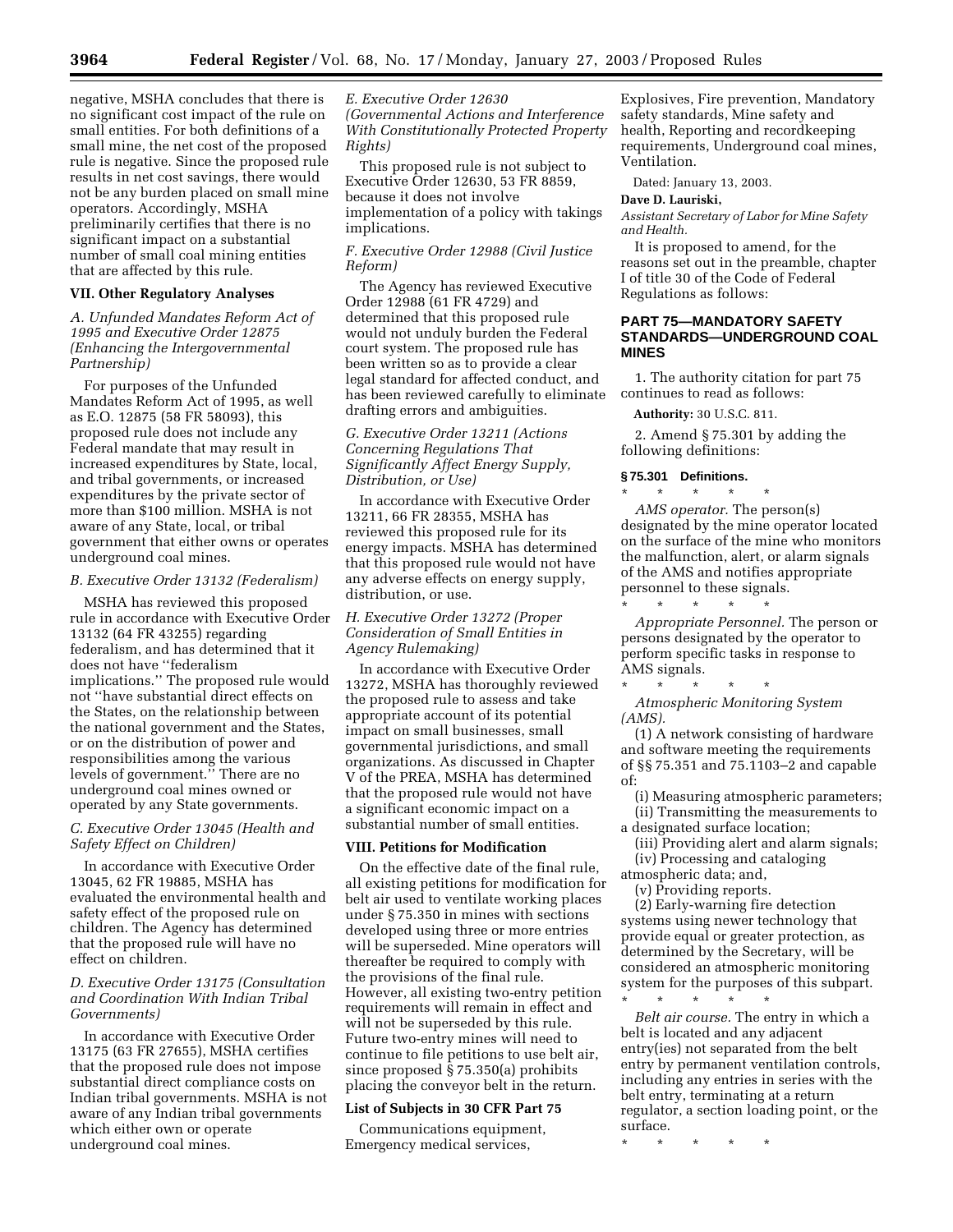negative, MSHA concludes that there is no significant cost impact of the rule on small entities. For both definitions of a small mine, the net cost of the proposed rule is negative. Since the proposed rule results in net cost savings, there would not be any burden placed on small mine operators. Accordingly, MSHA preliminarily certifies that there is no significant impact on a substantial number of small coal mining entities that are affected by this rule.

### VII. Other Regulatory Analyses

*A. Unfunded Mandates Reform Act of 1995 and Executive Order 12875 (Enhancing the Intergovernmental Partnership)*

For purposes of the Unfunded Mandates Reform Act of 1995, as well as E.O. 12875 (58 FR 58093), this proposed rule does not include any Federal mandate that may result in increased expenditures by State, local, and tribal governments, or increased expenditures by the private sector of more than $100 million. MSHA is not aware of any State, local, or tribal government that either owns or operates underground coal mines.

*B. Executive Order 13132 (Federalism)*

MSHA has reviewed this proposed rule in accordance with Executive Order 13132 (64 FR 43255) regarding federalism, and has determined that it does not have ''federalism implications.'' The proposed rule would not ''have substantial direct effects on the States, on the relationship between the national government and the States, or on the distribution of power and responsibilities among the various levels of government.'' There are no underground coal mines owned or operated by any State governments.

*C. Executive Order 13045 (Health and Safety Effect on Children)*

In accordance with Executive Order 13045, 62 FR 19885, MSHA has evaluated the environmental health and safety effect of the proposed rule on children. The Agency has determined that the proposed rule will have no effect on children.

*D. Executive Order 13175 (Consultation and Coordination With Indian Tribal Governments)*

In accordance with Executive Order 13175 (63 FR 27655), MSHA certifies that the proposed rule does not impose substantial direct compliance costs on Indian tribal governments. MSHA is not aware of any Indian tribal governments which either own or operate underground coal mines.

*E. Executive Order 12630 (Governmental Actions and Interference With Constitutionally Protected Property Rights)*

This proposed rule is not subject to Executive Order 12630, 53 FR 8859, because it does not involve implementation of a policy with takings implications.

*F. Executive Order 12988 (Civil Justice Reform)*

The Agency has reviewed Executive Order 12988 (61 FR 4729) and determined that this proposed rule would not unduly burden the Federal court system. The proposed rule has been written so as to provide a clear legal standard for affected conduct, and has been reviewed carefully to eliminate drafting errors and ambiguities.

*G. Executive Order 13211 (Actions Concerning Regulations That Significantly Affect Energy Supply, Distribution, or Use)*

In accordance with Executive Order 13211, 66 FR 28355, MSHA has reviewed this proposed rule for its energy impacts. MSHA has determined that this proposed rule would not have any adverse effects on energy supply, distribution, or use.

*H. Executive Order 13272 (Proper Consideration of Small Entities in Agency Rulemaking)*

In accordance with Executive Order 13272, MSHA has thoroughly reviewed the proposed rule to assess and take appropriate account of its potential impact on small businesses, small governmental jurisdictions, and small organizations. As discussed in Chapter V of the PREA, MSHA has determined that the proposed rule would not have a significant economic impact on a substantial number of small entities.

### VIII. Petitions for Modification

On the effective date of the final rule, all existing petitions for modification for belt air used to ventilate working places under § 75.350 in mines with sections developed using three or more entries will be superseded. Mine operators will thereafter be required to comply with the provisions of the final rule. However, all existing two-entry petition requirements will remain in effect and will not be superseded by this rule. Future two-entry mines will need to continue to file petitions to use belt air, since proposed § 75.350(a) prohibits placing the conveyor belt in the return.

### List of Subjects in 30 CFR Part 75

Communications equipment, Emergency medical services, Explosives, Fire prevention, Mandatory safety standards, Mine safety and health, Reporting and recordkeeping requirements, Underground coal mines, Ventilation.

Dated: January 13, 2003.

**Dave D. Lauriski,**

*Assistant Secretary of Labor for Mine Safety and Health.*

It is proposed to amend, for the reasons set out in the preamble, chapter I of title 30 of the Code of Federal Regulations as follows:

## PART 75—MANDATORY SAFETY STANDARDS—UNDERGROUND COAL MINES

1. The authority citation for part 75 continues to read as follows:

**Authority:** 30 U.S.C. 811.

2. Amend § 75.301 by adding the following definitions:

#### § 75.301 Definitions.

\* \* \* \* \*

*AMS operator.* The person(s) designated by the mine operator located on the surface of the mine who monitors the malfunction, alert, or alarm signals of the AMS and notifies appropriate personnel to these signals.

\* \* \* \* \*

*Appropriate Personnel.* The person or persons designated by the operator to perform specific tasks in response to AMS signals.

\* \* \* \* \*

*Atmospheric Monitoring System (AMS).*

(1) A network consisting of hardware and software meeting the requirements of §§ 75.351 and 75.1103–2 and capable of:

(i) Measuring atmospheric parameters;

(ii) Transmitting the measurements to a designated surface location;

(iii) Providing alert and alarm signals;

(iv) Processing and cataloging atmospheric data; and,

(v) Providing reports.

(2) Early-warning fire detection systems using newer technology that provide equal or greater protection, as determined by the Secretary, will be considered an atmospheric monitoring system for the purposes of this subpart.

\* \* \* \* \*

*Belt air course.* The entry in which a belt is located and any adjacent entry(ies) not separated from the belt entry by permanent ventilation controls, including any entries in series with the belt entry, terminating at a return regulator, a section loading point, or the surface.

\* \* \* \* \*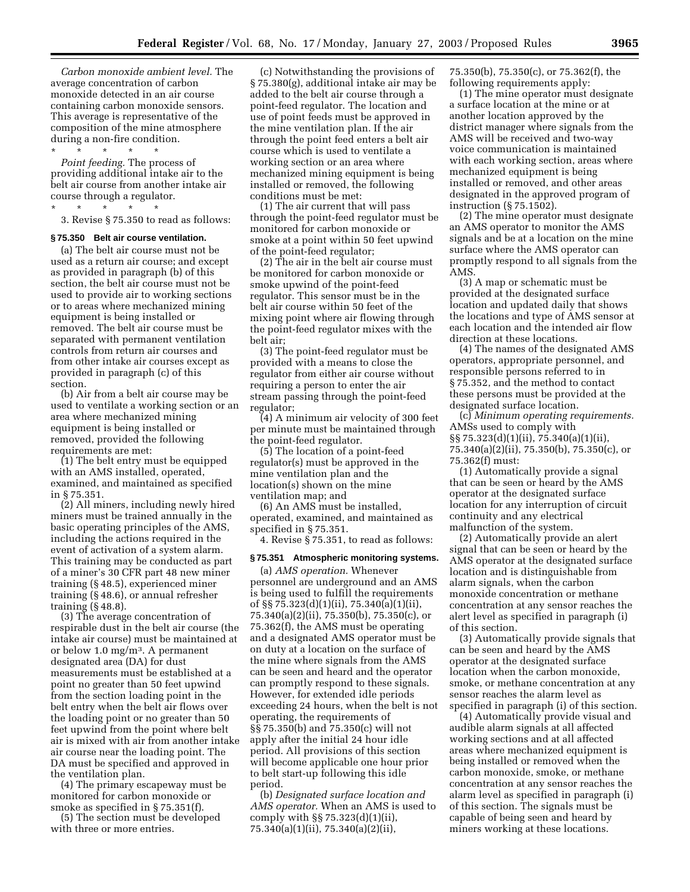*Carbon monoxide ambient level.* The average concentration of carbon monoxide detected in an air course containing carbon monoxide sensors. This average is representative of the composition of the mine atmosphere during a non-fire condition.

\* \* \* \* \*

*Point feeding.* The process of providing additional intake air to the belt air course from another intake air course through a regulator.

\* \* \* \* \*

3. Revise § 75.350 to read as follows:

**§ 75.350 Belt air course ventilation.**

(a) The belt air course must not be used as a return air course; and except as provided in paragraph (b) of this section, the belt air course must not be used to provide air to working sections or to areas where mechanized mining equipment is being installed or removed. The belt air course must be separated with permanent ventilation controls from return air courses and from other intake air courses except as provided in paragraph (c) of this section.

(b) Air from a belt air course may be used to ventilate a working section or an area where mechanized mining equipment is being installed or removed, provided the following requirements are met:

(1) The belt entry must be equipped with an AMS installed, operated, examined, and maintained as specified in § 75.351.

(2) All miners, including newly hired miners must be trained annually in the basic operating principles of the AMS, including the actions required in the event of activation of a system alarm. This training may be conducted as part of a miner's 30 CFR part 48 new miner training (§ 48.5), experienced miner training (§ 48.6), or annual refresher training (§ 48.8).

(3) The average concentration of respirable dust in the belt air course (the intake air course) must be maintained at or below 1.0 mg/m³. A permanent designated area (DA) for dust measurements must be established at a point no greater than 50 feet upwind from the section loading point in the belt entry when the belt air flows over the loading point or no greater than 50 feet upwind from the point where belt air is mixed with air from another intake air course near the loading point. The DA must be specified and approved in the ventilation plan.

(4) The primary escapeway must be monitored for carbon monoxide or smoke as specified in § 75.351(f).

(5) The section must be developed with three or more entries.

(c) Notwithstanding the provisions of § 75.380(g), additional intake air may be added to the belt air course through a point-feed regulator. The location and use of point feeds must be approved in the mine ventilation plan. If the air through the point feed enters a belt air course which is used to ventilate a working section or an area where mechanized mining equipment is being installed or removed, the following conditions must be met:

(1) The air current that will pass through the point-feed regulator must be monitored for carbon monoxide or smoke at a point within 50 feet upwind of the point-feed regulator;

(2) The air in the belt air course must be monitored for carbon monoxide or smoke upwind of the point-feed regulator. This sensor must be in the belt air course within 50 feet of the mixing point where air flowing through the point-feed regulator mixes with the belt air;

(3) The point-feed regulator must be provided with a means to close the regulator from either air course without requiring a person to enter the air stream passing through the point-feed regulator;

(4) A minimum air velocity of 300 feet per minute must be maintained through the point-feed regulator.

(5) The location of a point-feed regulator(s) must be approved in the mine ventilation plan and the location(s) shown on the mine ventilation map; and

(6) An AMS must be installed, operated, examined, and maintained as specified in § 75.351.

4. Revise § 75.351, to read as follows:

**§ 75.351 Atmospheric monitoring systems.**

(a) *AMS operation.* Whenever personnel are underground and an AMS is being used to fulfill the requirements of §§ 75.323(d)(1)(ii), 75.340(a)(1)(ii), 75.340(a)(2)(ii), 75.350(b), 75.350(c), or 75.362(f), the AMS must be operating and a designated AMS operator must be on duty at a location on the surface of the mine where signals from the AMS can be seen and heard and the operator can promptly respond to these signals. However, for extended idle periods exceeding 24 hours, when the belt is not operating, the requirements of §§ 75.350(b) and 75.350(c) will not apply after the initial 24 hour idle period. All provisions of this section will become applicable one hour prior to belt start-up following this idle period.

(b) *Designated surface location and AMS operator.* When an AMS is used to comply with §§ 75.323(d)(1)(ii), 75.340(a)(1)(ii), 75.340(a)(2)(ii), 75.350(b), 75.350(c), or 75.362(f), the following requirements apply:

(1) The mine operator must designate a surface location at the mine or at another location approved by the district manager where signals from the AMS will be received and two-way voice communication is maintained with each working section, areas where mechanized equipment is being installed or removed, and other areas designated in the approved program of instruction (§ 75.1502).

(2) The mine operator must designate an AMS operator to monitor the AMS signals and be at a location on the mine surface where the AMS operator can promptly respond to all signals from the AMS.

(3) A map or schematic must be provided at the designated surface location and updated daily that shows the locations and type of AMS sensor at each location and the intended air flow direction at these locations.

(4) The names of the designated AMS operators, appropriate personnel, and responsible persons referred to in § 75.352, and the method to contact these persons must be provided at the designated surface location.

(c) *Minimum operating requirements.* AMSs used to comply with §§ 75.323(d)(1)(ii), 75.340(a)(1)(ii), 75.340(a)(2)(ii), 75.350(b), 75.350(c), or 75.362(f) must:

(1) Automatically provide a signal that can be seen or heard by the AMS operator at the designated surface location for any interruption of circuit continuity and any electrical malfunction of the system.

(2) Automatically provide an alert signal that can be seen or heard by the AMS operator at the designated surface location and is distinguishable from alarm signals, when the carbon monoxide concentration or methane concentration at any sensor reaches the alert level as specified in paragraph (i) of this section.

(3) Automatically provide signals that can be seen and heard by the AMS operator at the designated surface location when the carbon monoxide, smoke, or methane concentration at any sensor reaches the alarm level as specified in paragraph (i) of this section.

(4) Automatically provide visual and audible alarm signals at all affected working sections and at all affected areas where mechanized equipment is being installed or removed when the carbon monoxide, smoke, or methane concentration at any sensor reaches the alarm level as specified in paragraph (i) of this section. The signals must be capable of being seen and heard by miners working at these locations.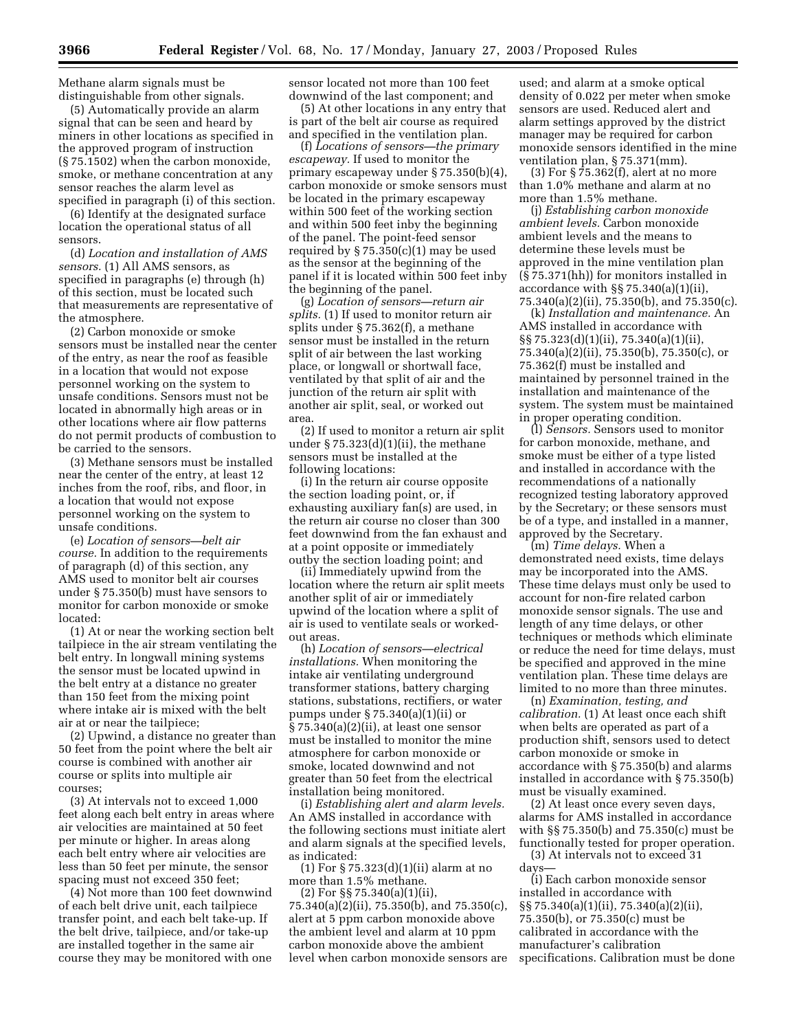Methane alarm signals must be distinguishable from other signals.

(5) Automatically provide an alarm signal that can be seen and heard by miners in other locations as specified in the approved program of instruction (§ 75.1502) when the carbon monoxide, smoke, or methane concentration at any sensor reaches the alarm level as specified in paragraph (i) of this section.

(6) Identify at the designated surface location the operational status of all sensors.

(d) *Location and installation of AMS sensors.* (1) All AMS sensors, as specified in paragraphs (e) through (h) of this section, must be located such that measurements are representative of the atmosphere.

(2) Carbon monoxide or smoke sensors must be installed near the center of the entry, as near the roof as feasible in a location that would not expose personnel working on the system to unsafe conditions. Sensors must not be located in abnormally high areas or in other locations where air flow patterns do not permit products of combustion to be carried to the sensors.

(3) Methane sensors must be installed near the center of the entry, at least 12 inches from the roof, ribs, and floor, in a location that would not expose personnel working on the system to unsafe conditions.

(e) *Location of sensors—belt air course.* In addition to the requirements of paragraph (d) of this section, any AMS used to monitor belt air courses under § 75.350(b) must have sensors to monitor for carbon monoxide or smoke located:

(1) At or near the working section belt tailpiece in the air stream ventilating the belt entry. In longwall mining systems the sensor must be located upwind in the belt entry at a distance no greater than 150 feet from the mixing point where intake air is mixed with the belt air at or near the tailpiece;

(2) Upwind, a distance no greater than 50 feet from the point where the belt air course is combined with another air course or splits into multiple air courses;

(3) At intervals not to exceed 1,000 feet along each belt entry in areas where air velocities are maintained at 50 feet per minute or higher. In areas along each belt entry where air velocities are less than 50 feet per minute, the sensor spacing must not exceed 350 feet;

(4) Not more than 100 feet downwind of each belt drive unit, each tailpiece transfer point, and each belt take-up. If the belt drive, tailpiece, and/or take-up are installed together in the same air course they may be monitored with one sensor located not more than 100 feet downwind of the last component; and

(5) At other locations in any entry that is part of the belt air course as required and specified in the ventilation plan.

(f) *Locations of sensors—the primary escapeway.* If used to monitor the primary escapeway under § 75.350(b)(4), carbon monoxide or smoke sensors must be located in the primary escapeway within 500 feet of the working section and within 500 feet inby the beginning of the panel. The point-feed sensor required by § 75.350(c)(1) may be used as the sensor at the beginning of the panel if it is located within 500 feet inby the beginning of the panel.

(g) *Location of sensors—return air splits.* (1) If used to monitor return air splits under § 75.362(f), a methane sensor must be installed in the return split of air between the last working place, or longwall or shortwall face, ventilated by that split of air and the junction of the return air split with another air split, seal, or worked out area.

(2) If used to monitor a return air split under § 75.323(d)(1)(ii), the methane sensors must be installed at the following locations:

(i) In the return air course opposite the section loading point, or, if exhausting auxiliary fan(s) are used, in the return air course no closer than 300 feet downwind from the fan exhaust and at a point opposite or immediately outby the section loading point; and

(ii) Immediately upwind from the location where the return air split meets another split of air or immediately upwind of the location where a split of air is used to ventilate seals or worked-out areas.

(h) *Location of sensors—electrical installations.* When monitoring the intake air ventilating underground transformer stations, battery charging stations, substations, rectifiers, or water pumps under § 75.340(a)(1)(ii) or § 75.340(a)(2)(ii), at least one sensor must be installed to monitor the mine atmosphere for carbon monoxide or smoke, located downwind and not greater than 50 feet from the electrical installation being monitored.

(i) *Establishing alert and alarm levels.* An AMS installed in accordance with the following sections must initiate alert and alarm signals at the specified levels, as indicated:

(1) For § 75.323(d)(1)(ii) alarm at no more than 1.5% methane.

(2) For §§ 75.340(a)(1)(ii), 75.340(a)(2)(ii), 75.350(b), and 75.350(c), alert at 5 ppm carbon monoxide above the ambient level and alarm at 10 ppm carbon monoxide above the ambient level when carbon monoxide sensors are used; and alarm at a smoke optical density of 0.022 per meter when smoke sensors are used. Reduced alert and alarm settings approved by the district manager may be required for carbon monoxide sensors identified in the mine ventilation plan, § 75.371(mm).

(3) For § 75.362(f), alert at no more than 1.0% methane and alarm at no more than 1.5% methane.

(j) *Establishing carbon monoxide ambient levels.* Carbon monoxide ambient levels and the means to determine these levels must be approved in the mine ventilation plan (§ 75.371(hh)) for monitors installed in accordance with §§ 75.340(a)(1)(ii), 75.340(a)(2)(ii), 75.350(b), and 75.350(c).

(k) *Installation and maintenance.* An AMS installed in accordance with §§ 75.323(d)(1)(ii), 75.340(a)(1)(ii), 75.340(a)(2)(ii), 75.350(b), 75.350(c), or 75.362(f) must be installed and maintained by personnel trained in the installation and maintenance of the system. The system must be maintained in proper operating condition.

(l) *Sensors.* Sensors used to monitor for carbon monoxide, methane, and smoke must be either of a type listed and installed in accordance with the recommendations of a nationally recognized testing laboratory approved by the Secretary; or these sensors must be of a type, and installed in a manner, approved by the Secretary.

(m) *Time delays.* When a demonstrated need exists, time delays may be incorporated into the AMS. These time delays must only be used to account for non-fire related carbon monoxide sensor signals. The use and length of any time delays, or other techniques or methods which eliminate or reduce the need for time delays, must be specified and approved in the mine ventilation plan. These time delays are limited to no more than three minutes.

(n) *Examination, testing, and calibration.* (1) At least once each shift when belts are operated as part of a production shift, sensors used to detect carbon monoxide or smoke in accordance with § 75.350(b) and alarms installed in accordance with § 75.350(b) must be visually examined.

(2) At least once every seven days, alarms for AMS installed in accordance with §§ 75.350(b) and 75.350(c) must be functionally tested for proper operation.

(3) At intervals not to exceed 31 days—

(i) Each carbon monoxide sensor installed in accordance with §§ 75.340(a)(1)(ii), 75.340(a)(2)(ii), 75.350(b), or 75.350(c) must be calibrated in accordance with the manufacturer's calibration specifications. Calibration must be done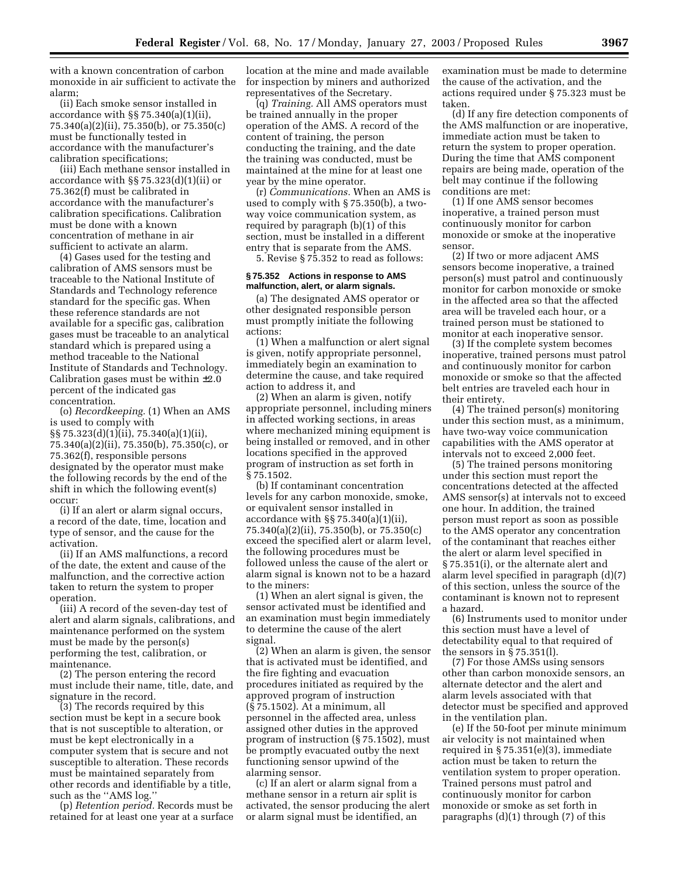with a known concentration of carbon monoxide in air sufficient to activate the alarm;

(ii) Each smoke sensor installed in accordance with §§ 75.340(a)(1)(ii), 75.340(a)(2)(ii), 75.350(b), or 75.350(c) must be functionally tested in accordance with the manufacturer's calibration specifications;

(iii) Each methane sensor installed in accordance with §§ 75.323(d)(1)(ii) or 75.362(f) must be calibrated in accordance with the manufacturer's calibration specifications. Calibration must be done with a known concentration of methane in air sufficient to activate an alarm.

(4) Gases used for the testing and calibration of AMS sensors must be traceable to the National Institute of Standards and Technology reference standard for the specific gas. When these reference standards are not available for a specific gas, calibration gases must be traceable to an analytical standard which is prepared using a method traceable to the National Institute of Standards and Technology. Calibration gases must be within ±2.0 percent of the indicated gas concentration.

(o) *Recordkeeping.* (1) When an AMS is used to comply with §§ 75.323(d)(1)(ii), 75.340(a)(1)(ii), 75.340(a)(2)(ii), 75.350(b), 75.350(c), or 75.362(f), responsible persons designated by the operator must make the following records by the end of the shift in which the following event(s) occur:

(i) If an alert or alarm signal occurs, a record of the date, time, location and type of sensor, and the cause for the activation.

(ii) If an AMS malfunctions, a record of the date, the extent and cause of the malfunction, and the corrective action taken to return the system to proper operation.

(iii) A record of the seven-day test of alert and alarm signals, calibrations, and maintenance performed on the system must be made by the person(s) performing the test, calibration, or maintenance.

(2) The person entering the record must include their name, title, date, and signature in the record.

(3) The records required by this section must be kept in a secure book that is not susceptible to alteration, or must be kept electronically in a computer system that is secure and not susceptible to alteration. These records must be maintained separately from other records and identifiable by a title, such as the ''AMS log.''

(p) *Retention period.* Records must be retained for at least one year at a surface location at the mine and made available for inspection by miners and authorized representatives of the Secretary.

(q) *Training.* All AMS operators must be trained annually in the proper operation of the AMS. A record of the content of training, the person conducting the training, and the date the training was conducted, must be maintained at the mine for at least one year by the mine operator.

(r) *Communications.* When an AMS is used to comply with § 75.350(b), a two-way voice communication system, as required by paragraph (b)(1) of this section, must be installed in a different entry that is separate from the AMS.

5. Revise § 75.352 to read as follows:

#### § 75.352 Actions in response to AMS malfunction, alert, or alarm signals.

(a) The designated AMS operator or other designated responsible person must promptly initiate the following actions:

(1) When a malfunction or alert signal is given, notify appropriate personnel, immediately begin an examination to determine the cause, and take required action to address it, and

(2) When an alarm is given, notify appropriate personnel, including miners in affected working sections, in areas where mechanized mining equipment is being installed or removed, and in other locations specified in the approved program of instruction as set forth in § 75.1502.

(b) If contaminant concentration levels for any carbon monoxide, smoke, or equivalent sensor installed in accordance with §§ 75.340(a)(1)(ii), 75.340(a)(2)(ii), 75.350(b), or 75.350(c) exceed the specified alert or alarm level, the following procedures must be followed unless the cause of the alert or alarm signal is known not to be a hazard to the miners:

(1) When an alert signal is given, the sensor activated must be identified and an examination must begin immediately to determine the cause of the alert signal.

(2) When an alarm is given, the sensor that is activated must be identified, and the fire fighting and evacuation procedures initiated as required by the approved program of instruction (§ 75.1502). At a minimum, all personnel in the affected area, unless assigned other duties in the approved program of instruction (§ 75.1502), must be promptly evacuated outby the next functioning sensor upwind of the alarming sensor.

(c) If an alert or alarm signal from a methane sensor in a return air split is activated, the sensor producing the alert or alarm signal must be identified, an examination must be made to determine the cause of the activation, and the actions required under § 75.323 must be taken.

(d) If any fire detection components of the AMS malfunction or are inoperative, immediate action must be taken to return the system to proper operation. During the time that AMS component repairs are being made, operation of the belt may continue if the following conditions are met:

(1) If one AMS sensor becomes inoperative, a trained person must continuously monitor for carbon monoxide or smoke at the inoperative sensor.

(2) If two or more adjacent AMS sensors become inoperative, a trained person(s) must patrol and continuously monitor for carbon monoxide or smoke in the affected area so that the affected area will be traveled each hour, or a trained person must be stationed to monitor at each inoperative sensor.

(3) If the complete system becomes inoperative, trained persons must patrol and continuously monitor for carbon monoxide or smoke so that the affected belt entries are traveled each hour in their entirety.

(4) The trained person(s) monitoring under this section must, as a minimum, have two-way voice communication capabilities with the AMS operator at intervals not to exceed 2,000 feet.

(5) The trained persons monitoring under this section must report the concentrations detected at the affected AMS sensor(s) at intervals not to exceed one hour. In addition, the trained person must report as soon as possible to the AMS operator any concentration of the contaminant that reaches either the alert or alarm level specified in § 75.351(i), or the alternate alert and alarm level specified in paragraph (d)(7) of this section, unless the source of the contaminant is known not to represent a hazard.

(6) Instruments used to monitor under this section must have a level of detectability equal to that required of the sensors in § 75.351(l).

(7) For those AMSs using sensors other than carbon monoxide sensors, an alternate detector and the alert and alarm levels associated with that detector must be specified and approved in the ventilation plan.

(e) If the 50-foot per minute minimum air velocity is not maintained when required in § 75.351(e)(3), immediate action must be taken to return the ventilation system to proper operation. Trained persons must patrol and continuously monitor for carbon monoxide or smoke as set forth in paragraphs (d)(1) through (7) of this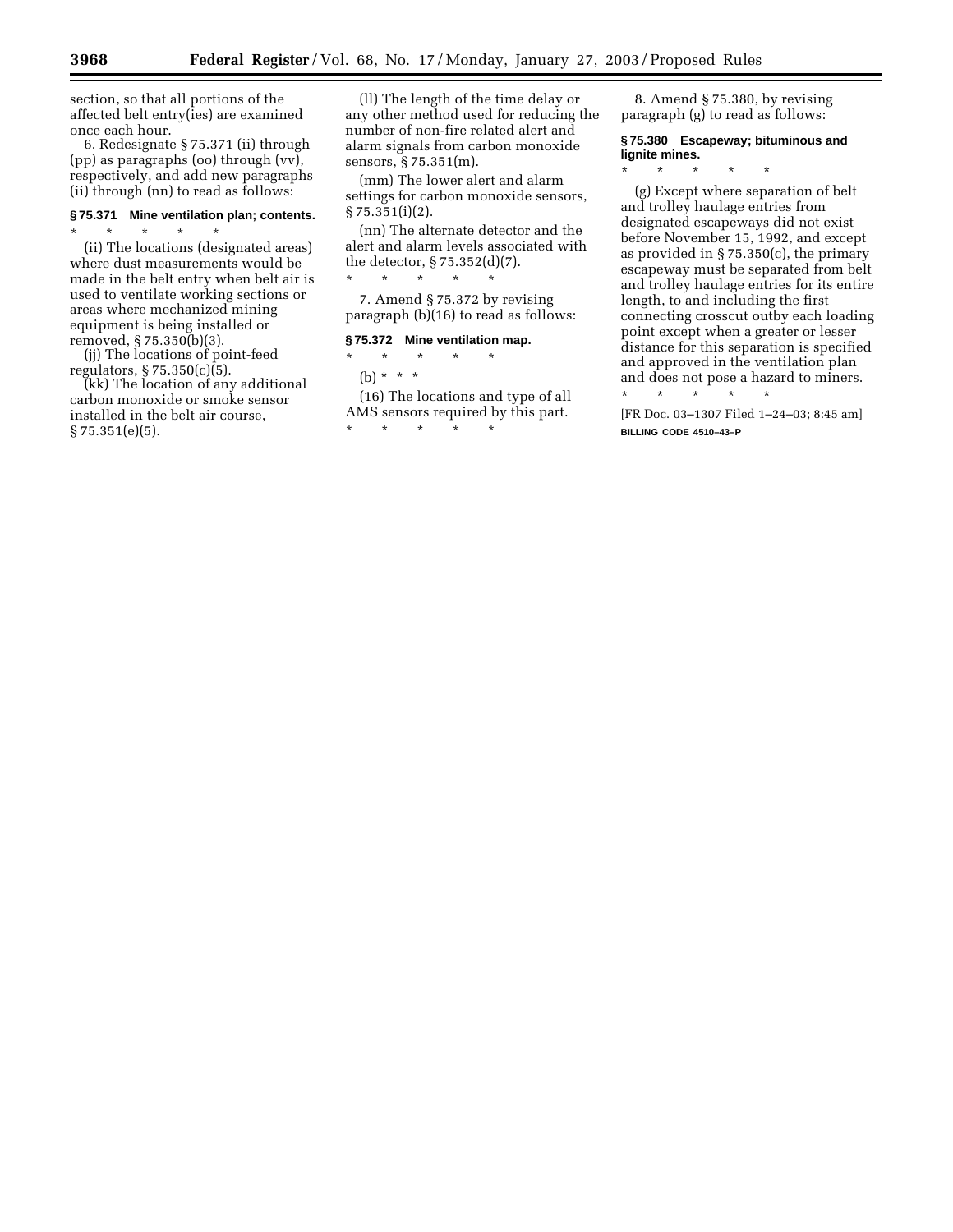section, so that all portions of the affected belt entry(ies) are examined once each hour.

6. Redesignate § 75.371 (ii) through (pp) as paragraphs (oo) through (vv), respectively, and add new paragraphs (ii) through (nn) to read as follows:

**§ 75.371 Mine ventilation plan; contents.**

* * * * *

(ii) The locations (designated areas) where dust measurements would be made in the belt entry when belt air is used to ventilate working sections or areas where mechanized mining equipment is being installed or removed, § 75.350(b)(3).

(jj) The locations of point-feed regulators, § 75.350(c)(5).

(kk) The location of any additional carbon monoxide or smoke sensor installed in the belt air course, § 75.351(e)(5).

(ll) The length of the time delay or any other method used for reducing the number of non-fire related alert and alarm signals from carbon monoxide sensors, § 75.351(m).

(mm) The lower alert and alarm settings for carbon monoxide sensors, § 75.351(i)(2).

(nn) The alternate detector and the alert and alarm levels associated with the detector, § 75.352(d)(7).

* * * * *

7. Amend § 75.372 by revising paragraph (b)(16) to read as follows:

**§ 75.372 Mine ventilation map.**

* * * * *

(b) * * *

(16) The locations and type of all AMS sensors required by this part.

* * * * *

8. Amend § 75.380, by revising paragraph (g) to read as follows:

**§ 75.380 Escapeway; bituminous and lignite mines.**

* * * * *

(g) Except where separation of belt and trolley haulage entries from designated escapeways did not exist before November 15, 1992, and except as provided in § 75.350(c), the primary escapeway must be separated from belt and trolley haulage entries for its entire length, to and including the first connecting crosscut outby each loading point except when a greater or lesser distance for this separation is specified and approved in the ventilation plan and does not pose a hazard to miners.

* * * * *

[FR Doc. 03–1307 Filed 1–24–03; 8:45 am]

**BILLING CODE 4510–43–P**